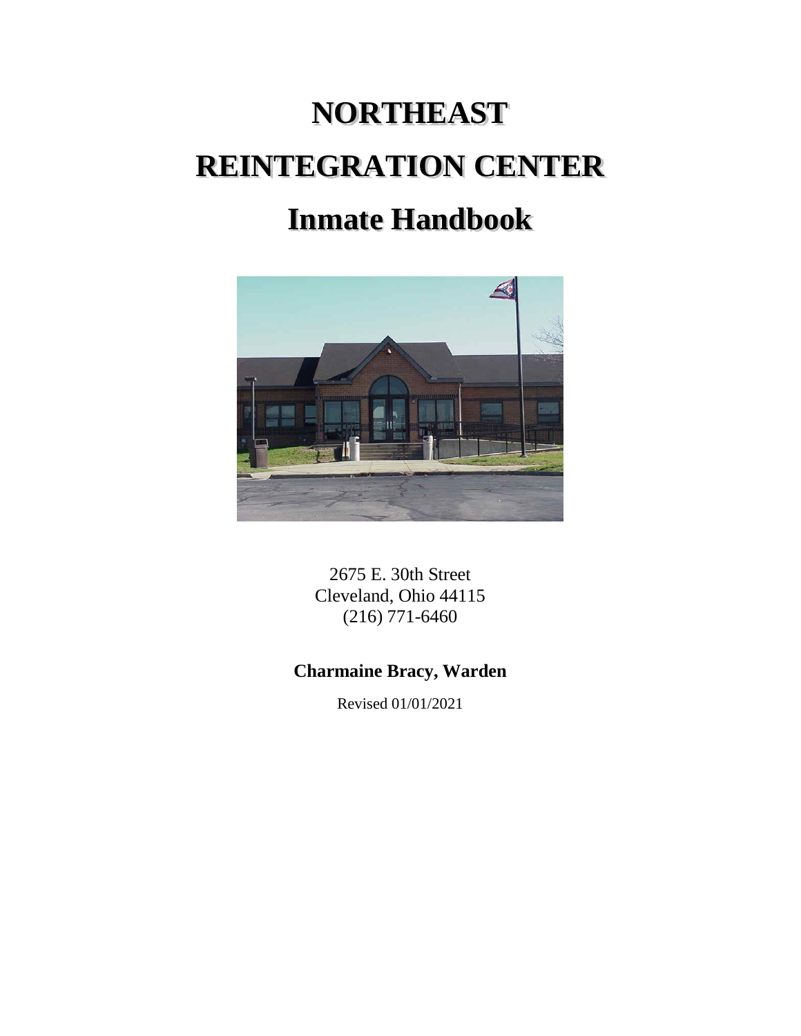# NORTHEAST

# REINTEGRATION CENTER

# Inmate Handbook

2675 E. 30th Street
Cleveland, Ohio 44115
(216) 771-6460

**Charmaine Bracy, Warden**

Revised 01/01/2021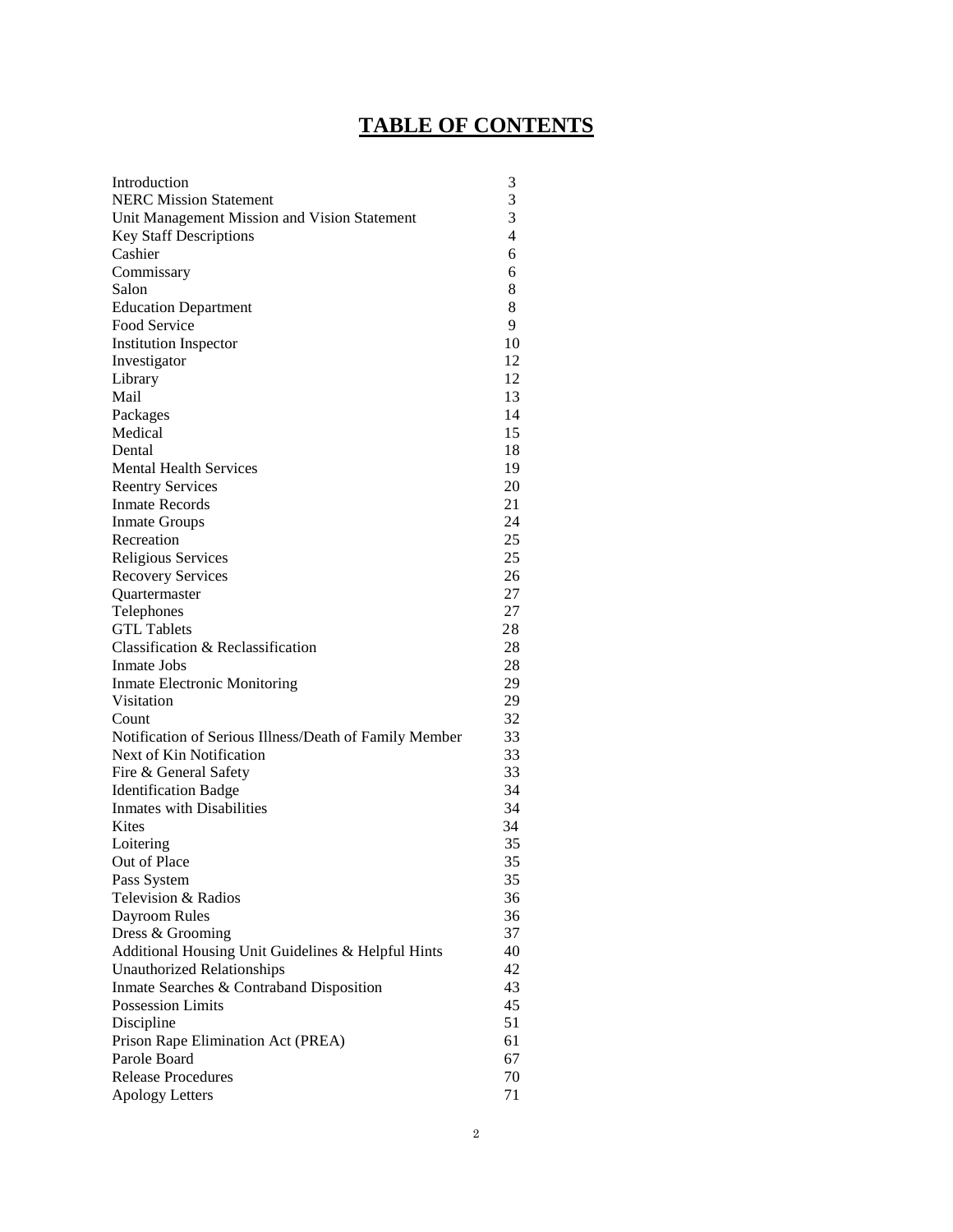# TABLE OF CONTENTS

| | |
|---|---|
| Introduction | 3 |
| NERC Mission Statement | 3 |
| Unit Management Mission and Vision Statement | 3 |
| Key Staff Descriptions | 4 |
| Cashier | 6 |
| Commissary | 6 |
| Salon | 8 |
| Education Department | 8 |
| Food Service | 9 |
| Institution Inspector | 10 |
| Investigator | 12 |
| Library | 12 |
| Mail | 13 |
| Packages | 14 |
| Medical | 15 |
| Dental | 18 |
| Mental Health Services | 19 |
| Reentry Services | 20 |
| Inmate Records | 21 |
| Inmate Groups | 24 |
| Recreation | 25 |
| Religious Services | 25 |
| Recovery Services | 26 |
| Quartermaster | 27 |
| Telephones | 27 |
| GTL Tablets | 28 |
| Classification & Reclassification | 28 |
| Inmate Jobs | 28 |
| Inmate Electronic Monitoring | 29 |
| Visitation | 29 |
| Count | 32 |
| Notification of Serious Illness/Death of Family Member | 33 |
| Next of Kin Notification | 33 |
| Fire & General Safety | 33 |
| Identification Badge | 34 |
| Inmates with Disabilities | 34 |
| Kites | 34 |
| Loitering | 35 |
| Out of Place | 35 |
| Pass System | 35 |
| Television & Radios | 36 |
| Dayroom Rules | 36 |
| Dress & Grooming | 37 |
| Additional Housing Unit Guidelines & Helpful Hints | 40 |
| Unauthorized Relationships | 42 |
| Inmate Searches & Contraband Disposition | 43 |
| Possession Limits | 45 |
| Discipline | 51 |
| Prison Rape Elimination Act (PREA) | 61 |
| Parole Board | 67 |
| Release Procedures | 70 |
| Apology Letters | 71 |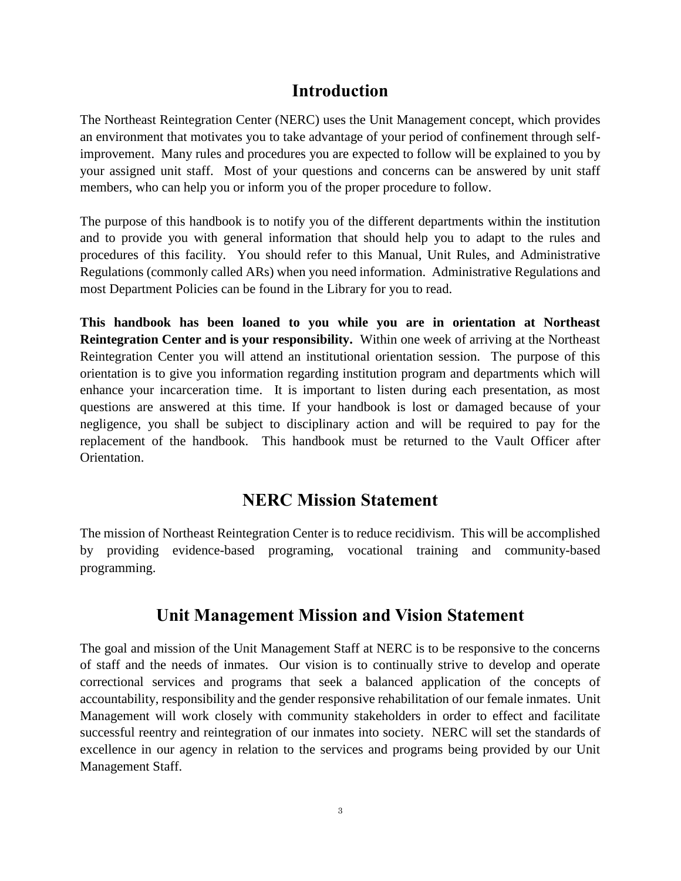# Introduction

The Northeast Reintegration Center (NERC) uses the Unit Management concept, which provides an environment that motivates you to take advantage of your period of confinement through self-improvement. Many rules and procedures you are expected to follow will be explained to you by your assigned unit staff. Most of your questions and concerns can be answered by unit staff members, who can help you or inform you of the proper procedure to follow.

The purpose of this handbook is to notify you of the different departments within the institution and to provide you with general information that should help you to adapt to the rules and procedures of this facility. You should refer to this Manual, Unit Rules, and Administrative Regulations (commonly called ARs) when you need information. Administrative Regulations and most Department Policies can be found in the Library for you to read.

**This handbook has been loaned to you while you are in orientation at Northeast Reintegration Center and is your responsibility.** Within one week of arriving at the Northeast Reintegration Center you will attend an institutional orientation session. The purpose of this orientation is to give you information regarding institution program and departments which will enhance your incarceration time. It is important to listen during each presentation, as most questions are answered at this time. If your handbook is lost or damaged because of your negligence, you shall be subject to disciplinary action and will be required to pay for the replacement of the handbook. This handbook must be returned to the Vault Officer after Orientation.

# NERC Mission Statement

The mission of Northeast Reintegration Center is to reduce recidivism. This will be accomplished by providing evidence-based programing, vocational training and community-based programming.

# Unit Management Mission and Vision Statement

The goal and mission of the Unit Management Staff at NERC is to be responsive to the concerns of staff and the needs of inmates. Our vision is to continually strive to develop and operate correctional services and programs that seek a balanced application of the concepts of accountability, responsibility and the gender responsive rehabilitation of our female inmates. Unit Management will work closely with community stakeholders in order to effect and facilitate successful reentry and reintegration of our inmates into society. NERC will set the standards of excellence in our agency in relation to the services and programs being provided by our Unit Management Staff.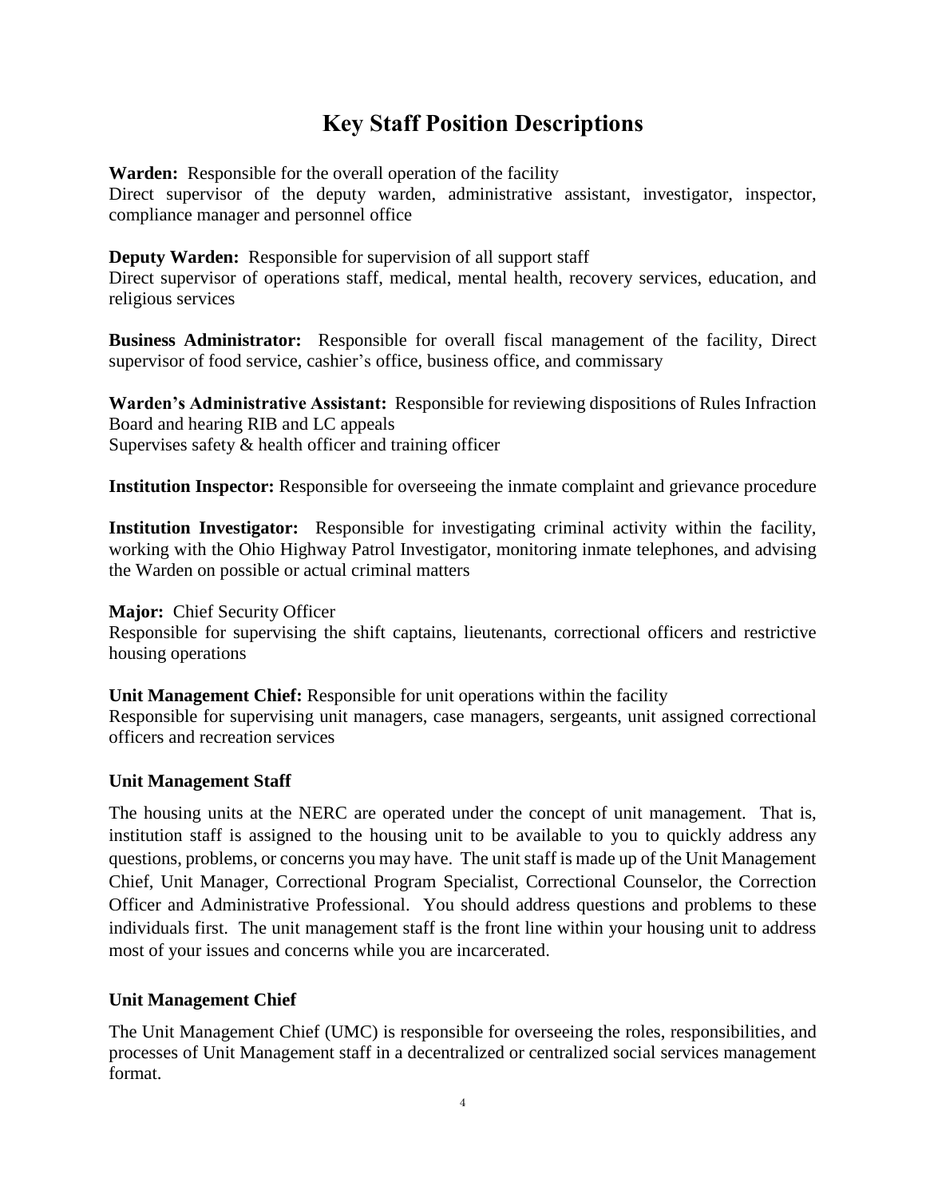# Key Staff Position Descriptions

**Warden:** Responsible for the overall operation of the facility
Direct supervisor of the deputy warden, administrative assistant, investigator, inspector, compliance manager and personnel office

**Deputy Warden:** Responsible for supervision of all support staff
Direct supervisor of operations staff, medical, mental health, recovery services, education, and religious services

**Business Administrator:** Responsible for overall fiscal management of the facility, Direct supervisor of food service, cashier's office, business office, and commissary

**Warden's Administrative Assistant:** Responsible for reviewing dispositions of Rules Infraction Board and hearing RIB and LC appeals
Supervises safety & health officer and training officer

**Institution Inspector:** Responsible for overseeing the inmate complaint and grievance procedure

**Institution Investigator:** Responsible for investigating criminal activity within the facility, working with the Ohio Highway Patrol Investigator, monitoring inmate telephones, and advising the Warden on possible or actual criminal matters

**Major:** Chief Security Officer
Responsible for supervising the shift captains, lieutenants, correctional officers and restrictive housing operations

**Unit Management Chief:** Responsible for unit operations within the facility
Responsible for supervising unit managers, case managers, sergeants, unit assigned correctional officers and recreation services

### Unit Management Staff

The housing units at the NERC are operated under the concept of unit management. That is, institution staff is assigned to the housing unit to be available to you to quickly address any questions, problems, or concerns you may have. The unit staff is made up of the Unit Management Chief, Unit Manager, Correctional Program Specialist, Correctional Counselor, the Correction Officer and Administrative Professional. You should address questions and problems to these individuals first. The unit management staff is the front line within your housing unit to address most of your issues and concerns while you are incarcerated.

### Unit Management Chief

The Unit Management Chief (UMC) is responsible for overseeing the roles, responsibilities, and processes of Unit Management staff in a decentralized or centralized social services management format.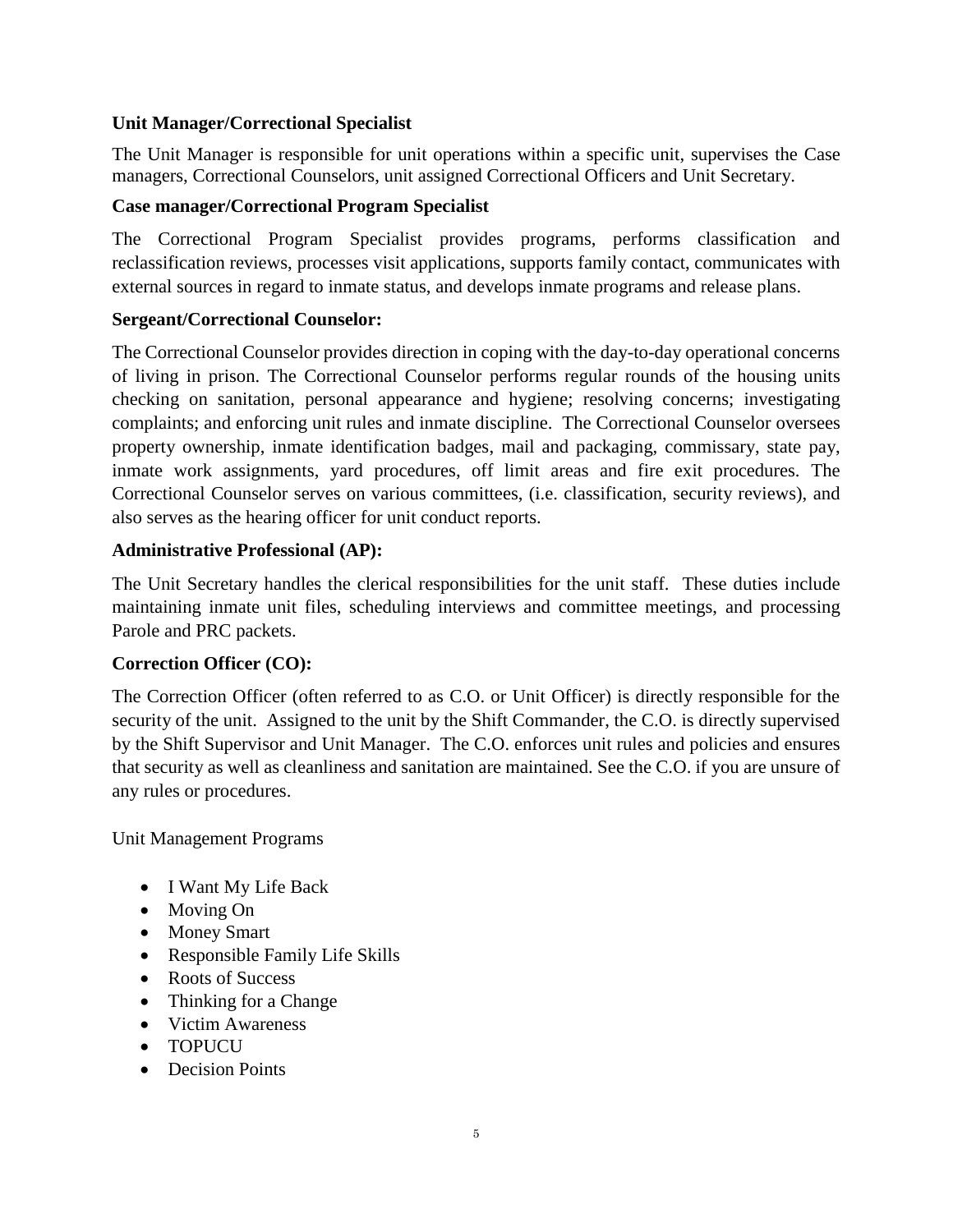**Unit Manager/Correctional Specialist**

The Unit Manager is responsible for unit operations within a specific unit, supervises the Case managers, Correctional Counselors, unit assigned Correctional Officers and Unit Secretary.

**Case manager/Correctional Program Specialist**

The Correctional Program Specialist provides programs, performs classification and reclassification reviews, processes visit applications, supports family contact, communicates with external sources in regard to inmate status, and develops inmate programs and release plans.

**Sergeant/Correctional Counselor:**

The Correctional Counselor provides direction in coping with the day-to-day operational concerns of living in prison. The Correctional Counselor performs regular rounds of the housing units checking on sanitation, personal appearance and hygiene; resolving concerns; investigating complaints; and enforcing unit rules and inmate discipline. The Correctional Counselor oversees property ownership, inmate identification badges, mail and packaging, commissary, state pay, inmate work assignments, yard procedures, off limit areas and fire exit procedures. The Correctional Counselor serves on various committees, (i.e. classification, security reviews), and also serves as the hearing officer for unit conduct reports.

**Administrative Professional (AP):**

The Unit Secretary handles the clerical responsibilities for the unit staff. These duties include maintaining inmate unit files, scheduling interviews and committee meetings, and processing Parole and PRC packets.

**Correction Officer (CO):**

The Correction Officer (often referred to as C.O. or Unit Officer) is directly responsible for the security of the unit. Assigned to the unit by the Shift Commander, the C.O. is directly supervised by the Shift Supervisor and Unit Manager. The C.O. enforces unit rules and policies and ensures that security as well as cleanliness and sanitation are maintained. See the C.O. if you are unsure of any rules or procedures.

Unit Management Programs

- I Want My Life Back
- Moving On
- Money Smart
- Responsible Family Life Skills
- Roots of Success
- Thinking for a Change
- Victim Awareness
- TOPUCU
- Decision Points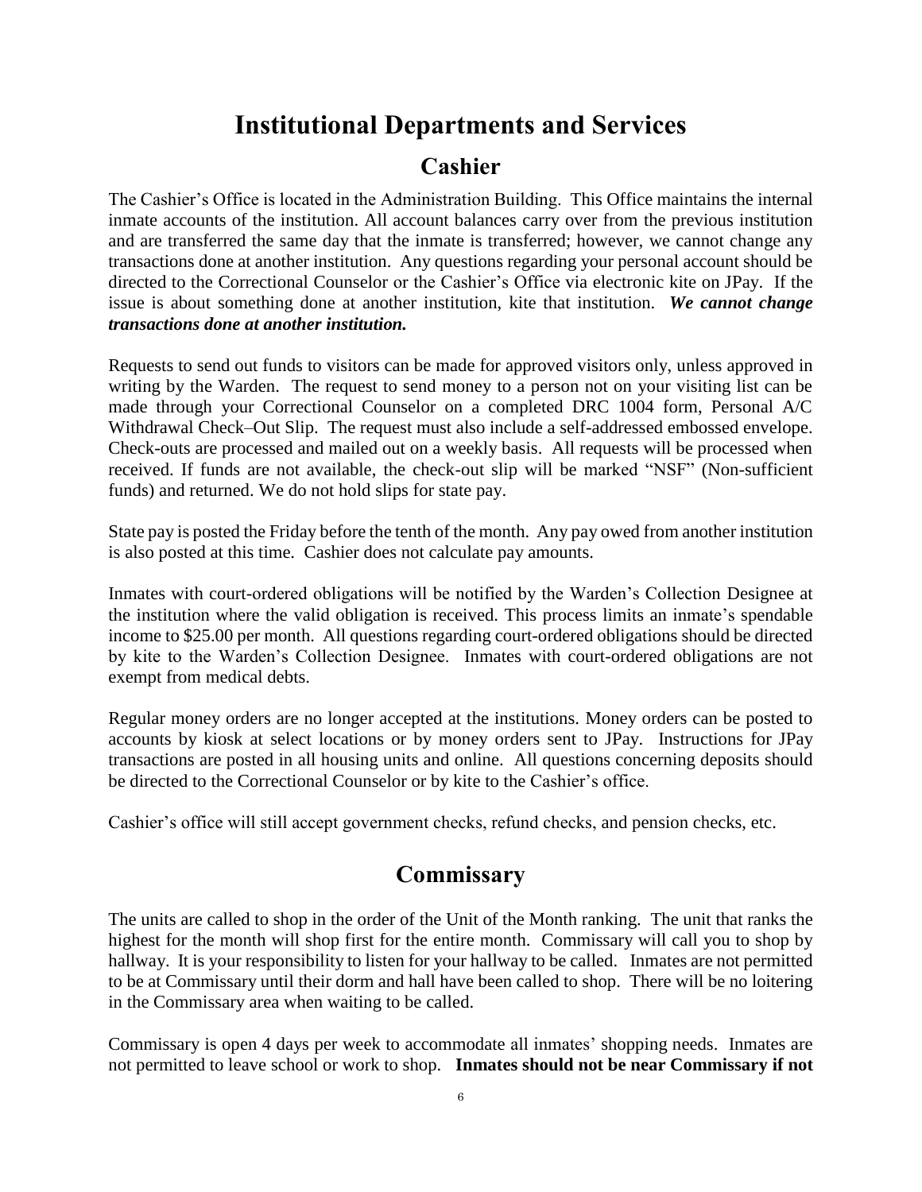# Institutional Departments and Services

## Cashier

The Cashier's Office is located in the Administration Building. This Office maintains the internal inmate accounts of the institution. All account balances carry over from the previous institution and are transferred the same day that the inmate is transferred; however, we cannot change any transactions done at another institution. Any questions regarding your personal account should be directed to the Correctional Counselor or the Cashier's Office via electronic kite on JPay. If the issue is about something done at another institution, kite that institution. ***We cannot change transactions done at another institution.***

Requests to send out funds to visitors can be made for approved visitors only, unless approved in writing by the Warden. The request to send money to a person not on your visiting list can be made through your Correctional Counselor on a completed DRC 1004 form, Personal A/C Withdrawal Check–Out Slip. The request must also include a self-addressed embossed envelope. Check-outs are processed and mailed out on a weekly basis. All requests will be processed when received. If funds are not available, the check-out slip will be marked "NSF" (Non-sufficient funds) and returned. We do not hold slips for state pay.

State pay is posted the Friday before the tenth of the month. Any pay owed from another institution is also posted at this time. Cashier does not calculate pay amounts.

Inmates with court-ordered obligations will be notified by the Warden's Collection Designee at the institution where the valid obligation is received. This process limits an inmate's spendable income to $25.00 per month. All questions regarding court-ordered obligations should be directed by kite to the Warden's Collection Designee. Inmates with court-ordered obligations are not exempt from medical debts.

Regular money orders are no longer accepted at the institutions. Money orders can be posted to accounts by kiosk at select locations or by money orders sent to JPay. Instructions for JPay transactions are posted in all housing units and online. All questions concerning deposits should be directed to the Correctional Counselor or by kite to the Cashier's office.

Cashier's office will still accept government checks, refund checks, and pension checks, etc.

## Commissary

The units are called to shop in the order of the Unit of the Month ranking. The unit that ranks the highest for the month will shop first for the entire month. Commissary will call you to shop by hallway. It is your responsibility to listen for your hallway to be called. Inmates are not permitted to be at Commissary until their dorm and hall have been called to shop. There will be no loitering in the Commissary area when waiting to be called.

Commissary is open 4 days per week to accommodate all inmates' shopping needs. Inmates are not permitted to leave school or work to shop. **Inmates should not be near Commissary if not**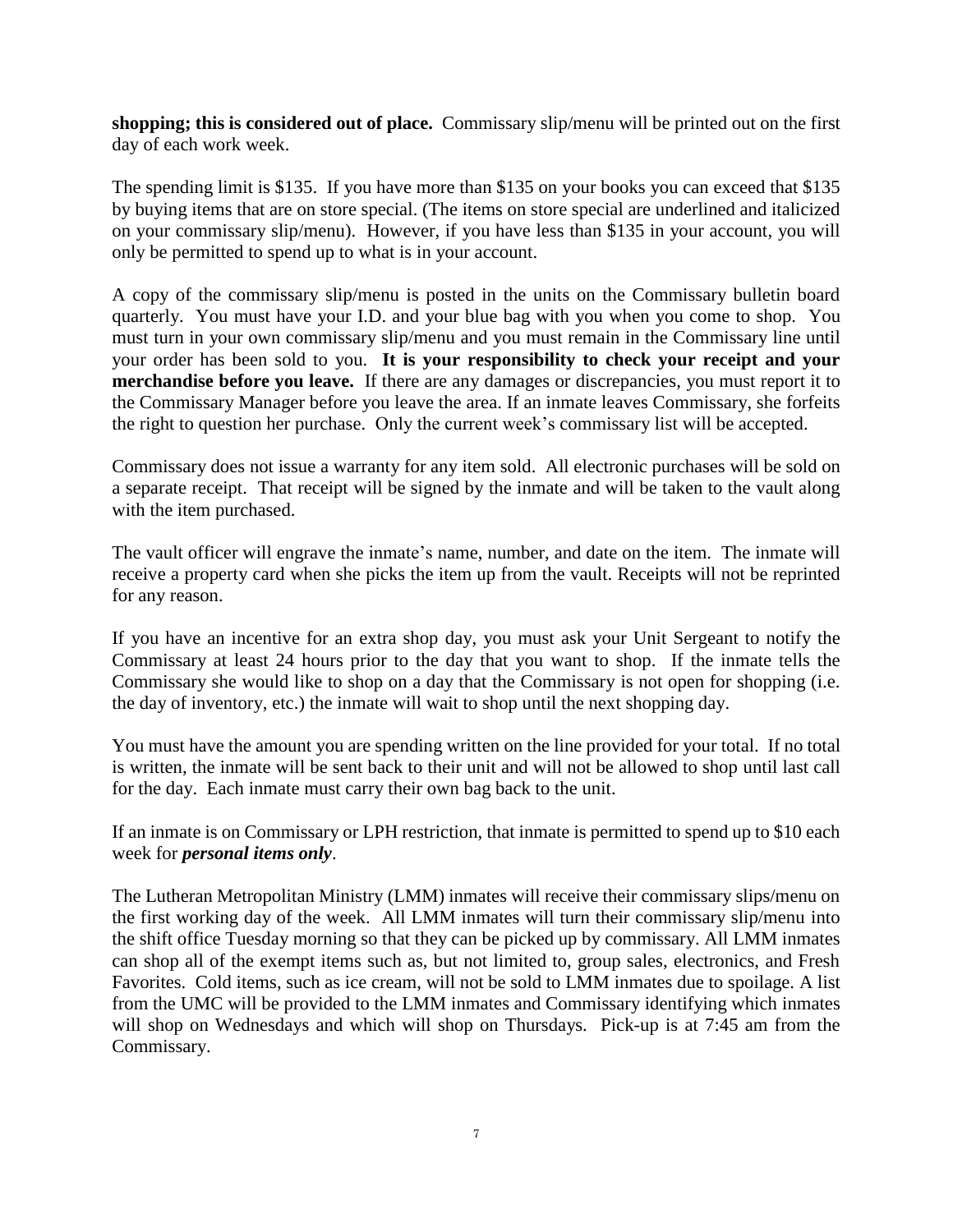**shopping; this is considered out of place.** Commissary slip/menu will be printed out on the first day of each work week.

The spending limit is $135. If you have more than $135 on your books you can exceed that $135 by buying items that are on store special. (The items on store special are underlined and italicized on your commissary slip/menu). However, if you have less than $135 in your account, you will only be permitted to spend up to what is in your account.

A copy of the commissary slip/menu is posted in the units on the Commissary bulletin board quarterly. You must have your I.D. and your blue bag with you when you come to shop. You must turn in your own commissary slip/menu and you must remain in the Commissary line until your order has been sold to you. **It is your responsibility to check your receipt and your merchandise before you leave.** If there are any damages or discrepancies, you must report it to the Commissary Manager before you leave the area. If an inmate leaves Commissary, she forfeits the right to question her purchase. Only the current week's commissary list will be accepted.

Commissary does not issue a warranty for any item sold. All electronic purchases will be sold on a separate receipt. That receipt will be signed by the inmate and will be taken to the vault along with the item purchased.

The vault officer will engrave the inmate's name, number, and date on the item. The inmate will receive a property card when she picks the item up from the vault. Receipts will not be reprinted for any reason.

If you have an incentive for an extra shop day, you must ask your Unit Sergeant to notify the Commissary at least 24 hours prior to the day that you want to shop. If the inmate tells the Commissary she would like to shop on a day that the Commissary is not open for shopping (i.e. the day of inventory, etc.) the inmate will wait to shop until the next shopping day.

You must have the amount you are spending written on the line provided for your total. If no total is written, the inmate will be sent back to their unit and will not be allowed to shop until last call for the day. Each inmate must carry their own bag back to the unit.

If an inmate is on Commissary or LPH restriction, that inmate is permitted to spend up to $10 each week for ***personal items only***.

The Lutheran Metropolitan Ministry (LMM) inmates will receive their commissary slips/menu on the first working day of the week. All LMM inmates will turn their commissary slip/menu into the shift office Tuesday morning so that they can be picked up by commissary. All LMM inmates can shop all of the exempt items such as, but not limited to, group sales, electronics, and Fresh Favorites. Cold items, such as ice cream, will not be sold to LMM inmates due to spoilage. A list from the UMC will be provided to the LMM inmates and Commissary identifying which inmates will shop on Wednesdays and which will shop on Thursdays. Pick-up is at 7:45 am from the Commissary.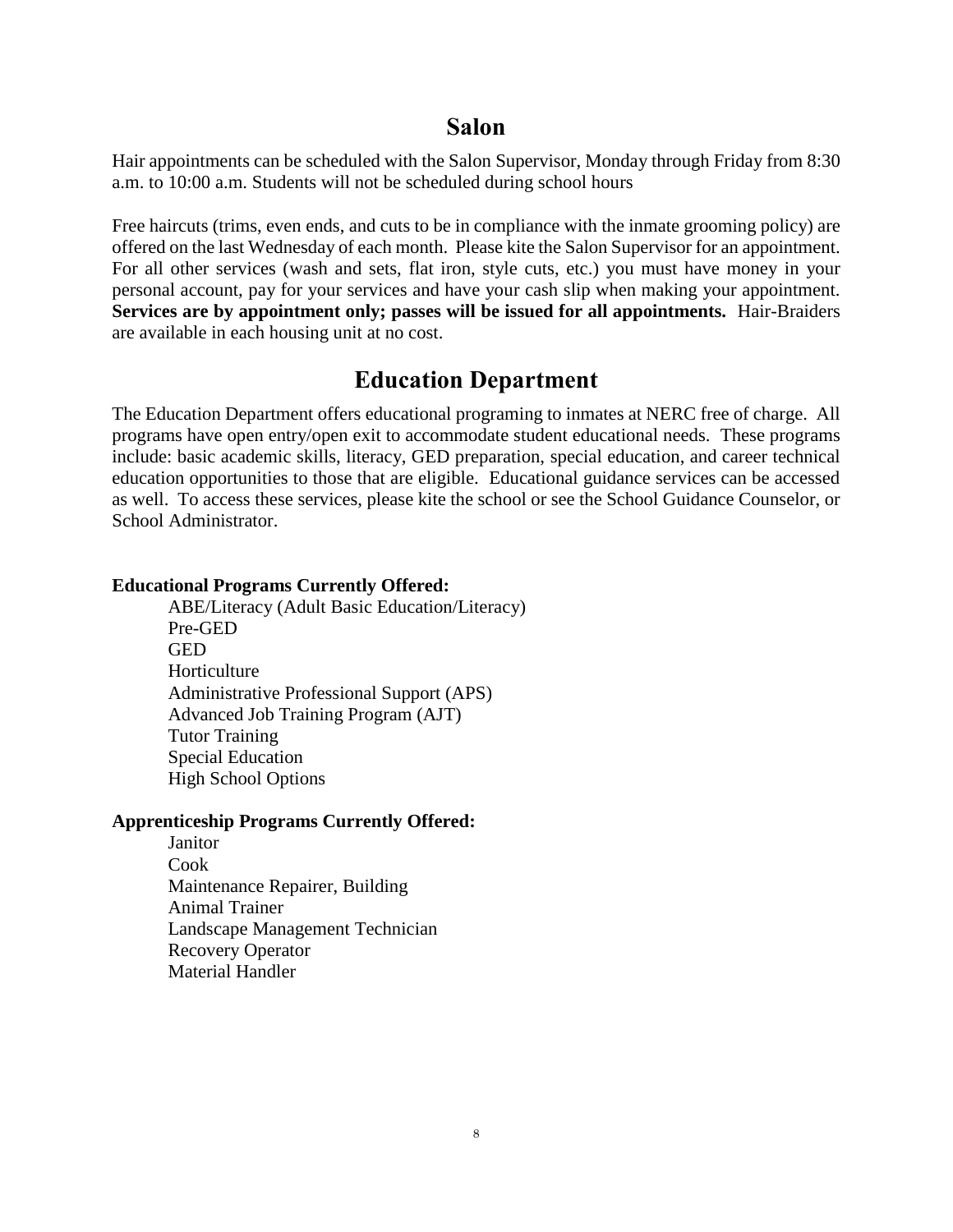## Salon

Hair appointments can be scheduled with the Salon Supervisor, Monday through Friday from 8:30 a.m. to 10:00 a.m. Students will not be scheduled during school hours

Free haircuts (trims, even ends, and cuts to be in compliance with the inmate grooming policy) are offered on the last Wednesday of each month. Please kite the Salon Supervisor for an appointment. For all other services (wash and sets, flat iron, style cuts, etc.) you must have money in your personal account, pay for your services and have your cash slip when making your appointment. **Services are by appointment only; passes will be issued for all appointments.** Hair-Braiders are available in each housing unit at no cost.

## Education Department

The Education Department offers educational programing to inmates at NERC free of charge. All programs have open entry/open exit to accommodate student educational needs. These programs include: basic academic skills, literacy, GED preparation, special education, and career technical education opportunities to those that are eligible. Educational guidance services can be accessed as well. To access these services, please kite the school or see the School Guidance Counselor, or School Administrator.

**Educational Programs Currently Offered:**

- ABE/Literacy (Adult Basic Education/Literacy)
- Pre-GED
- GED
- Horticulture
- Administrative Professional Support (APS)
- Advanced Job Training Program (AJT)
- Tutor Training
- Special Education
- High School Options

**Apprenticeship Programs Currently Offered:**

- Janitor
- Cook
- Maintenance Repairer, Building
- Animal Trainer
- Landscape Management Technician
- Recovery Operator
- Material Handler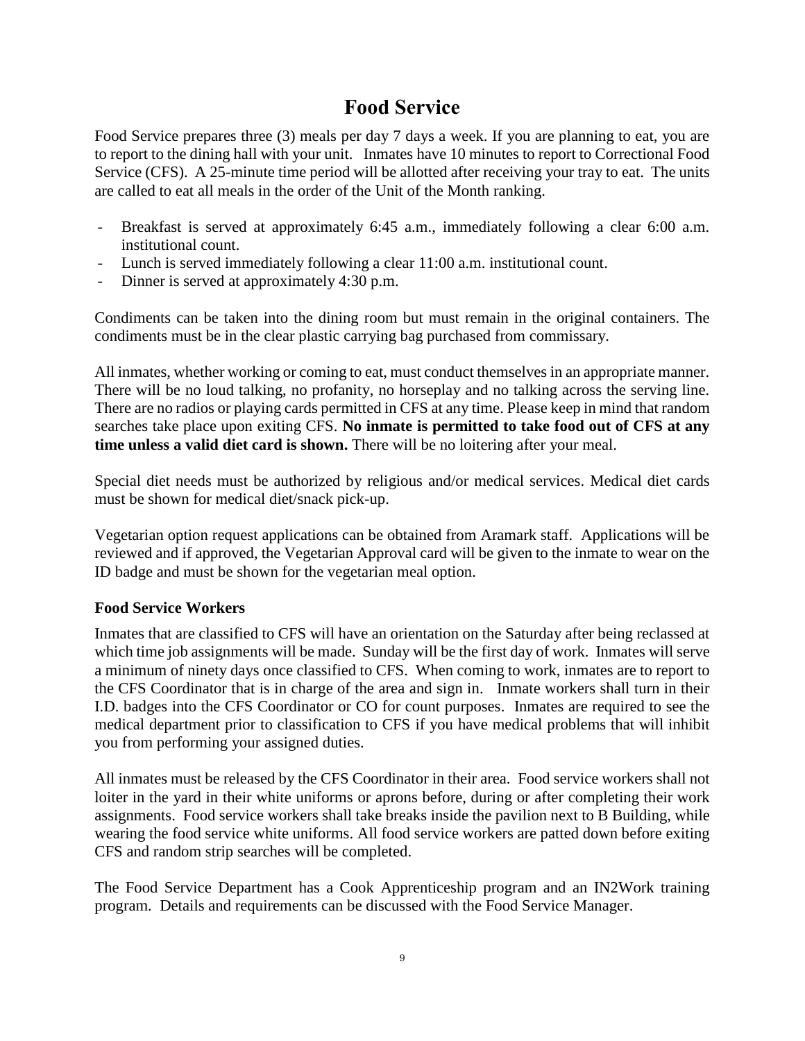# Food Service

Food Service prepares three (3) meals per day 7 days a week. If you are planning to eat, you are to report to the dining hall with your unit. Inmates have 10 minutes to report to Correctional Food Service (CFS). A 25-minute time period will be allotted after receiving your tray to eat. The units are called to eat all meals in the order of the Unit of the Month ranking.

- Breakfast is served at approximately 6:45 a.m., immediately following a clear 6:00 a.m. institutional count.
- Lunch is served immediately following a clear 11:00 a.m. institutional count.
- Dinner is served at approximately 4:30 p.m.

Condiments can be taken into the dining room but must remain in the original containers. The condiments must be in the clear plastic carrying bag purchased from commissary.

All inmates, whether working or coming to eat, must conduct themselves in an appropriate manner. There will be no loud talking, no profanity, no horseplay and no talking across the serving line. There are no radios or playing cards permitted in CFS at any time. Please keep in mind that random searches take place upon exiting CFS. **No inmate is permitted to take food out of CFS at any time unless a valid diet card is shown.** There will be no loitering after your meal.

Special diet needs must be authorized by religious and/or medical services. Medical diet cards must be shown for medical diet/snack pick-up.

Vegetarian option request applications can be obtained from Aramark staff. Applications will be reviewed and if approved, the Vegetarian Approval card will be given to the inmate to wear on the ID badge and must be shown for the vegetarian meal option.

### Food Service Workers

Inmates that are classified to CFS will have an orientation on the Saturday after being reclassed at which time job assignments will be made. Sunday will be the first day of work. Inmates will serve a minimum of ninety days once classified to CFS. When coming to work, inmates are to report to the CFS Coordinator that is in charge of the area and sign in. Inmate workers shall turn in their I.D. badges into the CFS Coordinator or CO for count purposes. Inmates are required to see the medical department prior to classification to CFS if you have medical problems that will inhibit you from performing your assigned duties.

All inmates must be released by the CFS Coordinator in their area. Food service workers shall not loiter in the yard in their white uniforms or aprons before, during or after completing their work assignments. Food service workers shall take breaks inside the pavilion next to B Building, while wearing the food service white uniforms. All food service workers are patted down before exiting CFS and random strip searches will be completed.

The Food Service Department has a Cook Apprenticeship program and an IN2Work training program. Details and requirements can be discussed with the Food Service Manager.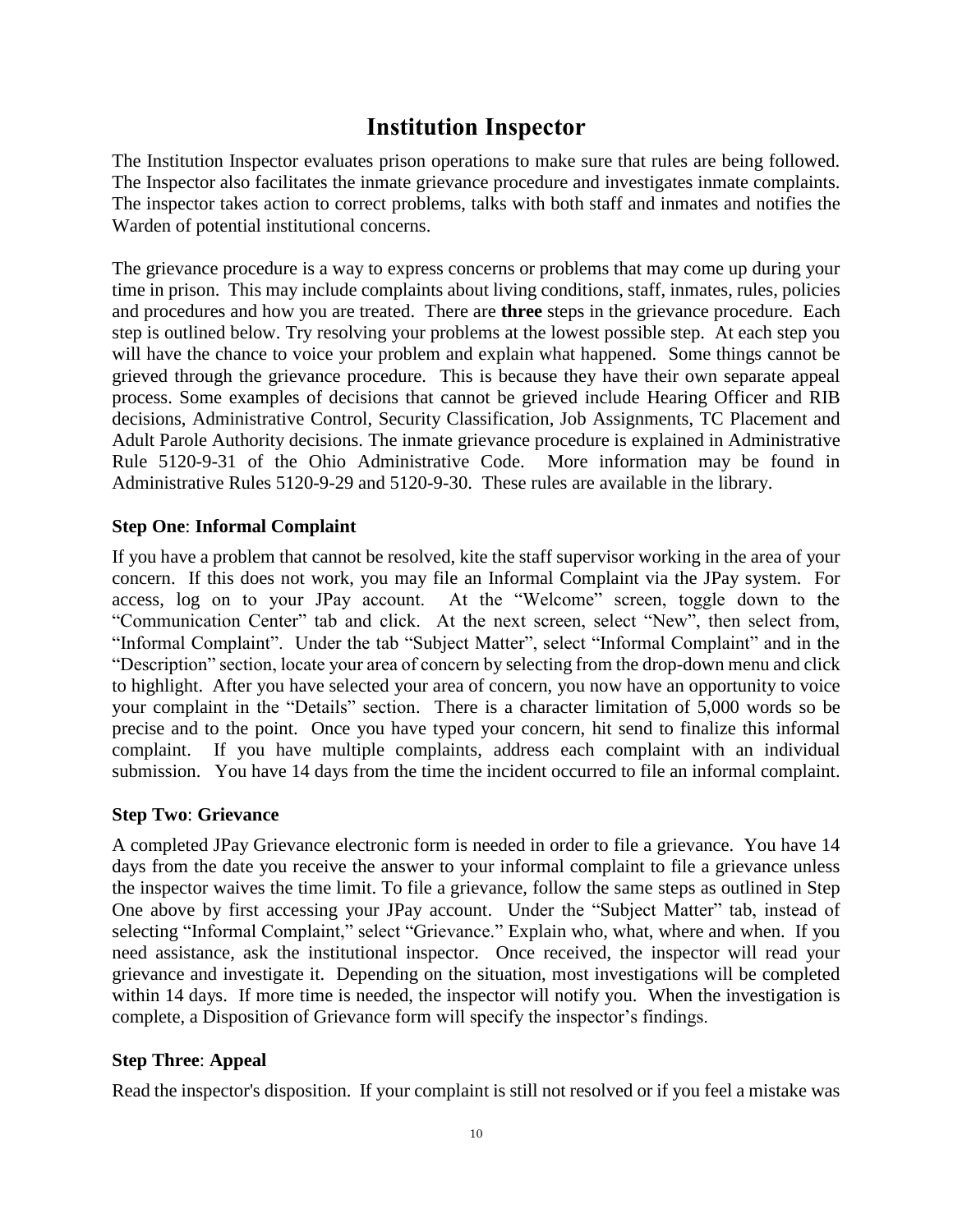# Institution Inspector

The Institution Inspector evaluates prison operations to make sure that rules are being followed. The Inspector also facilitates the inmate grievance procedure and investigates inmate complaints. The inspector takes action to correct problems, talks with both staff and inmates and notifies the Warden of potential institutional concerns.

The grievance procedure is a way to express concerns or problems that may come up during your time in prison. This may include complaints about living conditions, staff, inmates, rules, policies and procedures and how you are treated. There are **three** steps in the grievance procedure. Each step is outlined below. Try resolving your problems at the lowest possible step. At each step you will have the chance to voice your problem and explain what happened. Some things cannot be grieved through the grievance procedure. This is because they have their own separate appeal process. Some examples of decisions that cannot be grieved include Hearing Officer and RIB decisions, Administrative Control, Security Classification, Job Assignments, TC Placement and Adult Parole Authority decisions. The inmate grievance procedure is explained in Administrative Rule 5120-9-31 of the Ohio Administrative Code. More information may be found in Administrative Rules 5120-9-29 and 5120-9-30. These rules are available in the library.

**Step One**: **Informal Complaint**

If you have a problem that cannot be resolved, kite the staff supervisor working in the area of your concern. If this does not work, you may file an Informal Complaint via the JPay system. For access, log on to your JPay account. At the "Welcome" screen, toggle down to the "Communication Center" tab and click. At the next screen, select "New", then select from, "Informal Complaint". Under the tab "Subject Matter", select "Informal Complaint" and in the "Description" section, locate your area of concern by selecting from the drop-down menu and click to highlight. After you have selected your area of concern, you now have an opportunity to voice your complaint in the "Details" section. There is a character limitation of 5,000 words so be precise and to the point. Once you have typed your concern, hit send to finalize this informal complaint. If you have multiple complaints, address each complaint with an individual submission. You have 14 days from the time the incident occurred to file an informal complaint.

**Step Two**: **Grievance**

A completed JPay Grievance electronic form is needed in order to file a grievance. You have 14 days from the date you receive the answer to your informal complaint to file a grievance unless the inspector waives the time limit. To file a grievance, follow the same steps as outlined in Step One above by first accessing your JPay account. Under the "Subject Matter" tab, instead of selecting "Informal Complaint," select "Grievance." Explain who, what, where and when. If you need assistance, ask the institutional inspector. Once received, the inspector will read your grievance and investigate it. Depending on the situation, most investigations will be completed within 14 days. If more time is needed, the inspector will notify you. When the investigation is complete, a Disposition of Grievance form will specify the inspector's findings.

**Step Three**: **Appeal**

Read the inspector's disposition. If your complaint is still not resolved or if you feel a mistake was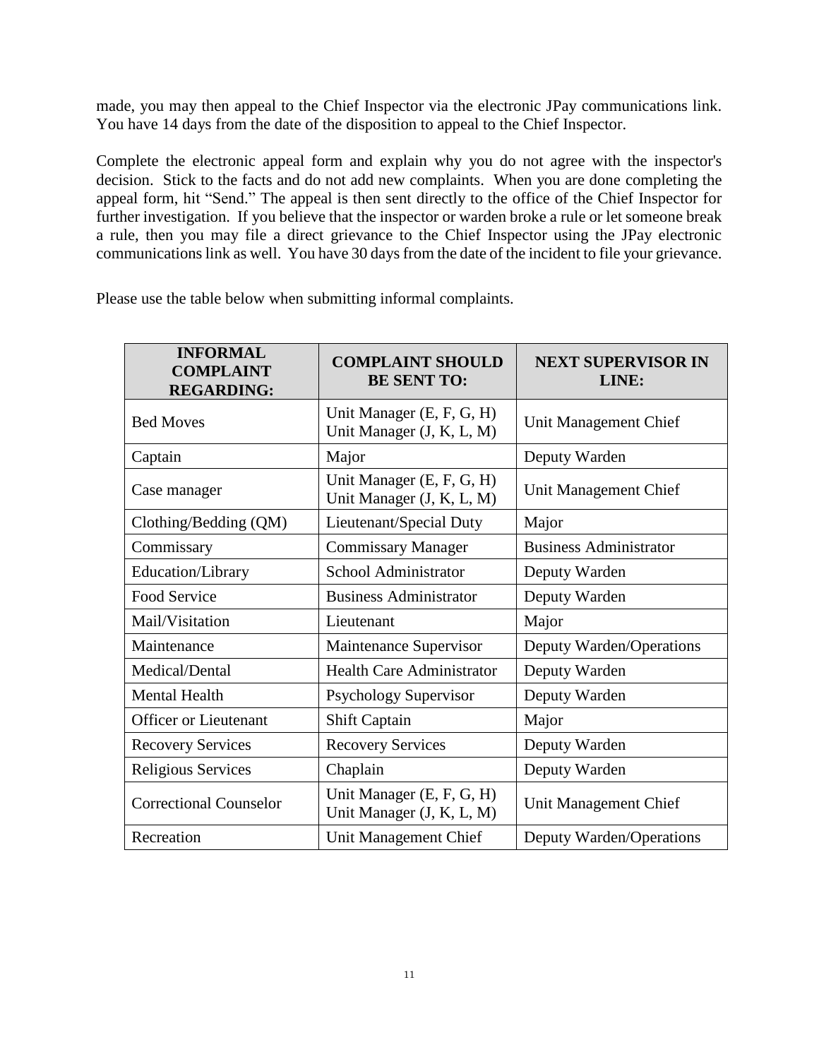made, you may then appeal to the Chief Inspector via the electronic JPay communications link. You have 14 days from the date of the disposition to appeal to the Chief Inspector.

Complete the electronic appeal form and explain why you do not agree with the inspector's decision. Stick to the facts and do not add new complaints. When you are done completing the appeal form, hit "Send." The appeal is then sent directly to the office of the Chief Inspector for further investigation. If you believe that the inspector or warden broke a rule or let someone break a rule, then you may file a direct grievance to the Chief Inspector using the JPay electronic communications link as well. You have 30 days from the date of the incident to file your grievance.

Please use the table below when submitting informal complaints.

| INFORMAL COMPLAINT REGARDING: | COMPLAINT SHOULD BE SENT TO: | NEXT SUPERVISOR IN LINE: |
|---|---|---|
| Bed Moves | Unit Manager (E, F, G, H)<br>Unit Manager (J, K, L, M) | Unit Management Chief |
| Captain | Major | Deputy Warden |
| Case manager | Unit Manager (E, F, G, H)<br>Unit Manager (J, K, L, M) | Unit Management Chief |
| Clothing/Bedding (QM) | Lieutenant/Special Duty | Major |
| Commissary | Commissary Manager | Business Administrator |
| Education/Library | School Administrator | Deputy Warden |
| Food Service | Business Administrator | Deputy Warden |
| Mail/Visitation | Lieutenant | Major |
| Maintenance | Maintenance Supervisor | Deputy Warden/Operations |
| Medical/Dental | Health Care Administrator | Deputy Warden |
| Mental Health | Psychology Supervisor | Deputy Warden |
| Officer or Lieutenant | Shift Captain | Major |
| Recovery Services | Recovery Services | Deputy Warden |
| Religious Services | Chaplain | Deputy Warden |
| Correctional Counselor | Unit Manager (E, F, G, H)<br>Unit Manager (J, K, L, M) | Unit Management Chief |
| Recreation | Unit Management Chief | Deputy Warden/Operations |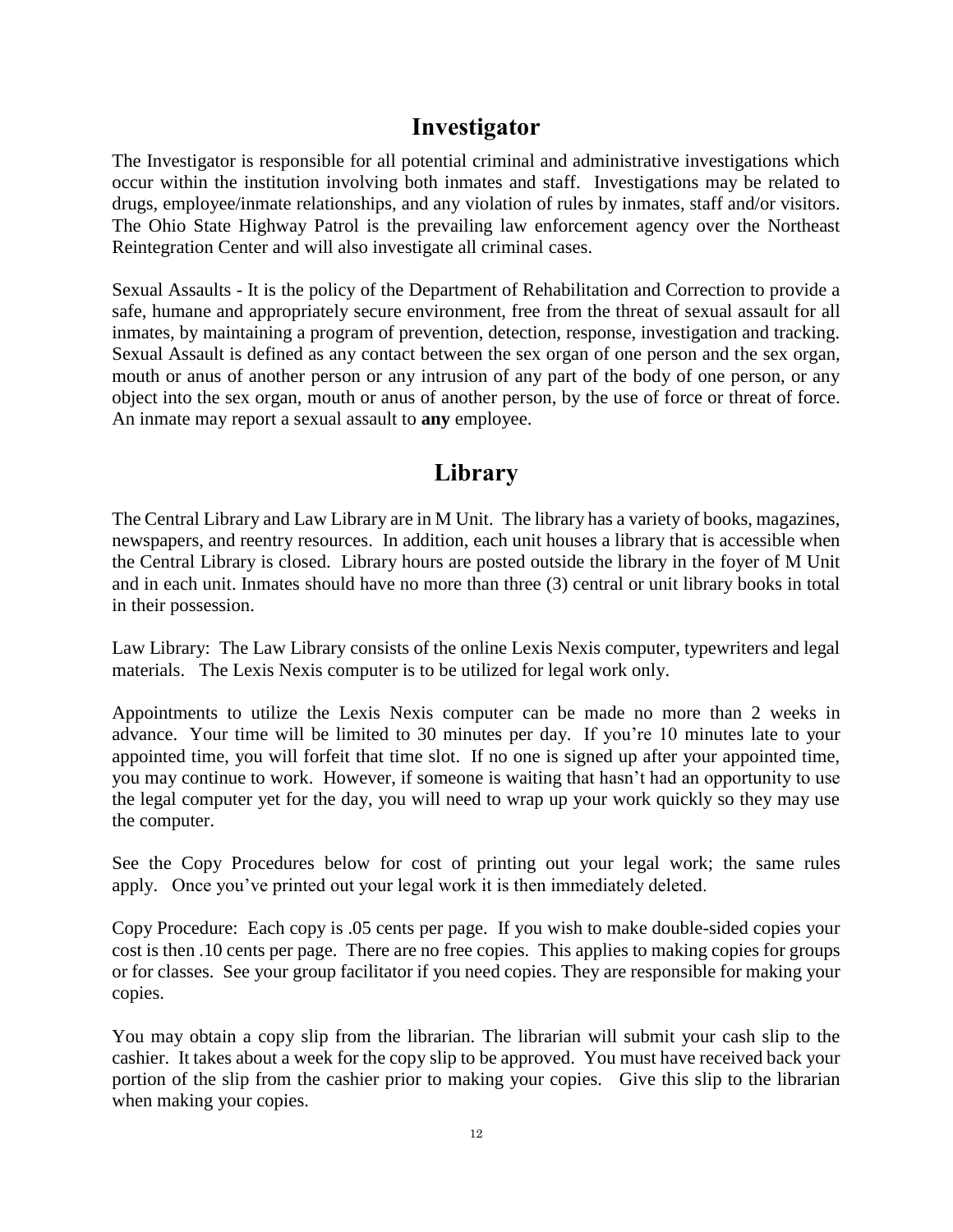## Investigator

The Investigator is responsible for all potential criminal and administrative investigations which occur within the institution involving both inmates and staff. Investigations may be related to drugs, employee/inmate relationships, and any violation of rules by inmates, staff and/or visitors. The Ohio State Highway Patrol is the prevailing law enforcement agency over the Northeast Reintegration Center and will also investigate all criminal cases.

Sexual Assaults - It is the policy of the Department of Rehabilitation and Correction to provide a safe, humane and appropriately secure environment, free from the threat of sexual assault for all inmates, by maintaining a program of prevention, detection, response, investigation and tracking. Sexual Assault is defined as any contact between the sex organ of one person and the sex organ, mouth or anus of another person or any intrusion of any part of the body of one person, or any object into the sex organ, mouth or anus of another person, by the use of force or threat of force. An inmate may report a sexual assault to **any** employee.

## Library

The Central Library and Law Library are in M Unit. The library has a variety of books, magazines, newspapers, and reentry resources. In addition, each unit houses a library that is accessible when the Central Library is closed. Library hours are posted outside the library in the foyer of M Unit and in each unit. Inmates should have no more than three (3) central or unit library books in total in their possession.

Law Library: The Law Library consists of the online Lexis Nexis computer, typewriters and legal materials. The Lexis Nexis computer is to be utilized for legal work only.

Appointments to utilize the Lexis Nexis computer can be made no more than 2 weeks in advance. Your time will be limited to 30 minutes per day. If you're 10 minutes late to your appointed time, you will forfeit that time slot. If no one is signed up after your appointed time, you may continue to work. However, if someone is waiting that hasn't had an opportunity to use the legal computer yet for the day, you will need to wrap up your work quickly so they may use the computer.

See the Copy Procedures below for cost of printing out your legal work; the same rules apply. Once you've printed out your legal work it is then immediately deleted.

Copy Procedure: Each copy is .05 cents per page. If you wish to make double-sided copies your cost is then .10 cents per page. There are no free copies. This applies to making copies for groups or for classes. See your group facilitator if you need copies. They are responsible for making your copies.

You may obtain a copy slip from the librarian. The librarian will submit your cash slip to the cashier. It takes about a week for the copy slip to be approved. You must have received back your portion of the slip from the cashier prior to making your copies. Give this slip to the librarian when making your copies.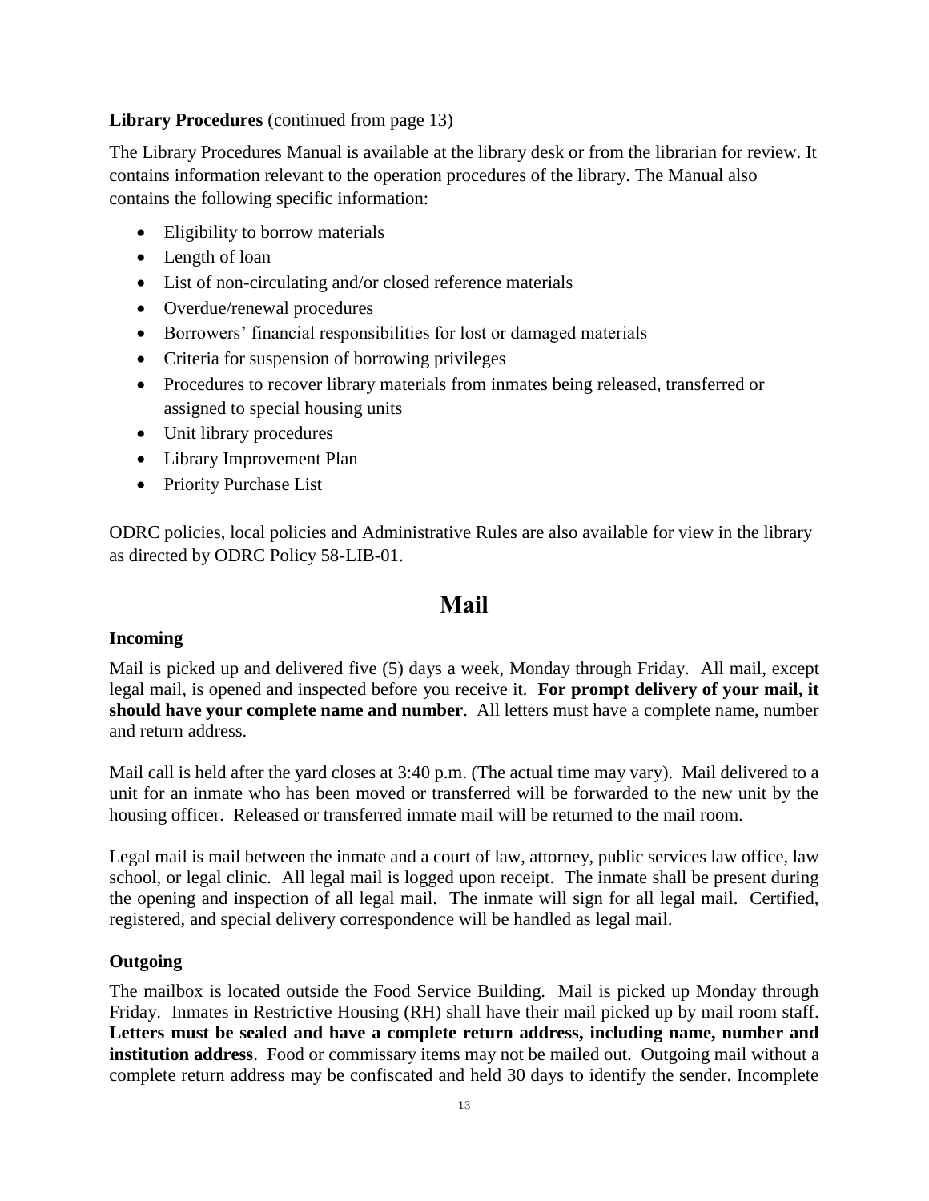**Library Procedures** (continued from page 13)

The Library Procedures Manual is available at the library desk or from the librarian for review. It contains information relevant to the operation procedures of the library. The Manual also contains the following specific information:

- Eligibility to borrow materials
- Length of loan
- List of non-circulating and/or closed reference materials
- Overdue/renewal procedures
- Borrowers' financial responsibilities for lost or damaged materials
- Criteria for suspension of borrowing privileges
- Procedures to recover library materials from inmates being released, transferred or assigned to special housing units
- Unit library procedures
- Library Improvement Plan
- Priority Purchase List

ODRC policies, local policies and Administrative Rules are also available for view in the library as directed by ODRC Policy 58-LIB-01.

# Mail

### Incoming

Mail is picked up and delivered five (5) days a week, Monday through Friday. All mail, except legal mail, is opened and inspected before you receive it. **For prompt delivery of your mail, it should have your complete name and number**. All letters must have a complete name, number and return address.

Mail call is held after the yard closes at 3:40 p.m. (The actual time may vary). Mail delivered to a unit for an inmate who has been moved or transferred will be forwarded to the new unit by the housing officer. Released or transferred inmate mail will be returned to the mail room.

Legal mail is mail between the inmate and a court of law, attorney, public services law office, law school, or legal clinic. All legal mail is logged upon receipt. The inmate shall be present during the opening and inspection of all legal mail. The inmate will sign for all legal mail. Certified, registered, and special delivery correspondence will be handled as legal mail.

### Outgoing

The mailbox is located outside the Food Service Building. Mail is picked up Monday through Friday. Inmates in Restrictive Housing (RH) shall have their mail picked up by mail room staff. **Letters must be sealed and have a complete return address, including name, number and institution address**. Food or commissary items may not be mailed out. Outgoing mail without a complete return address may be confiscated and held 30 days to identify the sender. Incomplete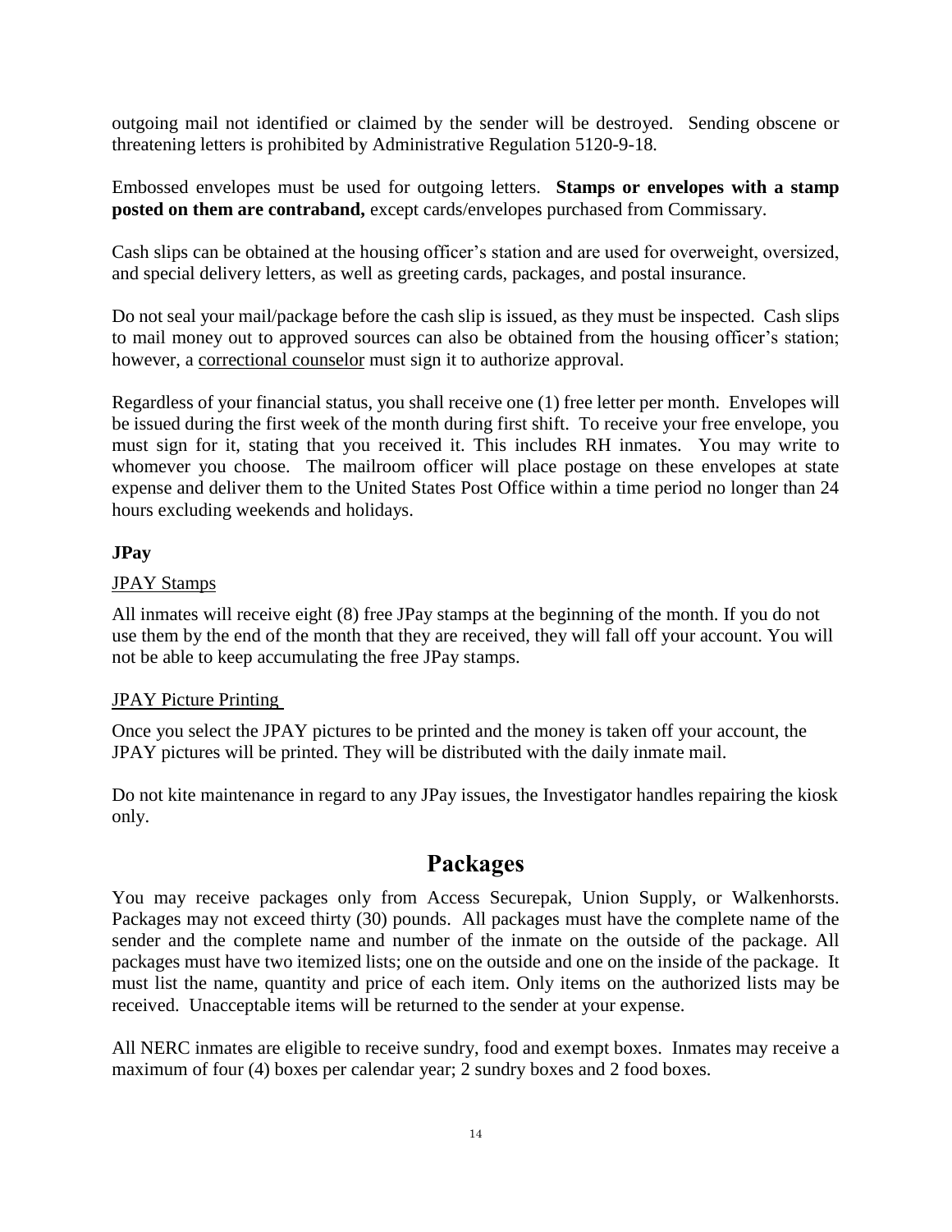outgoing mail not identified or claimed by the sender will be destroyed. Sending obscene or threatening letters is prohibited by Administrative Regulation 5120-9-18.

Embossed envelopes must be used for outgoing letters. **Stamps or envelopes with a stamp posted on them are contraband,** except cards/envelopes purchased from Commissary.

Cash slips can be obtained at the housing officer's station and are used for overweight, oversized, and special delivery letters, as well as greeting cards, packages, and postal insurance.

Do not seal your mail/package before the cash slip is issued, as they must be inspected. Cash slips to mail money out to approved sources can also be obtained from the housing officer's station; however, a <u>correctional counselor</u> must sign it to authorize approval.

Regardless of your financial status, you shall receive one (1) free letter per month. Envelopes will be issued during the first week of the month during first shift. To receive your free envelope, you must sign for it, stating that you received it. This includes RH inmates. You may write to whomever you choose. The mailroom officer will place postage on these envelopes at state expense and deliver them to the United States Post Office within a time period no longer than 24 hours excluding weekends and holidays.

### JPay

<u>JPAY Stamps</u>

All inmates will receive eight (8) free JPay stamps at the beginning of the month. If you do not use them by the end of the month that they are received, they will fall off your account. You will not be able to keep accumulating the free JPay stamps.

<u>JPAY Picture Printing</u>

Once you select the JPAY pictures to be printed and the money is taken off your account, the JPAY pictures will be printed. They will be distributed with the daily inmate mail.

Do not kite maintenance in regard to any JPay issues, the Investigator handles repairing the kiosk only.

## Packages

You may receive packages only from Access Securepak, Union Supply, or Walkenhorsts. Packages may not exceed thirty (30) pounds. All packages must have the complete name of the sender and the complete name and number of the inmate on the outside of the package. All packages must have two itemized lists; one on the outside and one on the inside of the package. It must list the name, quantity and price of each item. Only items on the authorized lists may be received. Unacceptable items will be returned to the sender at your expense.

All NERC inmates are eligible to receive sundry, food and exempt boxes. Inmates may receive a maximum of four (4) boxes per calendar year; 2 sundry boxes and 2 food boxes.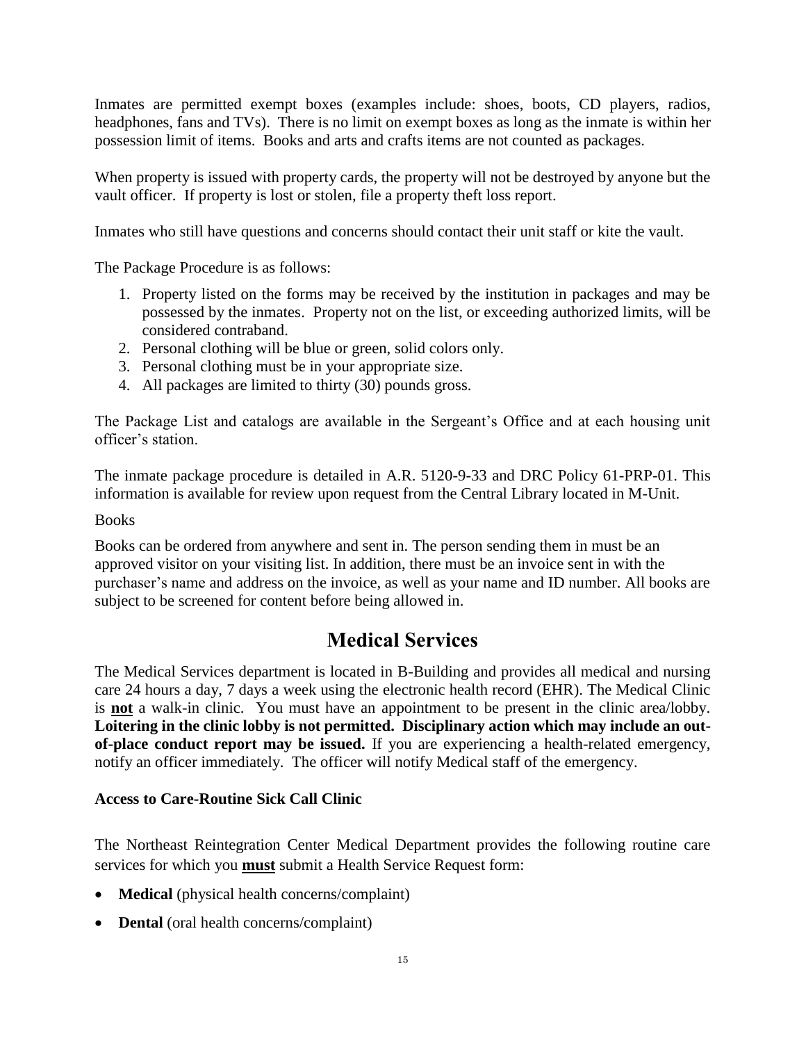Inmates are permitted exempt boxes (examples include: shoes, boots, CD players, radios, headphones, fans and TVs). There is no limit on exempt boxes as long as the inmate is within her possession limit of items. Books and arts and crafts items are not counted as packages.

When property is issued with property cards, the property will not be destroyed by anyone but the vault officer. If property is lost or stolen, file a property theft loss report.

Inmates who still have questions and concerns should contact their unit staff or kite the vault.

The Package Procedure is as follows:

1. Property listed on the forms may be received by the institution in packages and may be possessed by the inmates. Property not on the list, or exceeding authorized limits, will be considered contraband.
2. Personal clothing will be blue or green, solid colors only.
3. Personal clothing must be in your appropriate size.
4. All packages are limited to thirty (30) pounds gross.

The Package List and catalogs are available in the Sergeant's Office and at each housing unit officer's station.

The inmate package procedure is detailed in A.R. 5120-9-33 and DRC Policy 61-PRP-01. This information is available for review upon request from the Central Library located in M-Unit.

Books

Books can be ordered from anywhere and sent in. The person sending them in must be an approved visitor on your visiting list. In addition, there must be an invoice sent in with the purchaser's name and address on the invoice, as well as your name and ID number. All books are subject to be screened for content before being allowed in.

## Medical Services

The Medical Services department is located in B-Building and provides all medical and nursing care 24 hours a day, 7 days a week using the electronic health record (EHR). The Medical Clinic is **not** a walk-in clinic. You must have an appointment to be present in the clinic area/lobby. **Loitering in the clinic lobby is not permitted. Disciplinary action which may include an out-of-place conduct report may be issued.** If you are experiencing a health-related emergency, notify an officer immediately. The officer will notify Medical staff of the emergency.

### Access to Care-Routine Sick Call Clinic

The Northeast Reintegration Center Medical Department provides the following routine care services for which you **must** submit a Health Service Request form:

- **Medical** (physical health concerns/complaint)
- **Dental** (oral health concerns/complaint)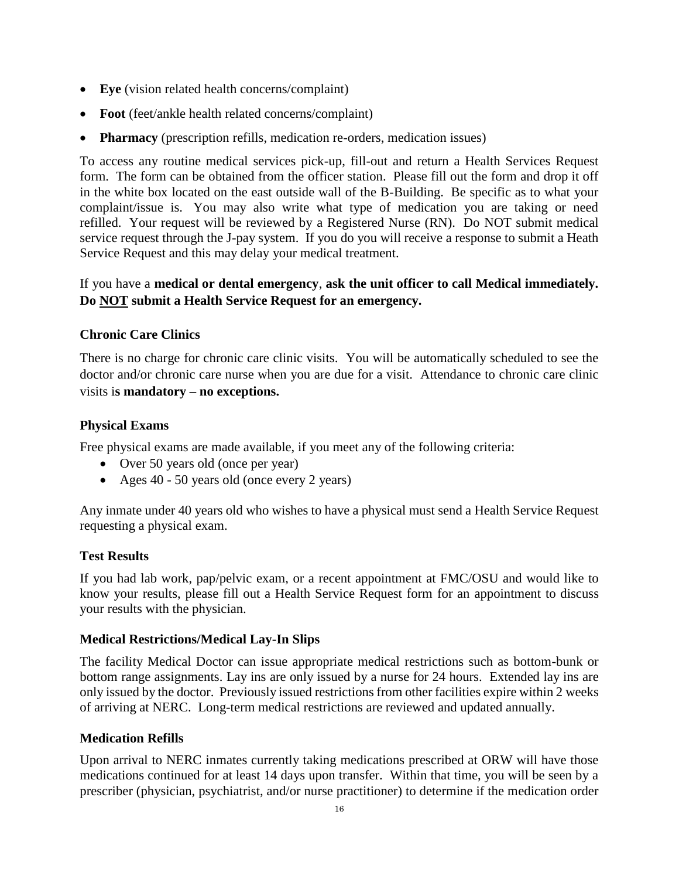- **Eye** (vision related health concerns/complaint)
- **Foot** (feet/ankle health related concerns/complaint)
- **Pharmacy** (prescription refills, medication re-orders, medication issues)

To access any routine medical services pick-up, fill-out and return a Health Services Request form. The form can be obtained from the officer station. Please fill out the form and drop it off in the white box located on the east outside wall of the B-Building. Be specific as to what your complaint/issue is. You may also write what type of medication you are taking or need refilled. Your request will be reviewed by a Registered Nurse (RN). Do NOT submit medical service request through the J-pay system. If you do you will receive a response to submit a Heath Service Request and this may delay your medical treatment.

If you have a **medical or dental emergency**, **ask the unit officer to call Medical immediately. Do <u>NOT</u> submit a Health Service Request for an emergency.**

### Chronic Care Clinics

There is no charge for chronic care clinic visits. You will be automatically scheduled to see the doctor and/or chronic care nurse when you are due for a visit. Attendance to chronic care clinic visits i**s mandatory – no exceptions.**

### Physical Exams

Free physical exams are made available, if you meet any of the following criteria:

- Over 50 years old (once per year)
- Ages 40 - 50 years old (once every 2 years)

Any inmate under 40 years old who wishes to have a physical must send a Health Service Request requesting a physical exam.

### Test Results

If you had lab work, pap/pelvic exam, or a recent appointment at FMC/OSU and would like to know your results, please fill out a Health Service Request form for an appointment to discuss your results with the physician.

### Medical Restrictions/Medical Lay-In Slips

The facility Medical Doctor can issue appropriate medical restrictions such as bottom-bunk or bottom range assignments. Lay ins are only issued by a nurse for 24 hours. Extended lay ins are only issued by the doctor. Previously issued restrictions from other facilities expire within 2 weeks of arriving at NERC. Long-term medical restrictions are reviewed and updated annually.

### Medication Refills

Upon arrival to NERC inmates currently taking medications prescribed at ORW will have those medications continued for at least 14 days upon transfer. Within that time, you will be seen by a prescriber (physician, psychiatrist, and/or nurse practitioner) to determine if the medication order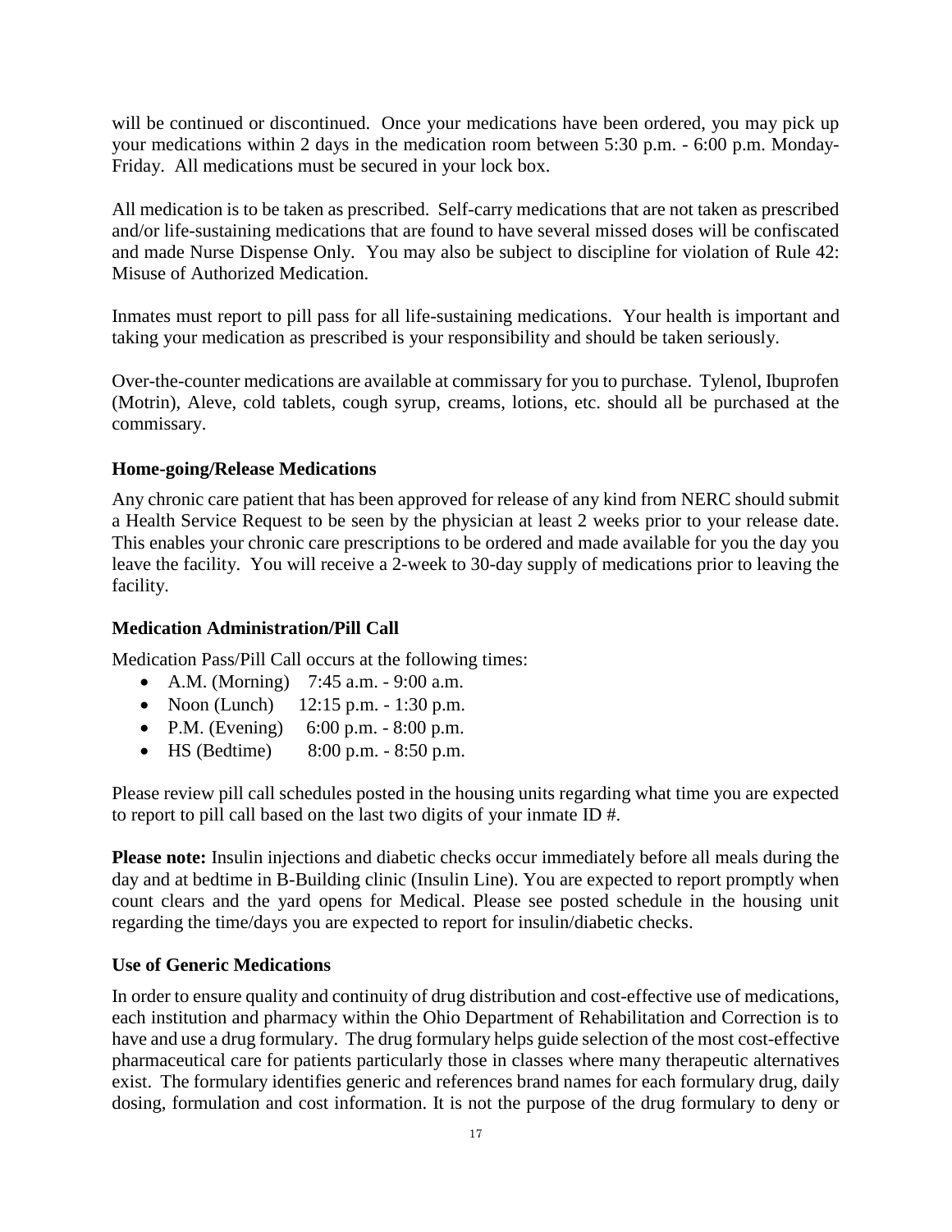will be continued or discontinued. Once your medications have been ordered, you may pick up your medications within 2 days in the medication room between 5:30 p.m. - 6:00 p.m. Monday-Friday. All medications must be secured in your lock box.

All medication is to be taken as prescribed. Self-carry medications that are not taken as prescribed and/or life-sustaining medications that are found to have several missed doses will be confiscated and made Nurse Dispense Only. You may also be subject to discipline for violation of Rule 42: Misuse of Authorized Medication.

Inmates must report to pill pass for all life-sustaining medications. Your health is important and taking your medication as prescribed is your responsibility and should be taken seriously.

Over-the-counter medications are available at commissary for you to purchase. Tylenol, Ibuprofen (Motrin), Aleve, cold tablets, cough syrup, creams, lotions, etc. should all be purchased at the commissary.

**Home-going/Release Medications**

Any chronic care patient that has been approved for release of any kind from NERC should submit a Health Service Request to be seen by the physician at least 2 weeks prior to your release date. This enables your chronic care prescriptions to be ordered and made available for you the day you leave the facility. You will receive a 2-week to 30-day supply of medications prior to leaving the facility.

**Medication Administration/Pill Call**

Medication Pass/Pill Call occurs at the following times:

- A.M. (Morning) 7:45 a.m. - 9:00 a.m.
- Noon (Lunch) 12:15 p.m. - 1:30 p.m.
- P.M. (Evening) 6:00 p.m. - 8:00 p.m.
- HS (Bedtime) 8:00 p.m. - 8:50 p.m.

Please review pill call schedules posted in the housing units regarding what time you are expected to report to pill call based on the last two digits of your inmate ID #.

**Please note:** Insulin injections and diabetic checks occur immediately before all meals during the day and at bedtime in B-Building clinic (Insulin Line). You are expected to report promptly when count clears and the yard opens for Medical. Please see posted schedule in the housing unit regarding the time/days you are expected to report for insulin/diabetic checks.

**Use of Generic Medications**

In order to ensure quality and continuity of drug distribution and cost-effective use of medications, each institution and pharmacy within the Ohio Department of Rehabilitation and Correction is to have and use a drug formulary. The drug formulary helps guide selection of the most cost-effective pharmaceutical care for patients particularly those in classes where many therapeutic alternatives exist. The formulary identifies generic and references brand names for each formulary drug, daily dosing, formulation and cost information. It is not the purpose of the drug formulary to deny or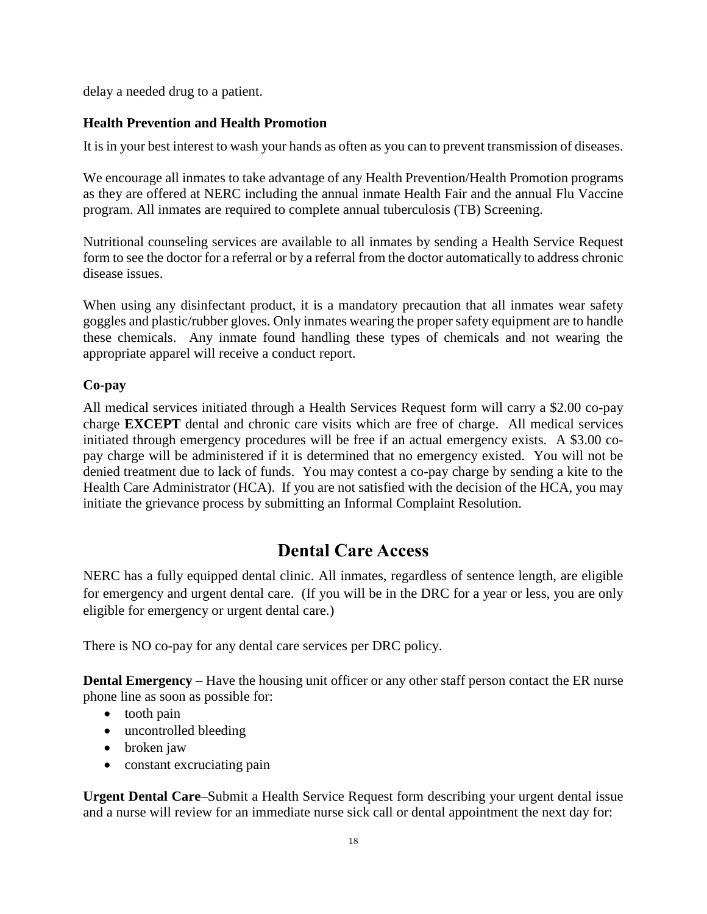delay a needed drug to a patient.

### Health Prevention and Health Promotion

It is in your best interest to wash your hands as often as you can to prevent transmission of diseases.

We encourage all inmates to take advantage of any Health Prevention/Health Promotion programs as they are offered at NERC including the annual inmate Health Fair and the annual Flu Vaccine program. All inmates are required to complete annual tuberculosis (TB) Screening.

Nutritional counseling services are available to all inmates by sending a Health Service Request form to see the doctor for a referral or by a referral from the doctor automatically to address chronic disease issues.

When using any disinfectant product, it is a mandatory precaution that all inmates wear safety goggles and plastic/rubber gloves. Only inmates wearing the proper safety equipment are to handle these chemicals. Any inmate found handling these types of chemicals and not wearing the appropriate apparel will receive a conduct report.

### Co-pay

All medical services initiated through a Health Services Request form will carry a $2.00 co-pay charge **EXCEPT** dental and chronic care visits which are free of charge. All medical services initiated through emergency procedures will be free if an actual emergency exists. A $3.00 co-pay charge will be administered if it is determined that no emergency existed. You will not be denied treatment due to lack of funds. You may contest a co-pay charge by sending a kite to the Health Care Administrator (HCA). If you are not satisfied with the decision of the HCA, you may initiate the grievance process by submitting an Informal Complaint Resolution.

## Dental Care Access

NERC has a fully equipped dental clinic. All inmates, regardless of sentence length, are eligible for emergency and urgent dental care. (If you will be in the DRC for a year or less, you are only eligible for emergency or urgent dental care.)

There is NO co-pay for any dental care services per DRC policy.

**Dental Emergency** – Have the housing unit officer or any other staff person contact the ER nurse phone line as soon as possible for:

- tooth pain
- uncontrolled bleeding
- broken jaw
- constant excruciating pain

**Urgent Dental Care**–Submit a Health Service Request form describing your urgent dental issue and a nurse will review for an immediate nurse sick call or dental appointment the next day for: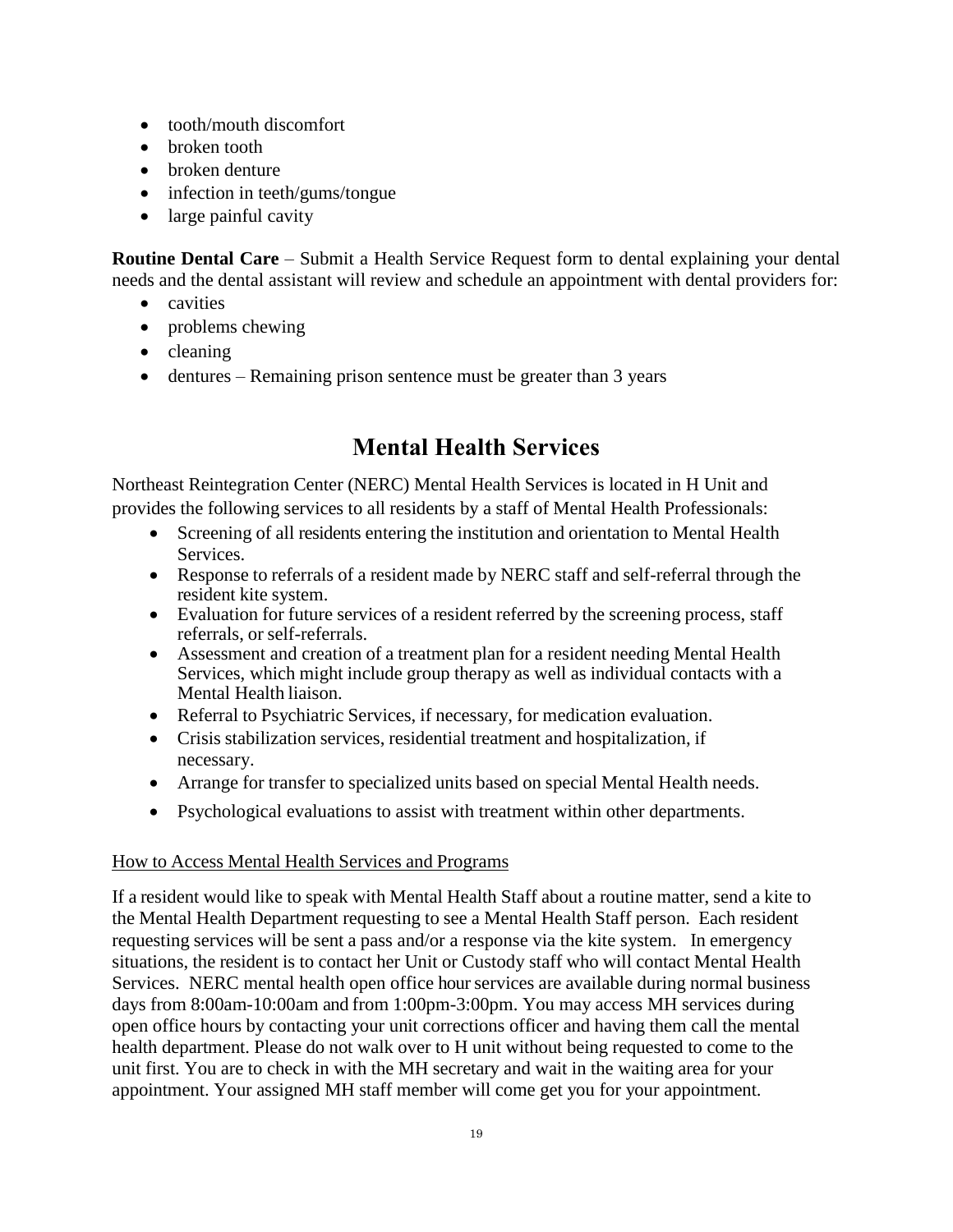- tooth/mouth discomfort
- broken tooth
- broken denture
- infection in teeth/gums/tongue
- large painful cavity

**Routine Dental Care** – Submit a Health Service Request form to dental explaining your dental needs and the dental assistant will review and schedule an appointment with dental providers for:

- cavities
- problems chewing
- cleaning
- dentures – Remaining prison sentence must be greater than 3 years

# Mental Health Services

Northeast Reintegration Center (NERC) Mental Health Services is located in H Unit and provides the following services to all residents by a staff of Mental Health Professionals:

- Screening of all residents entering the institution and orientation to Mental Health Services.
- Response to referrals of a resident made by NERC staff and self-referral through the resident kite system.
- Evaluation for future services of a resident referred by the screening process, staff referrals, or self-referrals.
- Assessment and creation of a treatment plan for a resident needing Mental Health Services, which might include group therapy as well as individual contacts with a Mental Health liaison.
- Referral to Psychiatric Services, if necessary, for medication evaluation.
- Crisis stabilization services, residential treatment and hospitalization, if necessary.
- Arrange for transfer to specialized units based on special Mental Health needs.
- Psychological evaluations to assist with treatment within other departments.

<u>How to Access Mental Health Services and Programs</u>

If a resident would like to speak with Mental Health Staff about a routine matter, send a kite to the Mental Health Department requesting to see a Mental Health Staff person. Each resident requesting services will be sent a pass and/or a response via the kite system. In emergency situations, the resident is to contact her Unit or Custody staff who will contact Mental Health Services. NERC mental health open office hour services are available during normal business days from 8:00am-10:00am and from 1:00pm-3:00pm. You may access MH services during open office hours by contacting your unit corrections officer and having them call the mental health department. Please do not walk over to H unit without being requested to come to the unit first. You are to check in with the MH secretary and wait in the waiting area for your appointment. Your assigned MH staff member will come get you for your appointment.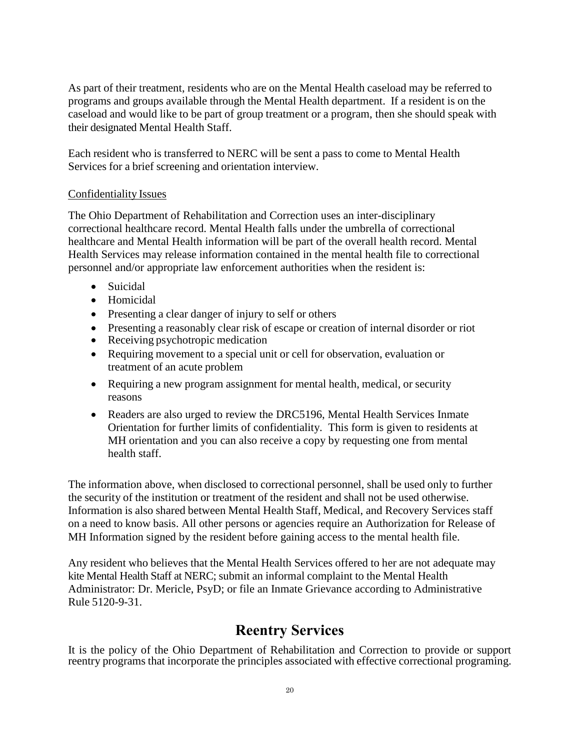As part of their treatment, residents who are on the Mental Health caseload may be referred to programs and groups available through the Mental Health department. If a resident is on the caseload and would like to be part of group treatment or a program, then she should speak with their designated Mental Health Staff.

Each resident who is transferred to NERC will be sent a pass to come to Mental Health Services for a brief screening and orientation interview.

Confidentiality Issues

The Ohio Department of Rehabilitation and Correction uses an inter-disciplinary correctional healthcare record. Mental Health falls under the umbrella of correctional healthcare and Mental Health information will be part of the overall health record. Mental Health Services may release information contained in the mental health file to correctional personnel and/or appropriate law enforcement authorities when the resident is:

- Suicidal
- Homicidal
- Presenting a clear danger of injury to self or others
- Presenting a reasonably clear risk of escape or creation of internal disorder or riot
- Receiving psychotropic medication
- Requiring movement to a special unit or cell for observation, evaluation or treatment of an acute problem
- Requiring a new program assignment for mental health, medical, or security reasons
- Readers are also urged to review the DRC5196, Mental Health Services Inmate Orientation for further limits of confidentiality. This form is given to residents at MH orientation and you can also receive a copy by requesting one from mental health staff.

The information above, when disclosed to correctional personnel, shall be used only to further the security of the institution or treatment of the resident and shall not be used otherwise. Information is also shared between Mental Health Staff, Medical, and Recovery Services staff on a need to know basis. All other persons or agencies require an Authorization for Release of MH Information signed by the resident before gaining access to the mental health file.

Any resident who believes that the Mental Health Services offered to her are not adequate may kite Mental Health Staff at NERC; submit an informal complaint to the Mental Health Administrator: Dr. Mericle, PsyD; or file an Inmate Grievance according to Administrative Rule 5120-9-31.

# Reentry Services

It is the policy of the Ohio Department of Rehabilitation and Correction to provide or support reentry programs that incorporate the principles associated with effective correctional programing.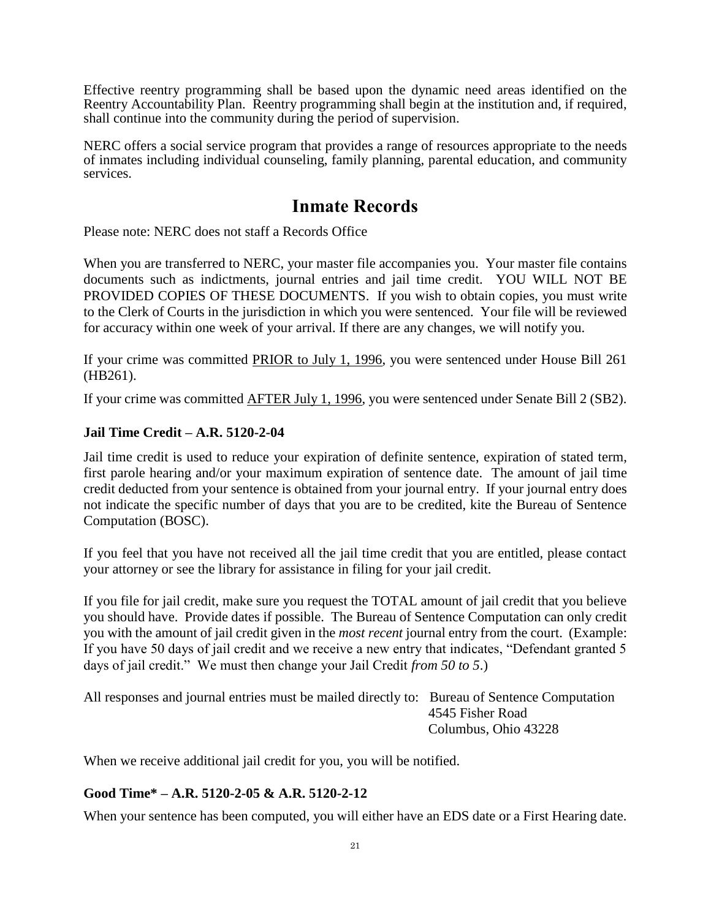Effective reentry programming shall be based upon the dynamic need areas identified on the Reentry Accountability Plan. Reentry programming shall begin at the institution and, if required, shall continue into the community during the period of supervision.

NERC offers a social service program that provides a range of resources appropriate to the needs of inmates including individual counseling, family planning, parental education, and community services.

## Inmate Records

Please note: NERC does not staff a Records Office

When you are transferred to NERC, your master file accompanies you. Your master file contains documents such as indictments, journal entries and jail time credit. YOU WILL NOT BE PROVIDED COPIES OF THESE DOCUMENTS. If you wish to obtain copies, you must write to the Clerk of Courts in the jurisdiction in which you were sentenced. Your file will be reviewed for accuracy within one week of your arrival. If there are any changes, we will notify you.

If your crime was committed <u>PRIOR to July 1, 1996</u>, you were sentenced under House Bill 261 (HB261).

If your crime was committed <u>AFTER July 1, 1996</u>, you were sentenced under Senate Bill 2 (SB2).

### Jail Time Credit – A.R. 5120-2-04

Jail time credit is used to reduce your expiration of definite sentence, expiration of stated term, first parole hearing and/or your maximum expiration of sentence date. The amount of jail time credit deducted from your sentence is obtained from your journal entry. If your journal entry does not indicate the specific number of days that you are to be credited, kite the Bureau of Sentence Computation (BOSC).

If you feel that you have not received all the jail time credit that you are entitled, please contact your attorney or see the library for assistance in filing for your jail credit.

If you file for jail credit, make sure you request the TOTAL amount of jail credit that you believe you should have. Provide dates if possible. The Bureau of Sentence Computation can only credit you with the amount of jail credit given in the *most recent* journal entry from the court. (Example: If you have 50 days of jail credit and we receive a new entry that indicates, "Defendant granted 5 days of jail credit." We must then change your Jail Credit *from 50 to 5*.)

All responses and journal entries must be mailed directly to:
Bureau of Sentence Computation
4545 Fisher Road
Columbus, Ohio 43228

When we receive additional jail credit for you, you will be notified.

### Good Time* – A.R. 5120-2-05 & A.R. 5120-2-12

When your sentence has been computed, you will either have an EDS date or a First Hearing date.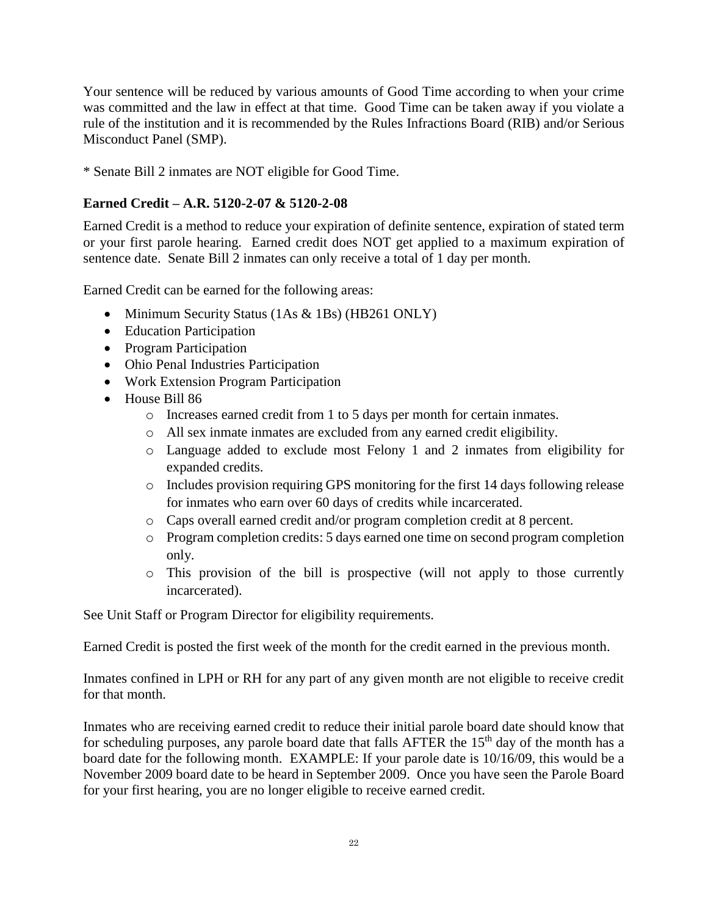Your sentence will be reduced by various amounts of Good Time according to when your crime was committed and the law in effect at that time. Good Time can be taken away if you violate a rule of the institution and it is recommended by the Rules Infractions Board (RIB) and/or Serious Misconduct Panel (SMP).

* Senate Bill 2 inmates are NOT eligible for Good Time.

### Earned Credit – A.R. 5120-2-07 & 5120-2-08

Earned Credit is a method to reduce your expiration of definite sentence, expiration of stated term or your first parole hearing. Earned credit does NOT get applied to a maximum expiration of sentence date. Senate Bill 2 inmates can only receive a total of 1 day per month.

Earned Credit can be earned for the following areas:

- Minimum Security Status (1As & 1Bs) (HB261 ONLY)
- Education Participation
- Program Participation
- Ohio Penal Industries Participation
- Work Extension Program Participation
- House Bill 86
    - Increases earned credit from 1 to 5 days per month for certain inmates.
    - All sex inmate inmates are excluded from any earned credit eligibility.
    - Language added to exclude most Felony 1 and 2 inmates from eligibility for expanded credits.
    - Includes provision requiring GPS monitoring for the first 14 days following release for inmates who earn over 60 days of credits while incarcerated.
    - Caps overall earned credit and/or program completion credit at 8 percent.
    - Program completion credits: 5 days earned one time on second program completion only.
    - This provision of the bill is prospective (will not apply to those currently incarcerated).

See Unit Staff or Program Director for eligibility requirements.

Earned Credit is posted the first week of the month for the credit earned in the previous month.

Inmates confined in LPH or RH for any part of any given month are not eligible to receive credit for that month.

Inmates who are receiving earned credit to reduce their initial parole board date should know that for scheduling purposes, any parole board date that falls AFTER the 15th day of the month has a board date for the following month. EXAMPLE: If your parole date is 10/16/09, this would be a November 2009 board date to be heard in September 2009. Once you have seen the Parole Board for your first hearing, you are no longer eligible to receive earned credit.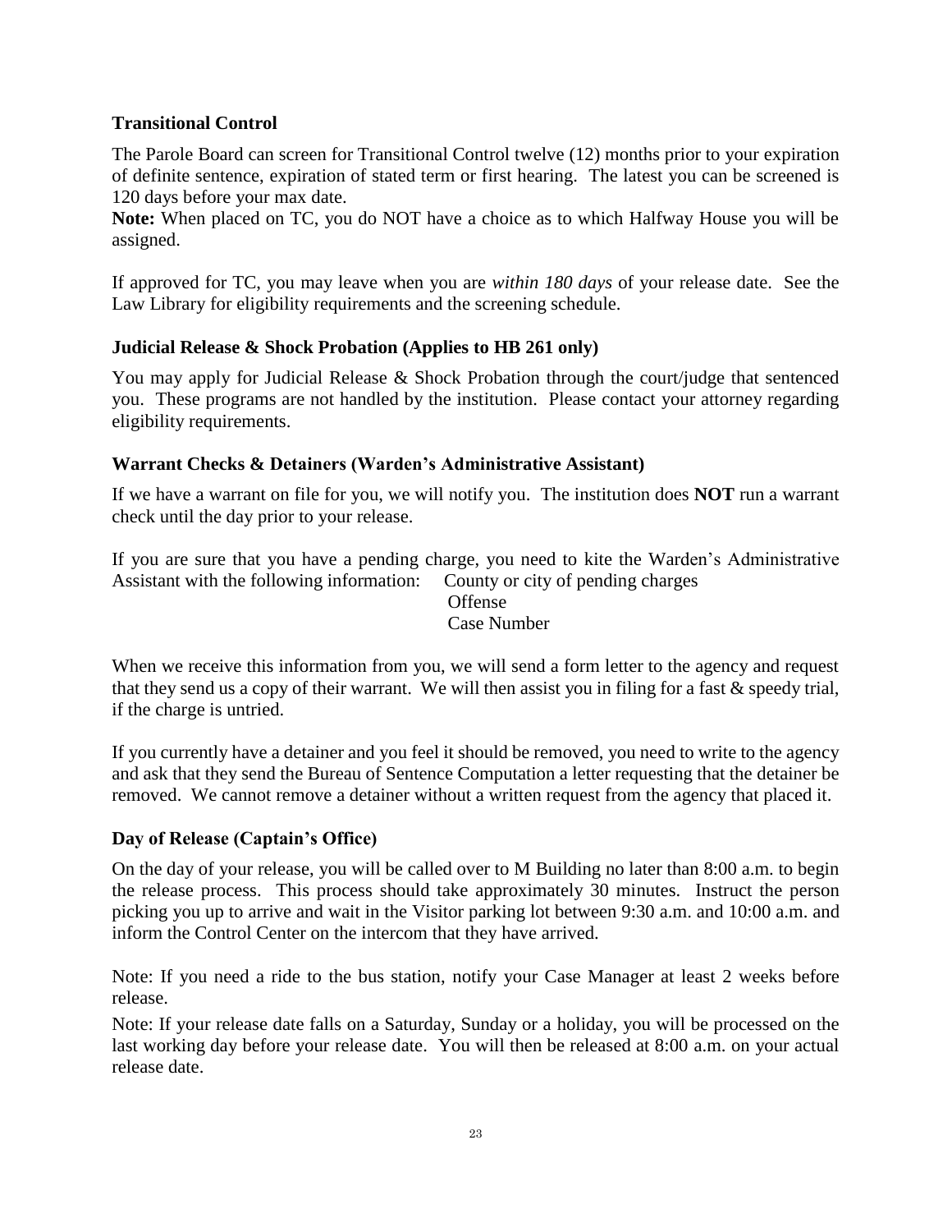### Transitional Control

The Parole Board can screen for Transitional Control twelve (12) months prior to your expiration of definite sentence, expiration of stated term or first hearing. The latest you can be screened is 120 days before your max date.

**Note:** When placed on TC, you do NOT have a choice as to which Halfway House you will be assigned.

If approved for TC, you may leave when you are *within 180 days* of your release date. See the Law Library for eligibility requirements and the screening schedule.

### Judicial Release & Shock Probation (Applies to HB 261 only)

You may apply for Judicial Release & Shock Probation through the court/judge that sentenced you. These programs are not handled by the institution. Please contact your attorney regarding eligibility requirements.

### Warrant Checks & Detainers (Warden's Administrative Assistant)

If we have a warrant on file for you, we will notify you. The institution does **NOT** run a warrant check until the day prior to your release.

If you are sure that you have a pending charge, you need to kite the Warden's Administrative Assistant with the following information:

- County or city of pending charges
- Offense
- Case Number

When we receive this information from you, we will send a form letter to the agency and request that they send us a copy of their warrant. We will then assist you in filing for a fast & speedy trial, if the charge is untried.

If you currently have a detainer and you feel it should be removed, you need to write to the agency and ask that they send the Bureau of Sentence Computation a letter requesting that the detainer be removed. We cannot remove a detainer without a written request from the agency that placed it.

### Day of Release (Captain's Office)

On the day of your release, you will be called over to M Building no later than 8:00 a.m. to begin the release process. This process should take approximately 30 minutes. Instruct the person picking you up to arrive and wait in the Visitor parking lot between 9:30 a.m. and 10:00 a.m. and inform the Control Center on the intercom that they have arrived.

Note: If you need a ride to the bus station, notify your Case Manager at least 2 weeks before release.

Note: If your release date falls on a Saturday, Sunday or a holiday, you will be processed on the last working day before your release date. You will then be released at 8:00 a.m. on your actual release date.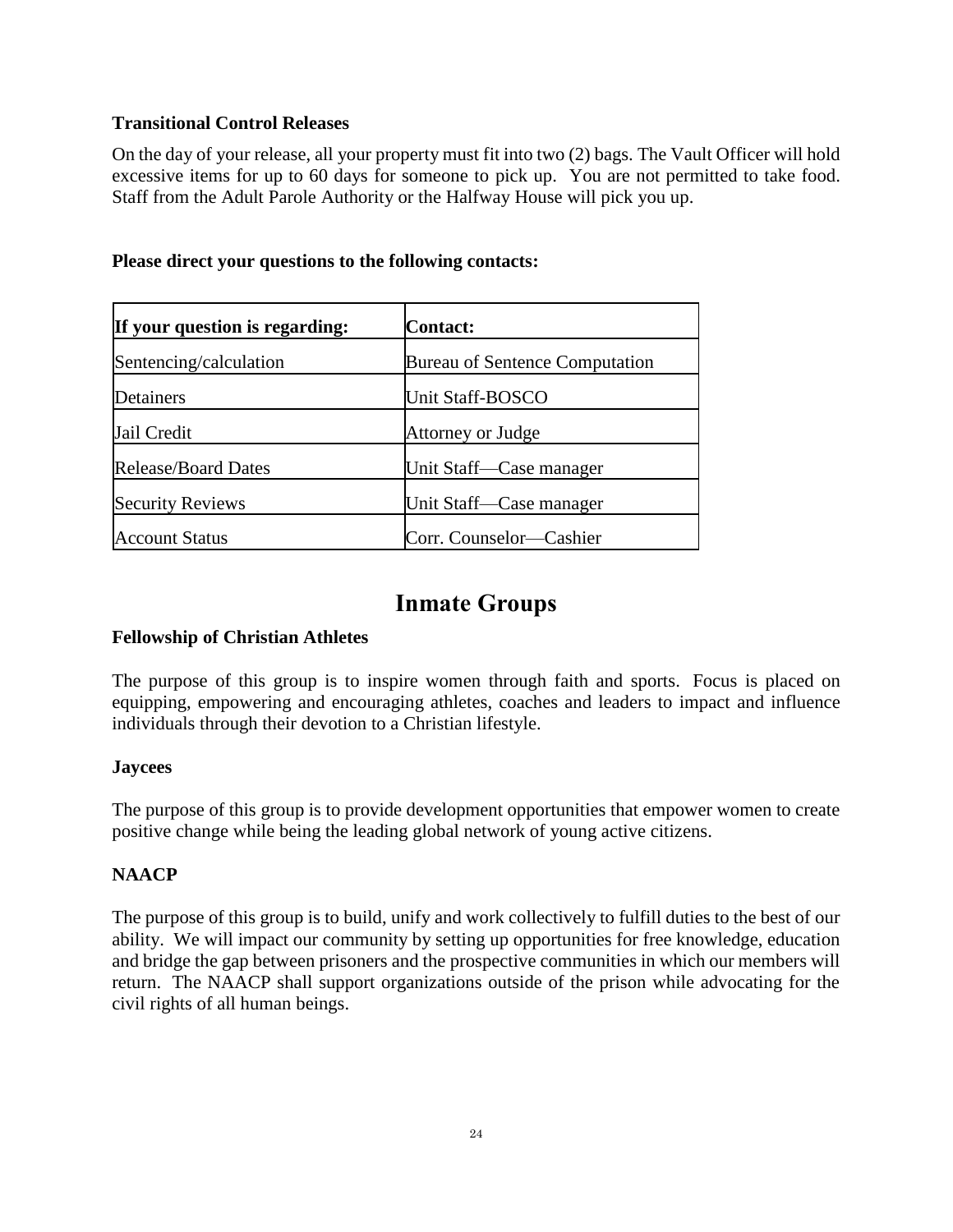### Transitional Control Releases

On the day of your release, all your property must fit into two (2) bags. The Vault Officer will hold excessive items for up to 60 days for someone to pick up. You are not permitted to take food. Staff from the Adult Parole Authority or the Halfway House will pick you up.

**Please direct your questions to the following contacts:**

| If your question is regarding: | Contact: |
|---|---|
| Sentencing/calculation | Bureau of Sentence Computation |
| Detainers | Unit Staff-BOSCO |
| Jail Credit | Attorney or Judge |
| Release/Board Dates | Unit Staff—Case manager |
| Security Reviews | Unit Staff—Case manager |
| Account Status | Corr. Counselor—Cashier |

## Inmate Groups

### Fellowship of Christian Athletes

The purpose of this group is to inspire women through faith and sports. Focus is placed on equipping, empowering and encouraging athletes, coaches and leaders to impact and influence individuals through their devotion to a Christian lifestyle.

### Jaycees

The purpose of this group is to provide development opportunities that empower women to create positive change while being the leading global network of young active citizens.

### NAACP

The purpose of this group is to build, unify and work collectively to fulfill duties to the best of our ability. We will impact our community by setting up opportunities for free knowledge, education and bridge the gap between prisoners and the prospective communities in which our members will return. The NAACP shall support organizations outside of the prison while advocating for the civil rights of all human beings.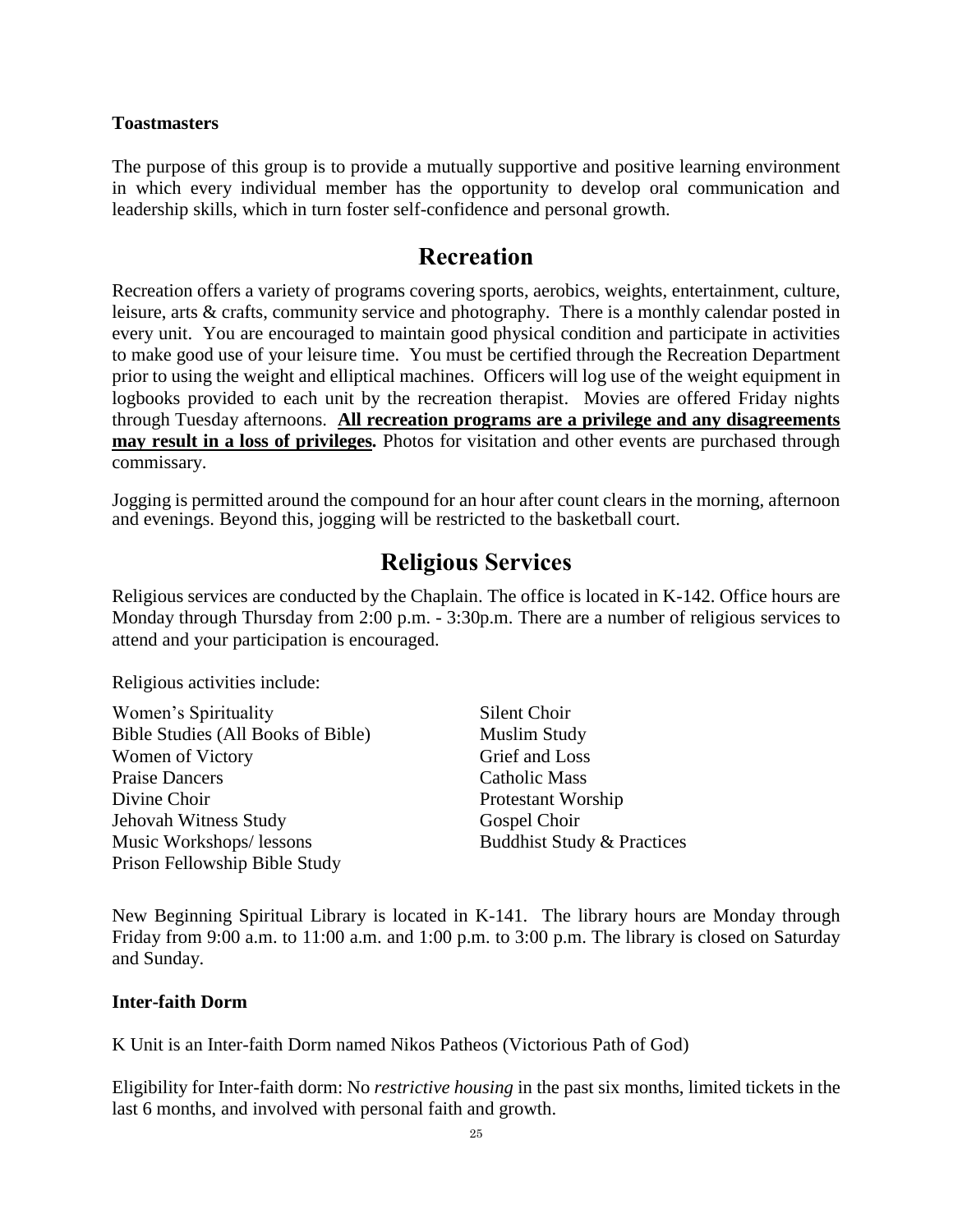**Toastmasters**

The purpose of this group is to provide a mutually supportive and positive learning environment in which every individual member has the opportunity to develop oral communication and leadership skills, which in turn foster self-confidence and personal growth.

## Recreation

Recreation offers a variety of programs covering sports, aerobics, weights, entertainment, culture, leisure, arts & crafts, community service and photography. There is a monthly calendar posted in every unit. You are encouraged to maintain good physical condition and participate in activities to make good use of your leisure time. You must be certified through the Recreation Department prior to using the weight and elliptical machines. Officers will log use of the weight equipment in logbooks provided to each unit by the recreation therapist. Movies are offered Friday nights through Tuesday afternoons. **All recreation programs are a privilege and any disagreements may result in a loss of privileges.** Photos for visitation and other events are purchased through commissary.

Jogging is permitted around the compound for an hour after count clears in the morning, afternoon and evenings. Beyond this, jogging will be restricted to the basketball court.

## Religious Services

Religious services are conducted by the Chaplain. The office is located in K-142. Office hours are Monday through Thursday from 2:00 p.m. - 3:30p.m. There are a number of religious services to attend and your participation is encouraged.

Religious activities include:

- Women's Spirituality
- Bible Studies (All Books of Bible)
- Women of Victory
- Praise Dancers
- Divine Choir
- Jehovah Witness Study
- Music Workshops/ lessons
- Prison Fellowship Bible Study
- Silent Choir
- Muslim Study
- Grief and Loss
- Catholic Mass
- Protestant Worship
- Gospel Choir
- Buddhist Study & Practices

New Beginning Spiritual Library is located in K-141. The library hours are Monday through Friday from 9:00 a.m. to 11:00 a.m. and 1:00 p.m. to 3:00 p.m. The library is closed on Saturday and Sunday.

**Inter-faith Dorm**

K Unit is an Inter-faith Dorm named Nikos Patheos (Victorious Path of God)

Eligibility for Inter-faith dorm: No *restrictive housing* in the past six months, limited tickets in the last 6 months, and involved with personal faith and growth.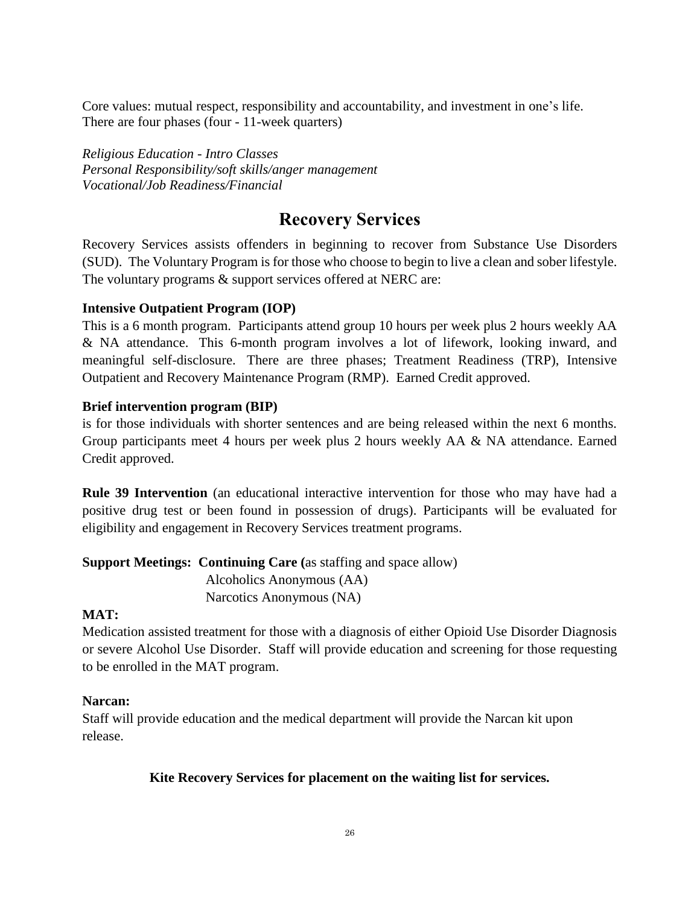Core values: mutual respect, responsibility and accountability, and investment in one's life.
There are four phases (four - 11-week quarters)

*Religious Education - Intro Classes*
*Personal Responsibility/soft skills/anger management*
*Vocational/Job Readiness/Financial*

# Recovery Services

Recovery Services assists offenders in beginning to recover from Substance Use Disorders (SUD). The Voluntary Program is for those who choose to begin to live a clean and sober lifestyle. The voluntary programs & support services offered at NERC are:

**Intensive Outpatient Program (IOP)**
This is a 6 month program. Participants attend group 10 hours per week plus 2 hours weekly AA & NA attendance. This 6-month program involves a lot of lifework, looking inward, and meaningful self-disclosure. There are three phases; Treatment Readiness (TRP), Intensive Outpatient and Recovery Maintenance Program (RMP). Earned Credit approved.

**Brief intervention program (BIP)**
is for those individuals with shorter sentences and are being released within the next 6 months. Group participants meet 4 hours per week plus 2 hours weekly AA & NA attendance. Earned Credit approved.

**Rule 39 Intervention** (an educational interactive intervention for those who may have had a positive drug test or been found in possession of drugs). Participants will be evaluated for eligibility and engagement in Recovery Services treatment programs.

**Support Meetings: Continuing Care (**as staffing and space allow)
Alcoholics Anonymous (AA)
Narcotics Anonymous (NA)

**MAT:**
Medication assisted treatment for those with a diagnosis of either Opioid Use Disorder Diagnosis or severe Alcohol Use Disorder. Staff will provide education and screening for those requesting to be enrolled in the MAT program.

**Narcan:**
Staff will provide education and the medical department will provide the Narcan kit upon release.

**Kite Recovery Services for placement on the waiting list for services.**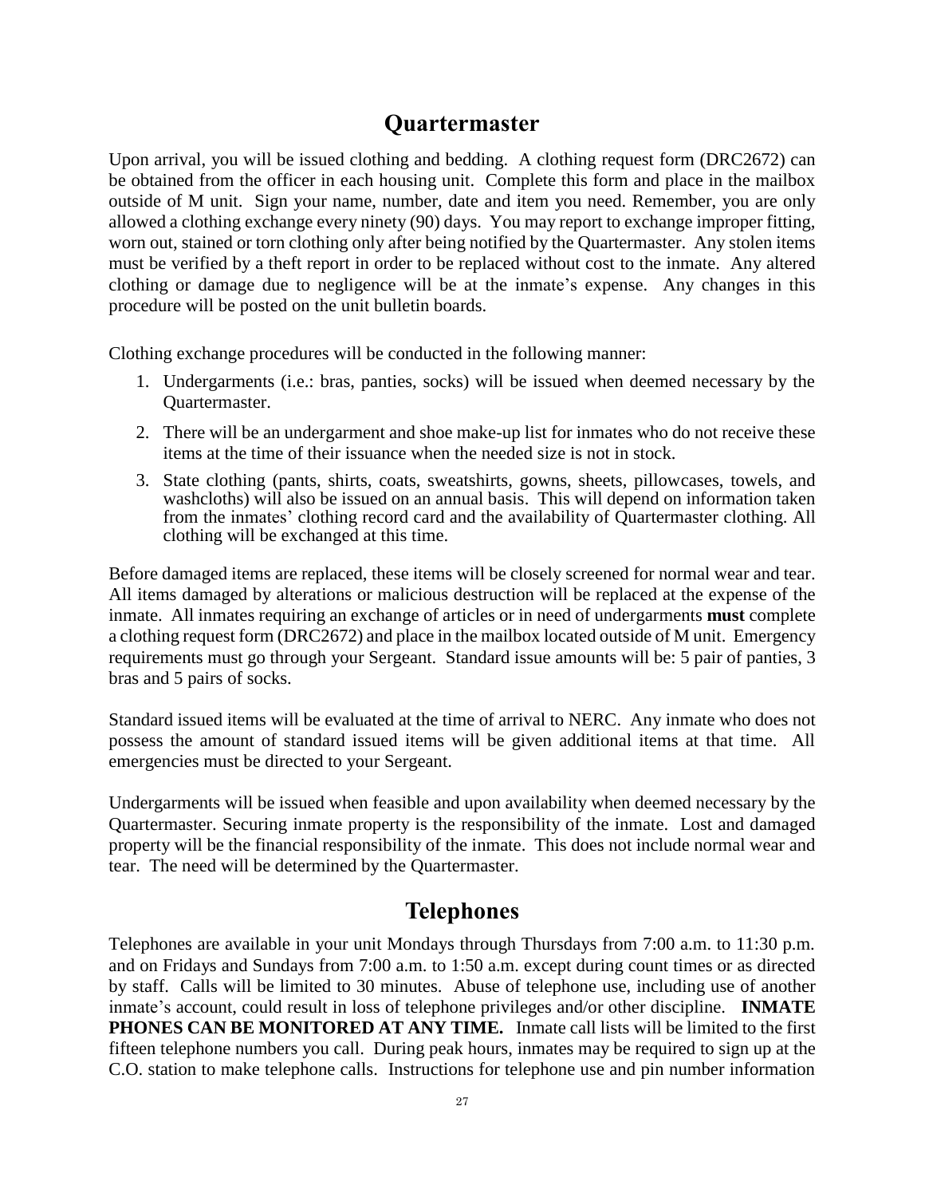## Quartermaster

Upon arrival, you will be issued clothing and bedding. A clothing request form (DRC2672) can be obtained from the officer in each housing unit. Complete this form and place in the mailbox outside of M unit. Sign your name, number, date and item you need. Remember, you are only allowed a clothing exchange every ninety (90) days. You may report to exchange improper fitting, worn out, stained or torn clothing only after being notified by the Quartermaster. Any stolen items must be verified by a theft report in order to be replaced without cost to the inmate. Any altered clothing or damage due to negligence will be at the inmate's expense. Any changes in this procedure will be posted on the unit bulletin boards.

Clothing exchange procedures will be conducted in the following manner:

1. Undergarments (i.e.: bras, panties, socks) will be issued when deemed necessary by the Quartermaster.
2. There will be an undergarment and shoe make-up list for inmates who do not receive these items at the time of their issuance when the needed size is not in stock.
3. State clothing (pants, shirts, coats, sweatshirts, gowns, sheets, pillowcases, towels, and washcloths) will also be issued on an annual basis. This will depend on information taken from the inmates' clothing record card and the availability of Quartermaster clothing. All clothing will be exchanged at this time.

Before damaged items are replaced, these items will be closely screened for normal wear and tear. All items damaged by alterations or malicious destruction will be replaced at the expense of the inmate. All inmates requiring an exchange of articles or in need of undergarments **must** complete a clothing request form (DRC2672) and place in the mailbox located outside of M unit. Emergency requirements must go through your Sergeant. Standard issue amounts will be: 5 pair of panties, 3 bras and 5 pairs of socks.

Standard issued items will be evaluated at the time of arrival to NERC. Any inmate who does not possess the amount of standard issued items will be given additional items at that time. All emergencies must be directed to your Sergeant.

Undergarments will be issued when feasible and upon availability when deemed necessary by the Quartermaster. Securing inmate property is the responsibility of the inmate. Lost and damaged property will be the financial responsibility of the inmate. This does not include normal wear and tear. The need will be determined by the Quartermaster.

## Telephones

Telephones are available in your unit Mondays through Thursdays from 7:00 a.m. to 11:30 p.m. and on Fridays and Sundays from 7:00 a.m. to 1:50 a.m. except during count times or as directed by staff. Calls will be limited to 30 minutes. Abuse of telephone use, including use of another inmate's account, could result in loss of telephone privileges and/or other discipline. **INMATE PHONES CAN BE MONITORED AT ANY TIME.** Inmate call lists will be limited to the first fifteen telephone numbers you call. During peak hours, inmates may be required to sign up at the C.O. station to make telephone calls. Instructions for telephone use and pin number information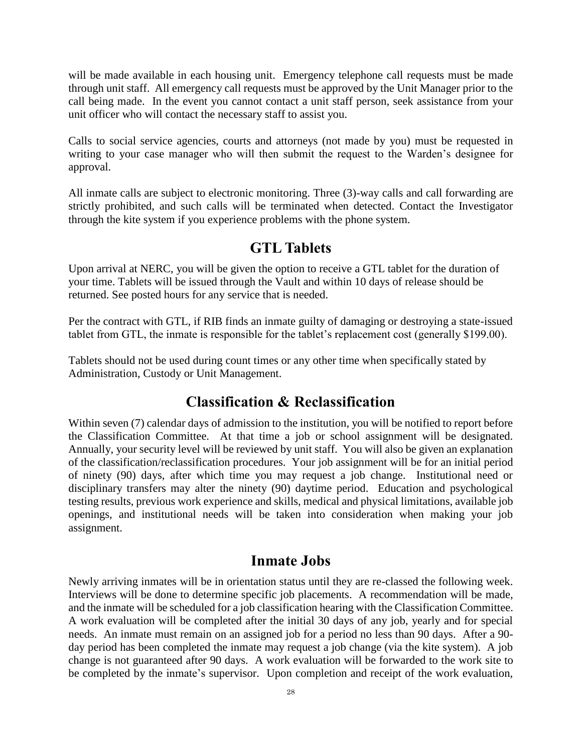will be made available in each housing unit. Emergency telephone call requests must be made through unit staff. All emergency call requests must be approved by the Unit Manager prior to the call being made. In the event you cannot contact a unit staff person, seek assistance from your unit officer who will contact the necessary staff to assist you.

Calls to social service agencies, courts and attorneys (not made by you) must be requested in writing to your case manager who will then submit the request to the Warden's designee for approval.

All inmate calls are subject to electronic monitoring. Three (3)-way calls and call forwarding are strictly prohibited, and such calls will be terminated when detected. Contact the Investigator through the kite system if you experience problems with the phone system.

## GTL Tablets

Upon arrival at NERC, you will be given the option to receive a GTL tablet for the duration of your time. Tablets will be issued through the Vault and within 10 days of release should be returned. See posted hours for any service that is needed.

Per the contract with GTL, if RIB finds an inmate guilty of damaging or destroying a state-issued tablet from GTL, the inmate is responsible for the tablet's replacement cost (generally $199.00).

Tablets should not be used during count times or any other time when specifically stated by Administration, Custody or Unit Management.

## Classification & Reclassification

Within seven (7) calendar days of admission to the institution, you will be notified to report before the Classification Committee. At that time a job or school assignment will be designated. Annually, your security level will be reviewed by unit staff. You will also be given an explanation of the classification/reclassification procedures. Your job assignment will be for an initial period of ninety (90) days, after which time you may request a job change. Institutional need or disciplinary transfers may alter the ninety (90) daytime period. Education and psychological testing results, previous work experience and skills, medical and physical limitations, available job openings, and institutional needs will be taken into consideration when making your job assignment.

## Inmate Jobs

Newly arriving inmates will be in orientation status until they are re-classed the following week. Interviews will be done to determine specific job placements. A recommendation will be made, and the inmate will be scheduled for a job classification hearing with the Classification Committee. A work evaluation will be completed after the initial 30 days of any job, yearly and for special needs. An inmate must remain on an assigned job for a period no less than 90 days. After a 90-day period has been completed the inmate may request a job change (via the kite system). A job change is not guaranteed after 90 days. A work evaluation will be forwarded to the work site to be completed by the inmate's supervisor. Upon completion and receipt of the work evaluation,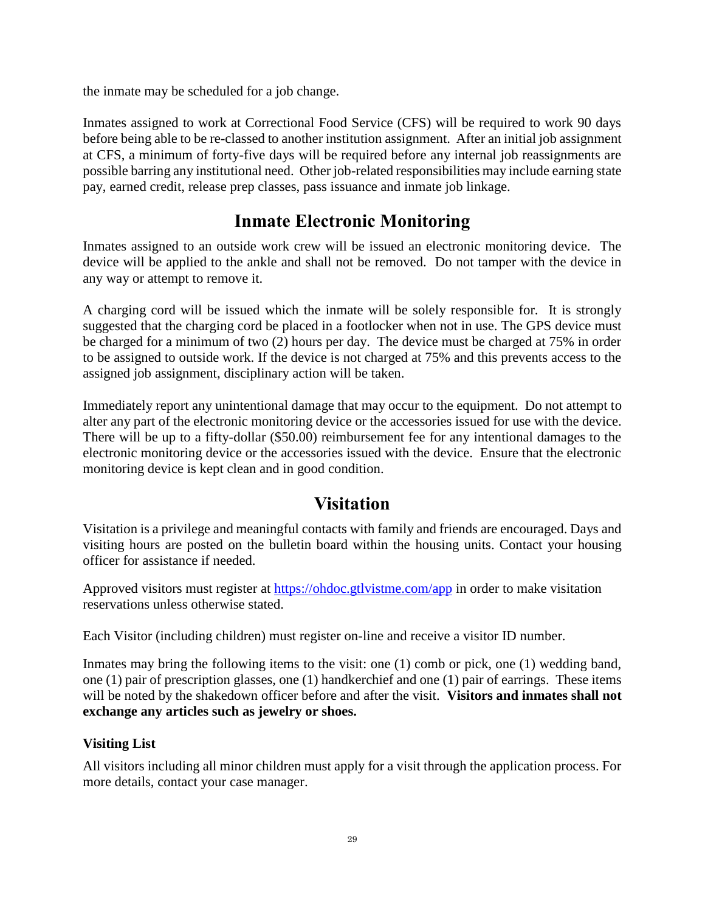the inmate may be scheduled for a job change.

Inmates assigned to work at Correctional Food Service (CFS) will be required to work 90 days before being able to be re-classed to another institution assignment. After an initial job assignment at CFS, a minimum of forty-five days will be required before any internal job reassignments are possible barring any institutional need. Other job-related responsibilities may include earning state pay, earned credit, release prep classes, pass issuance and inmate job linkage.

## Inmate Electronic Monitoring

Inmates assigned to an outside work crew will be issued an electronic monitoring device. The device will be applied to the ankle and shall not be removed. Do not tamper with the device in any way or attempt to remove it.

A charging cord will be issued which the inmate will be solely responsible for. It is strongly suggested that the charging cord be placed in a footlocker when not in use. The GPS device must be charged for a minimum of two (2) hours per day. The device must be charged at 75% in order to be assigned to outside work. If the device is not charged at 75% and this prevents access to the assigned job assignment, disciplinary action will be taken.

Immediately report any unintentional damage that may occur to the equipment. Do not attempt to alter any part of the electronic monitoring device or the accessories issued for use with the device. There will be up to a fifty-dollar ($50.00) reimbursement fee for any intentional damages to the electronic monitoring device or the accessories issued with the device. Ensure that the electronic monitoring device is kept clean and in good condition.

## Visitation

Visitation is a privilege and meaningful contacts with family and friends are encouraged. Days and visiting hours are posted on the bulletin board within the housing units. Contact your housing officer for assistance if needed.

Approved visitors must register at [https://ohdoc.gtlvistme.com/app](https://ohdoc.gtlvistme.com/app) in order to make visitation reservations unless otherwise stated.

Each Visitor (including children) must register on-line and receive a visitor ID number.

Inmates may bring the following items to the visit: one (1) comb or pick, one (1) wedding band, one (1) pair of prescription glasses, one (1) handkerchief and one (1) pair of earrings. These items will be noted by the shakedown officer before and after the visit. **Visitors and inmates shall not exchange any articles such as jewelry or shoes.**

### Visiting List

All visitors including all minor children must apply for a visit through the application process. For more details, contact your case manager.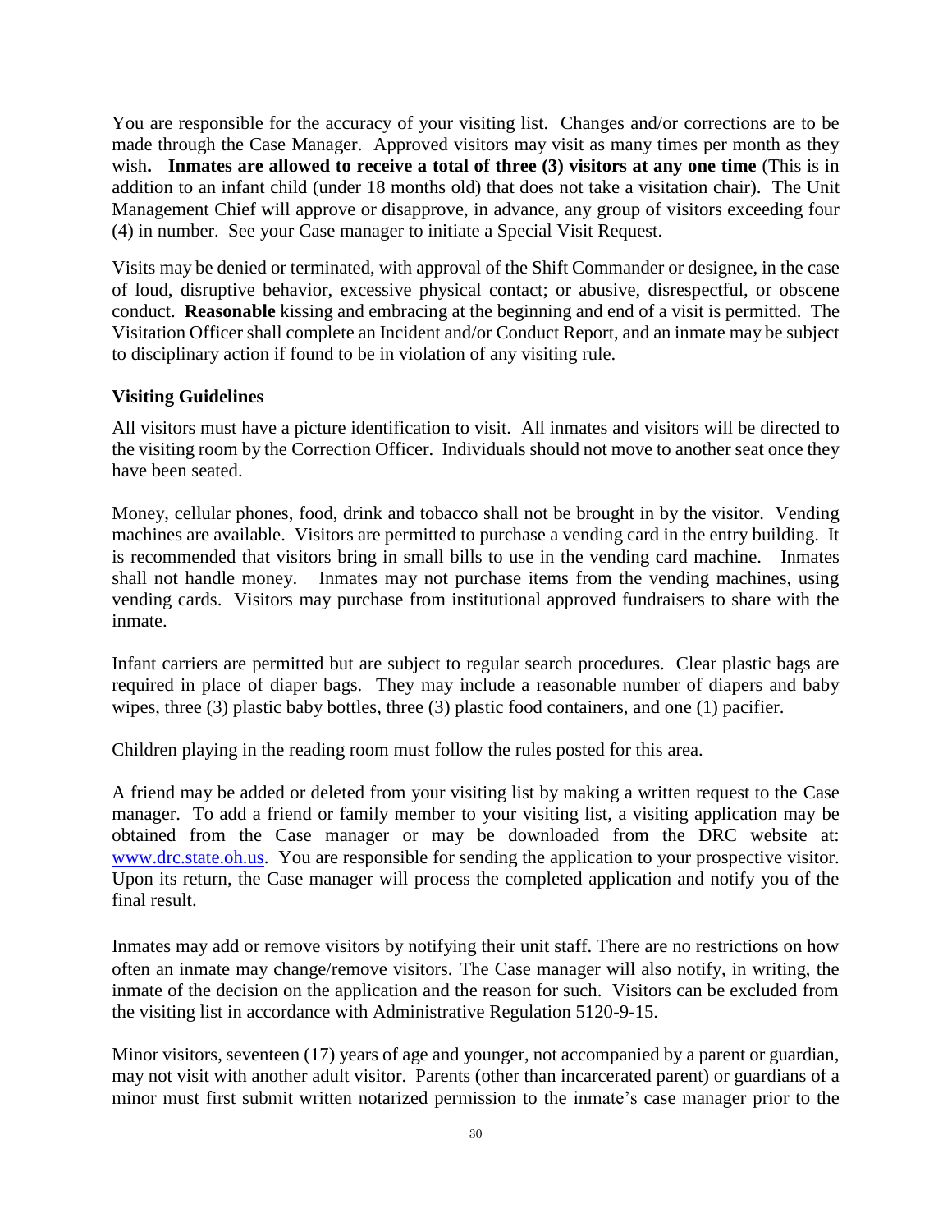You are responsible for the accuracy of your visiting list. Changes and/or corrections are to be made through the Case Manager. Approved visitors may visit as many times per month as they wish**. Inmates are allowed to receive a total of three (3) visitors at any one time** (This is in addition to an infant child (under 18 months old) that does not take a visitation chair). The Unit Management Chief will approve or disapprove, in advance, any group of visitors exceeding four (4) in number. See your Case manager to initiate a Special Visit Request.

Visits may be denied or terminated, with approval of the Shift Commander or designee, in the case of loud, disruptive behavior, excessive physical contact; or abusive, disrespectful, or obscene conduct. **Reasonable** kissing and embracing at the beginning and end of a visit is permitted. The Visitation Officer shall complete an Incident and/or Conduct Report, and an inmate may be subject to disciplinary action if found to be in violation of any visiting rule.

**Visiting Guidelines**

All visitors must have a picture identification to visit. All inmates and visitors will be directed to the visiting room by the Correction Officer. Individuals should not move to another seat once they have been seated.

Money, cellular phones, food, drink and tobacco shall not be brought in by the visitor. Vending machines are available. Visitors are permitted to purchase a vending card in the entry building. It is recommended that visitors bring in small bills to use in the vending card machine. Inmates shall not handle money. Inmates may not purchase items from the vending machines, using vending cards. Visitors may purchase from institutional approved fundraisers to share with the inmate.

Infant carriers are permitted but are subject to regular search procedures. Clear plastic bags are required in place of diaper bags. They may include a reasonable number of diapers and baby wipes, three (3) plastic baby bottles, three (3) plastic food containers, and one (1) pacifier.

Children playing in the reading room must follow the rules posted for this area.

A friend may be added or deleted from your visiting list by making a written request to the Case manager. To add a friend or family member to your visiting list, a visiting application may be obtained from the Case manager or may be downloaded from the DRC website at: [www.drc.state.oh.us](http://www.drc.state.oh.us). You are responsible for sending the application to your prospective visitor. Upon its return, the Case manager will process the completed application and notify you of the final result.

Inmates may add or remove visitors by notifying their unit staff. There are no restrictions on how often an inmate may change/remove visitors. The Case manager will also notify, in writing, the inmate of the decision on the application and the reason for such. Visitors can be excluded from the visiting list in accordance with Administrative Regulation 5120-9-15.

Minor visitors, seventeen (17) years of age and younger, not accompanied by a parent or guardian, may not visit with another adult visitor. Parents (other than incarcerated parent) or guardians of a minor must first submit written notarized permission to the inmate's case manager prior to the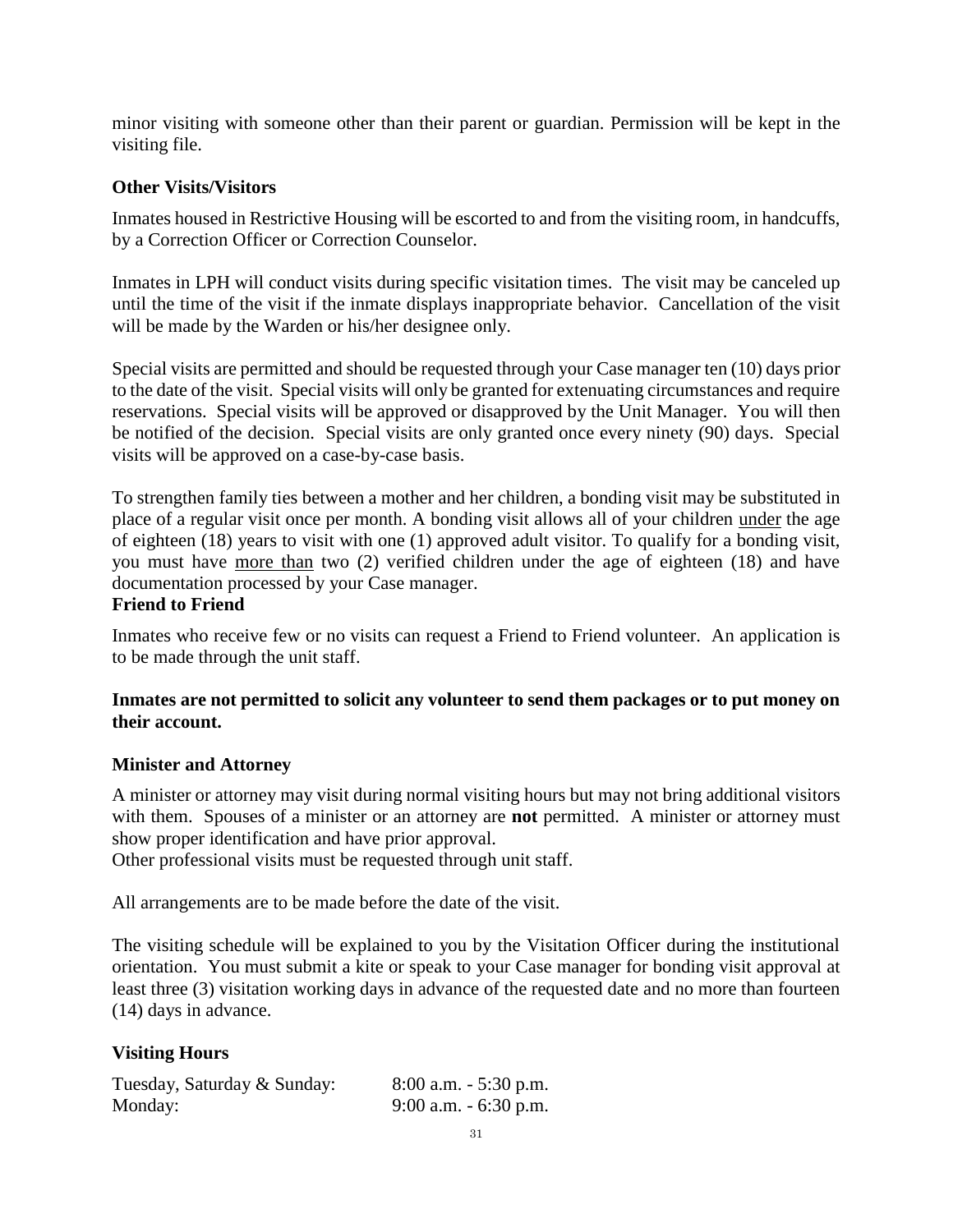minor visiting with someone other than their parent or guardian. Permission will be kept in the visiting file.

### Other Visits/Visitors

Inmates housed in Restrictive Housing will be escorted to and from the visiting room, in handcuffs, by a Correction Officer or Correction Counselor.

Inmates in LPH will conduct visits during specific visitation times. The visit may be canceled up until the time of the visit if the inmate displays inappropriate behavior. Cancellation of the visit will be made by the Warden or his/her designee only.

Special visits are permitted and should be requested through your Case manager ten (10) days prior to the date of the visit. Special visits will only be granted for extenuating circumstances and require reservations. Special visits will be approved or disapproved by the Unit Manager. You will then be notified of the decision. Special visits are only granted once every ninety (90) days. Special visits will be approved on a case-by-case basis.

To strengthen family ties between a mother and her children, a bonding visit may be substituted in place of a regular visit once per month. A bonding visit allows all of your children <u>under</u> the age of eighteen (18) years to visit with one (1) approved adult visitor. To qualify for a bonding visit, you must have <u>more than</u> two (2) verified children under the age of eighteen (18) and have documentation processed by your Case manager.

### Friend to Friend

Inmates who receive few or no visits can request a Friend to Friend volunteer. An application is to be made through the unit staff.

**Inmates are not permitted to solicit any volunteer to send them packages or to put money on their account.**

### Minister and Attorney

A minister or attorney may visit during normal visiting hours but may not bring additional visitors with them. Spouses of a minister or an attorney are **not** permitted. A minister or attorney must show proper identification and have prior approval.
Other professional visits must be requested through unit staff.

All arrangements are to be made before the date of the visit.

The visiting schedule will be explained to you by the Visitation Officer during the institutional orientation. You must submit a kite or speak to your Case manager for bonding visit approval at least three (3) visitation working days in advance of the requested date and no more than fourteen (14) days in advance.

### Visiting Hours

| | |
|---|---|
| Tuesday, Saturday & Sunday: | 8:00 a.m. - 5:30 p.m. |
| Monday: | 9:00 a.m. - 6:30 p.m. |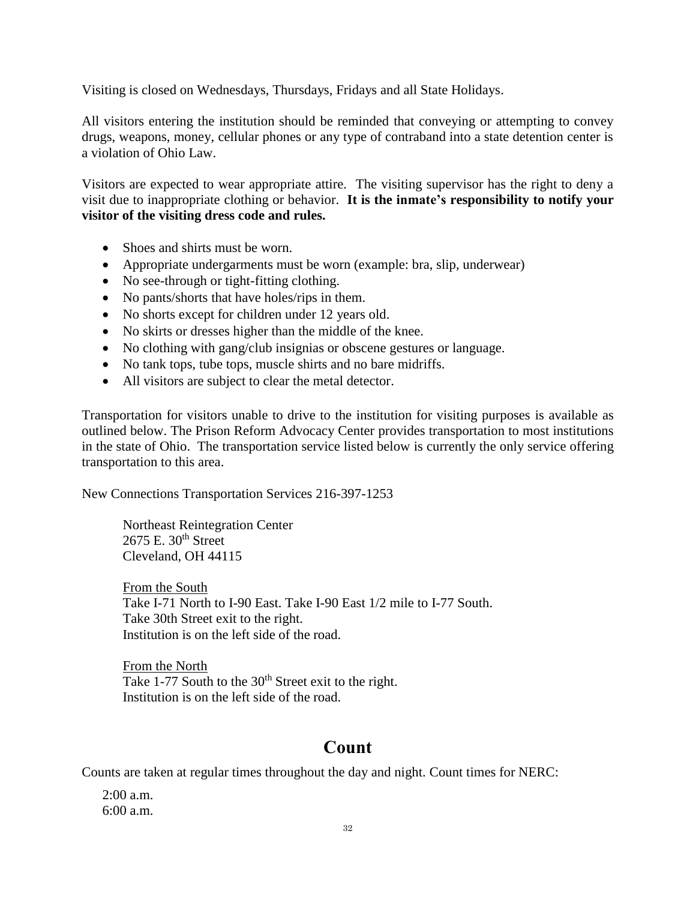Visiting is closed on Wednesdays, Thursdays, Fridays and all State Holidays.

All visitors entering the institution should be reminded that conveying or attempting to convey drugs, weapons, money, cellular phones or any type of contraband into a state detention center is a violation of Ohio Law.

Visitors are expected to wear appropriate attire. The visiting supervisor has the right to deny a visit due to inappropriate clothing or behavior. **It is the inmate's responsibility to notify your visitor of the visiting dress code and rules.**

- Shoes and shirts must be worn.
- Appropriate undergarments must be worn (example: bra, slip, underwear)
- No see-through or tight-fitting clothing.
- No pants/shorts that have holes/rips in them.
- No shorts except for children under 12 years old.
- No skirts or dresses higher than the middle of the knee.
- No clothing with gang/club insignias or obscene gestures or language.
- No tank tops, tube tops, muscle shirts and no bare midriffs.
- All visitors are subject to clear the metal detector.

Transportation for visitors unable to drive to the institution for visiting purposes is available as outlined below. The Prison Reform Advocacy Center provides transportation to most institutions in the state of Ohio. The transportation service listed below is currently the only service offering transportation to this area.

New Connections Transportation Services 216-397-1253

> Northeast Reintegration Center
> 2675 E. 30th Street
> Cleveland, OH 44115
>
> From the South
> Take I-71 North to I-90 East. Take I-90 East 1/2 mile to I-77 South.
> Take 30th Street exit to the right.
> Institution is on the left side of the road.
>
> From the North
> Take 1-77 South to the 30th Street exit to the right.
> Institution is on the left side of the road.

## Count

Counts are taken at regular times throughout the day and night. Count times for NERC:

2:00 a.m.
6:00 a.m.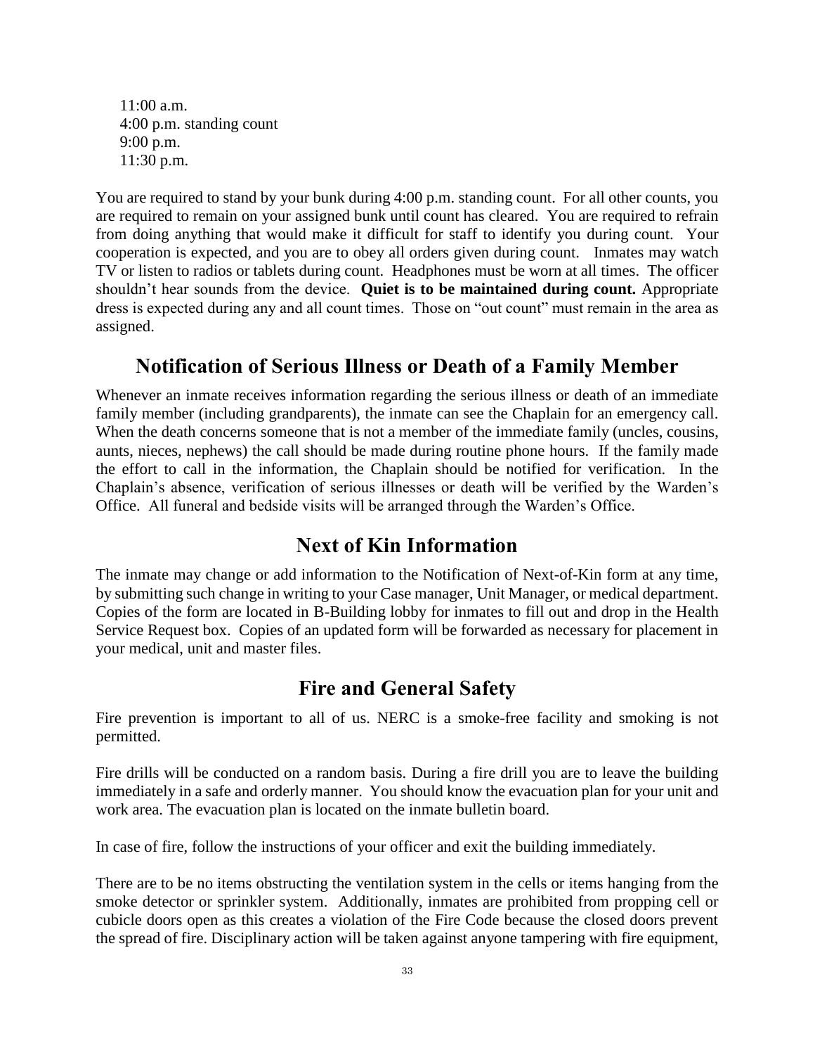11:00 a.m.  
4:00 p.m. standing count  
9:00 p.m.  
11:30 p.m.

You are required to stand by your bunk during 4:00 p.m. standing count. For all other counts, you are required to remain on your assigned bunk until count has cleared. You are required to refrain from doing anything that would make it difficult for staff to identify you during count. Your cooperation is expected, and you are to obey all orders given during count. Inmates may watch TV or listen to radios or tablets during count. Headphones must be worn at all times. The officer shouldn't hear sounds from the device. **Quiet is to be maintained during count.** Appropriate dress is expected during any and all count times. Those on "out count" must remain in the area as assigned.

## Notification of Serious Illness or Death of a Family Member

Whenever an inmate receives information regarding the serious illness or death of an immediate family member (including grandparents), the inmate can see the Chaplain for an emergency call. When the death concerns someone that is not a member of the immediate family (uncles, cousins, aunts, nieces, nephews) the call should be made during routine phone hours. If the family made the effort to call in the information, the Chaplain should be notified for verification. In the Chaplain's absence, verification of serious illnesses or death will be verified by the Warden's Office. All funeral and bedside visits will be arranged through the Warden's Office.

## Next of Kin Information

The inmate may change or add information to the Notification of Next-of-Kin form at any time, by submitting such change in writing to your Case manager, Unit Manager, or medical department. Copies of the form are located in B-Building lobby for inmates to fill out and drop in the Health Service Request box. Copies of an updated form will be forwarded as necessary for placement in your medical, unit and master files.

## Fire and General Safety

Fire prevention is important to all of us. NERC is a smoke-free facility and smoking is not permitted.

Fire drills will be conducted on a random basis. During a fire drill you are to leave the building immediately in a safe and orderly manner. You should know the evacuation plan for your unit and work area. The evacuation plan is located on the inmate bulletin board.

In case of fire, follow the instructions of your officer and exit the building immediately.

There are to be no items obstructing the ventilation system in the cells or items hanging from the smoke detector or sprinkler system. Additionally, inmates are prohibited from propping cell or cubicle doors open as this creates a violation of the Fire Code because the closed doors prevent the spread of fire. Disciplinary action will be taken against anyone tampering with fire equipment,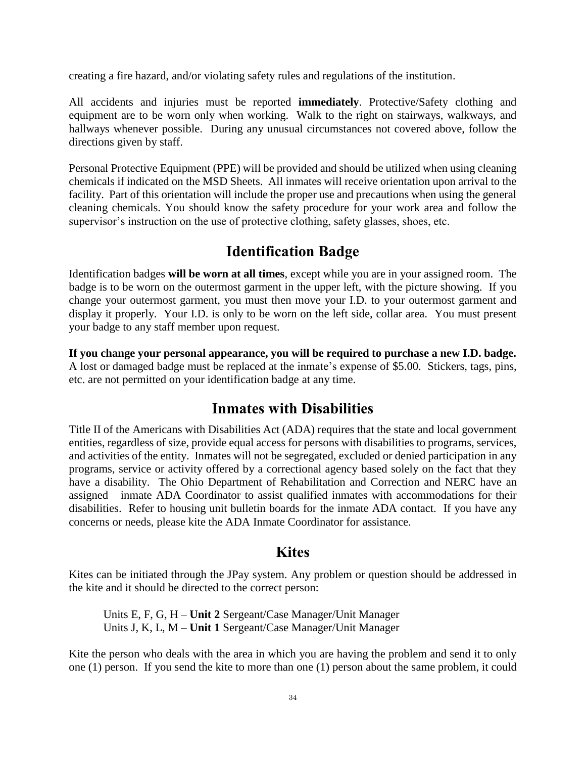creating a fire hazard, and/or violating safety rules and regulations of the institution.

All accidents and injuries must be reported **immediately**. Protective/Safety clothing and equipment are to be worn only when working. Walk to the right on stairways, walkways, and hallways whenever possible. During any unusual circumstances not covered above, follow the directions given by staff.

Personal Protective Equipment (PPE) will be provided and should be utilized when using cleaning chemicals if indicated on the MSD Sheets. All inmates will receive orientation upon arrival to the facility. Part of this orientation will include the proper use and precautions when using the general cleaning chemicals. You should know the safety procedure for your work area and follow the supervisor's instruction on the use of protective clothing, safety glasses, shoes, etc.

## Identification Badge

Identification badges **will be worn at all times**, except while you are in your assigned room. The badge is to be worn on the outermost garment in the upper left, with the picture showing. If you change your outermost garment, you must then move your I.D. to your outermost garment and display it properly. Your I.D. is only to be worn on the left side, collar area. You must present your badge to any staff member upon request.

**If you change your personal appearance, you will be required to purchase a new I.D. badge.** A lost or damaged badge must be replaced at the inmate's expense of $5.00. Stickers, tags, pins, etc. are not permitted on your identification badge at any time.

## Inmates with Disabilities

Title II of the Americans with Disabilities Act (ADA) requires that the state and local government entities, regardless of size, provide equal access for persons with disabilities to programs, services, and activities of the entity. Inmates will not be segregated, excluded or denied participation in any programs, service or activity offered by a correctional agency based solely on the fact that they have a disability. The Ohio Department of Rehabilitation and Correction and NERC have an assigned inmate ADA Coordinator to assist qualified inmates with accommodations for their disabilities. Refer to housing unit bulletin boards for the inmate ADA contact. If you have any concerns or needs, please kite the ADA Inmate Coordinator for assistance.

## Kites

Kites can be initiated through the JPay system. Any problem or question should be addressed in the kite and it should be directed to the correct person:

Units E, F, G, H – **Unit 2** Sergeant/Case Manager/Unit Manager
Units J, K, L, M – **Unit 1** Sergeant/Case Manager/Unit Manager

Kite the person who deals with the area in which you are having the problem and send it to only one (1) person. If you send the kite to more than one (1) person about the same problem, it could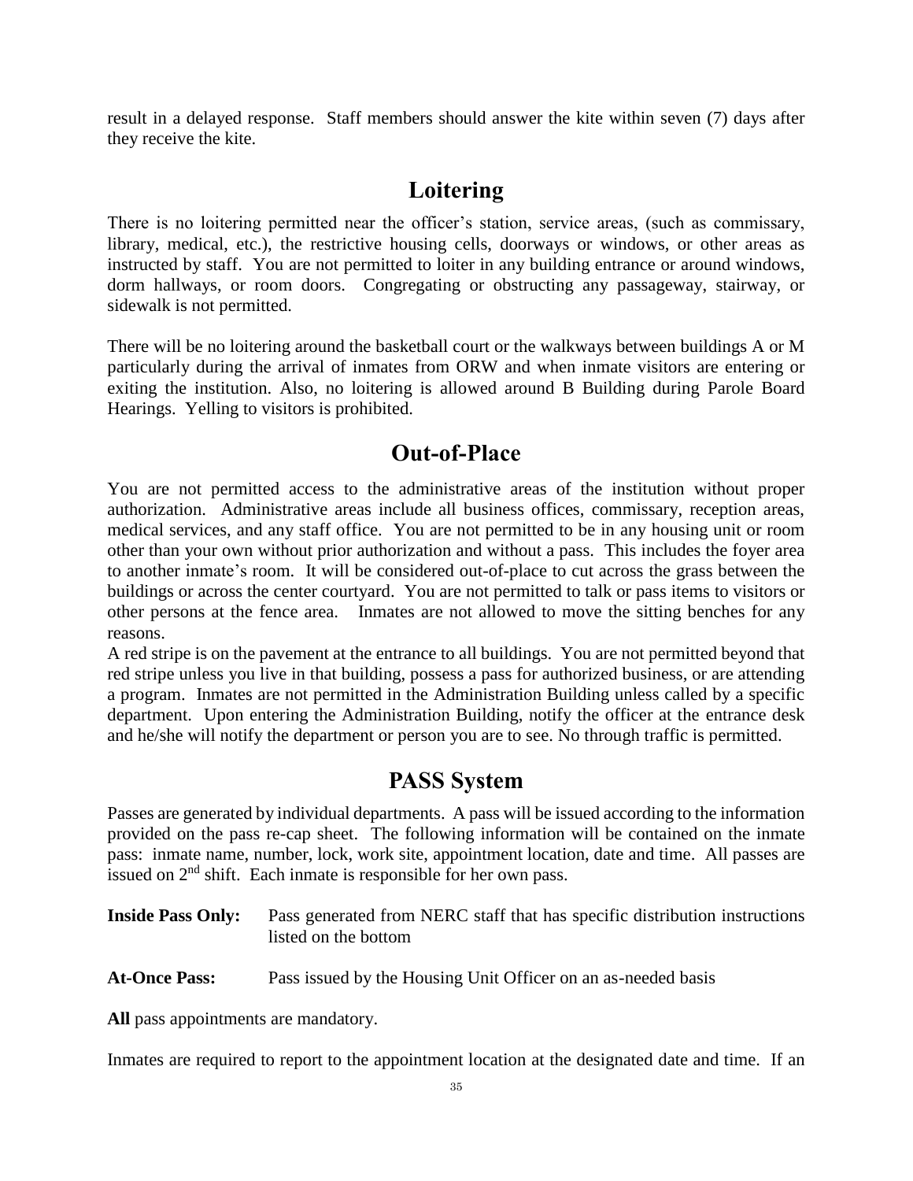result in a delayed response. Staff members should answer the kite within seven (7) days after they receive the kite.

## Loitering

There is no loitering permitted near the officer's station, service areas, (such as commissary, library, medical, etc.), the restrictive housing cells, doorways or windows, or other areas as instructed by staff. You are not permitted to loiter in any building entrance or around windows, dorm hallways, or room doors. Congregating or obstructing any passageway, stairway, or sidewalk is not permitted.

There will be no loitering around the basketball court or the walkways between buildings A or M particularly during the arrival of inmates from ORW and when inmate visitors are entering or exiting the institution. Also, no loitering is allowed around B Building during Parole Board Hearings. Yelling to visitors is prohibited.

## Out-of-Place

You are not permitted access to the administrative areas of the institution without proper authorization. Administrative areas include all business offices, commissary, reception areas, medical services, and any staff office. You are not permitted to be in any housing unit or room other than your own without prior authorization and without a pass. This includes the foyer area to another inmate's room. It will be considered out-of-place to cut across the grass between the buildings or across the center courtyard. You are not permitted to talk or pass items to visitors or other persons at the fence area. Inmates are not allowed to move the sitting benches for any reasons.

A red stripe is on the pavement at the entrance to all buildings. You are not permitted beyond that red stripe unless you live in that building, possess a pass for authorized business, or are attending a program. Inmates are not permitted in the Administration Building unless called by a specific department. Upon entering the Administration Building, notify the officer at the entrance desk and he/she will notify the department or person you are to see. No through traffic is permitted.

## PASS System

Passes are generated by individual departments. A pass will be issued according to the information provided on the pass re-cap sheet. The following information will be contained on the inmate pass: inmate name, number, lock, work site, appointment location, date and time. All passes are issued on 2nd shift. Each inmate is responsible for her own pass.

**Inside Pass Only:** Pass generated from NERC staff that has specific distribution instructions listed on the bottom

**At-Once Pass:** Pass issued by the Housing Unit Officer on an as-needed basis

**All** pass appointments are mandatory.

Inmates are required to report to the appointment location at the designated date and time. If an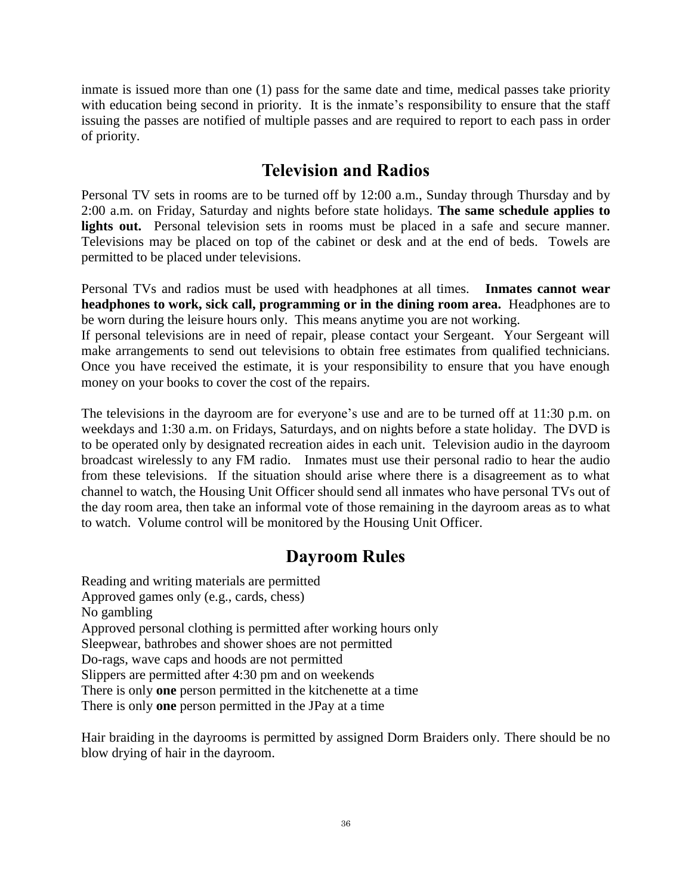inmate is issued more than one (1) pass for the same date and time, medical passes take priority with education being second in priority. It is the inmate's responsibility to ensure that the staff issuing the passes are notified of multiple passes and are required to report to each pass in order of priority.

## Television and Radios

Personal TV sets in rooms are to be turned off by 12:00 a.m., Sunday through Thursday and by 2:00 a.m. on Friday, Saturday and nights before state holidays. **The same schedule applies to lights out.** Personal television sets in rooms must be placed in a safe and secure manner. Televisions may be placed on top of the cabinet or desk and at the end of beds. Towels are permitted to be placed under televisions.

Personal TVs and radios must be used with headphones at all times. **Inmates cannot wear headphones to work, sick call, programming or in the dining room area.** Headphones are to be worn during the leisure hours only. This means anytime you are not working.
If personal televisions are in need of repair, please contact your Sergeant. Your Sergeant will make arrangements to send out televisions to obtain free estimates from qualified technicians. Once you have received the estimate, it is your responsibility to ensure that you have enough money on your books to cover the cost of the repairs.

The televisions in the dayroom are for everyone's use and are to be turned off at 11:30 p.m. on weekdays and 1:30 a.m. on Fridays, Saturdays, and on nights before a state holiday. The DVD is to be operated only by designated recreation aides in each unit. Television audio in the dayroom broadcast wirelessly to any FM radio. Inmates must use their personal radio to hear the audio from these televisions. If the situation should arise where there is a disagreement as to what channel to watch, the Housing Unit Officer should send all inmates who have personal TVs out of the day room area, then take an informal vote of those remaining in the dayroom areas as to what to watch. Volume control will be monitored by the Housing Unit Officer.

## Dayroom Rules

Reading and writing materials are permitted
Approved games only (e.g., cards, chess)
No gambling
Approved personal clothing is permitted after working hours only
Sleepwear, bathrobes and shower shoes are not permitted
Do-rags, wave caps and hoods are not permitted
Slippers are permitted after 4:30 pm and on weekends
There is only **one** person permitted in the kitchenette at a time
There is only **one** person permitted in the JPay at a time

Hair braiding in the dayrooms is permitted by assigned Dorm Braiders only. There should be no blow drying of hair in the dayroom.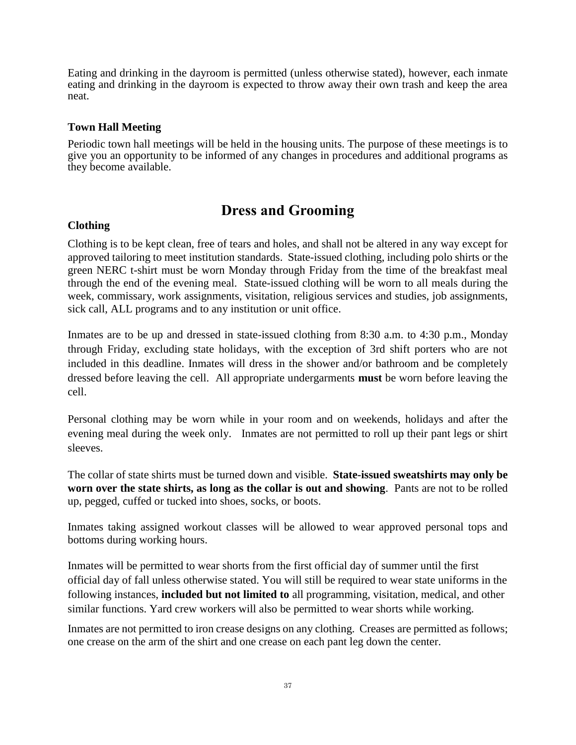Eating and drinking in the dayroom is permitted (unless otherwise stated), however, each inmate eating and drinking in the dayroom is expected to throw away their own trash and keep the area neat.

### Town Hall Meeting

Periodic town hall meetings will be held in the housing units. The purpose of these meetings is to give you an opportunity to be informed of any changes in procedures and additional programs as they become available.

## Dress and Grooming

### Clothing

Clothing is to be kept clean, free of tears and holes, and shall not be altered in any way except for approved tailoring to meet institution standards. State-issued clothing, including polo shirts or the green NERC t-shirt must be worn Monday through Friday from the time of the breakfast meal through the end of the evening meal. State-issued clothing will be worn to all meals during the week, commissary, work assignments, visitation, religious services and studies, job assignments, sick call, ALL programs and to any institution or unit office.

Inmates are to be up and dressed in state-issued clothing from 8:30 a.m. to 4:30 p.m., Monday through Friday, excluding state holidays, with the exception of 3rd shift porters who are not included in this deadline. Inmates will dress in the shower and/or bathroom and be completely dressed before leaving the cell. All appropriate undergarments **must** be worn before leaving the cell.

Personal clothing may be worn while in your room and on weekends, holidays and after the evening meal during the week only. Inmates are not permitted to roll up their pant legs or shirt sleeves.

The collar of state shirts must be turned down and visible. **State-issued sweatshirts may only be worn over the state shirts, as long as the collar is out and showing**. Pants are not to be rolled up, pegged, cuffed or tucked into shoes, socks, or boots.

Inmates taking assigned workout classes will be allowed to wear approved personal tops and bottoms during working hours.

Inmates will be permitted to wear shorts from the first official day of summer until the first official day of fall unless otherwise stated. You will still be required to wear state uniforms in the following instances, **included but not limited to** all programming, visitation, medical, and other similar functions. Yard crew workers will also be permitted to wear shorts while working.

Inmates are not permitted to iron crease designs on any clothing. Creases are permitted as follows; one crease on the arm of the shirt and one crease on each pant leg down the center.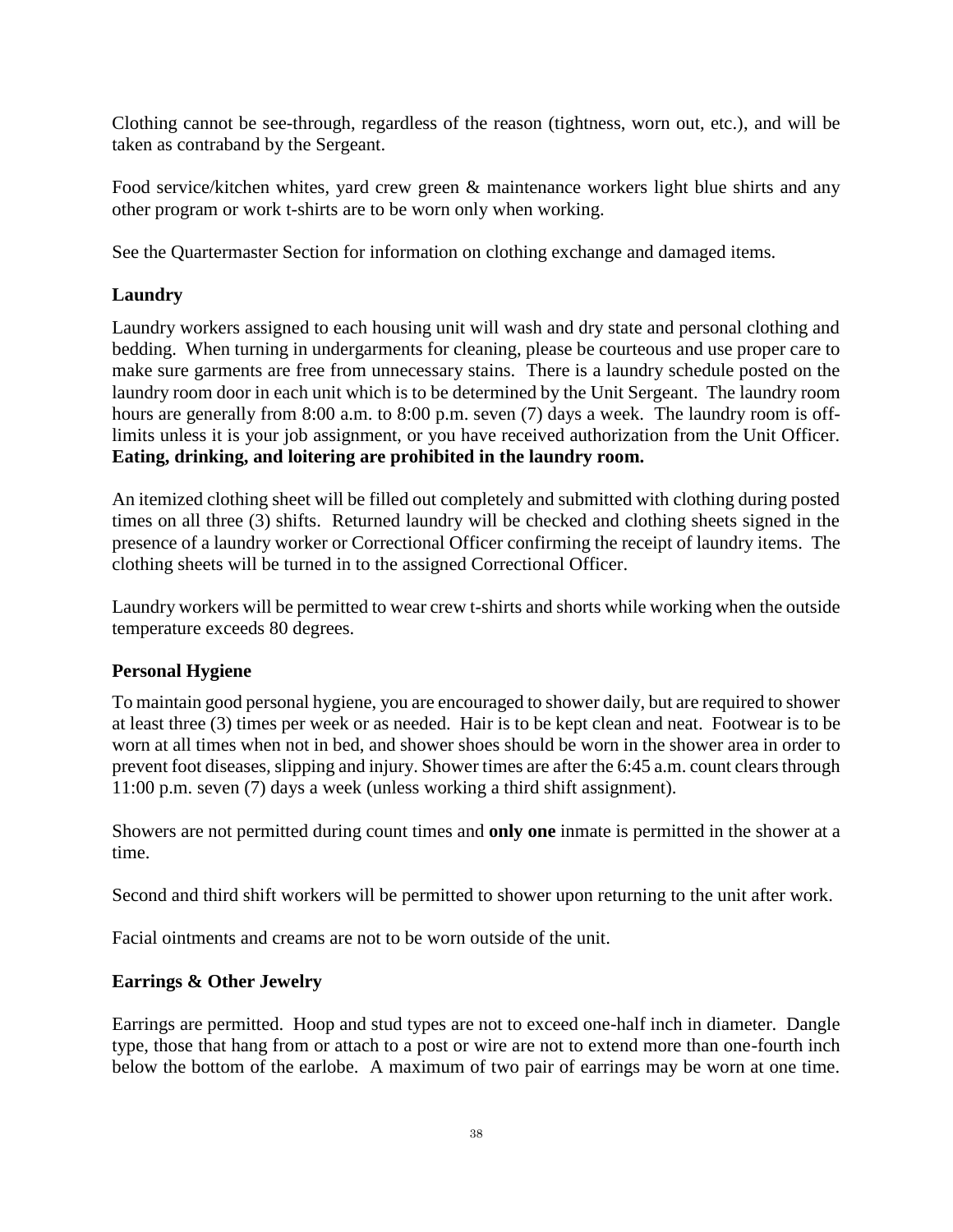Clothing cannot be see-through, regardless of the reason (tightness, worn out, etc.), and will be taken as contraband by the Sergeant.

Food service/kitchen whites, yard crew green & maintenance workers light blue shirts and any other program or work t-shirts are to be worn only when working.

See the Quartermaster Section for information on clothing exchange and damaged items.

### Laundry

Laundry workers assigned to each housing unit will wash and dry state and personal clothing and bedding. When turning in undergarments for cleaning, please be courteous and use proper care to make sure garments are free from unnecessary stains. There is a laundry schedule posted on the laundry room door in each unit which is to be determined by the Unit Sergeant. The laundry room hours are generally from 8:00 a.m. to 8:00 p.m. seven (7) days a week. The laundry room is off-limits unless it is your job assignment, or you have received authorization from the Unit Officer. **Eating, drinking, and loitering are prohibited in the laundry room.**

An itemized clothing sheet will be filled out completely and submitted with clothing during posted times on all three (3) shifts. Returned laundry will be checked and clothing sheets signed in the presence of a laundry worker or Correctional Officer confirming the receipt of laundry items. The clothing sheets will be turned in to the assigned Correctional Officer.

Laundry workers will be permitted to wear crew t-shirts and shorts while working when the outside temperature exceeds 80 degrees.

### Personal Hygiene

To maintain good personal hygiene, you are encouraged to shower daily, but are required to shower at least three (3) times per week or as needed. Hair is to be kept clean and neat. Footwear is to be worn at all times when not in bed, and shower shoes should be worn in the shower area in order to prevent foot diseases, slipping and injury. Shower times are after the 6:45 a.m. count clears through 11:00 p.m. seven (7) days a week (unless working a third shift assignment).

Showers are not permitted during count times and **only one** inmate is permitted in the shower at a time.

Second and third shift workers will be permitted to shower upon returning to the unit after work.

Facial ointments and creams are not to be worn outside of the unit.

### Earrings & Other Jewelry

Earrings are permitted. Hoop and stud types are not to exceed one-half inch in diameter. Dangle type, those that hang from or attach to a post or wire are not to extend more than one-fourth inch below the bottom of the earlobe. A maximum of two pair of earrings may be worn at one time.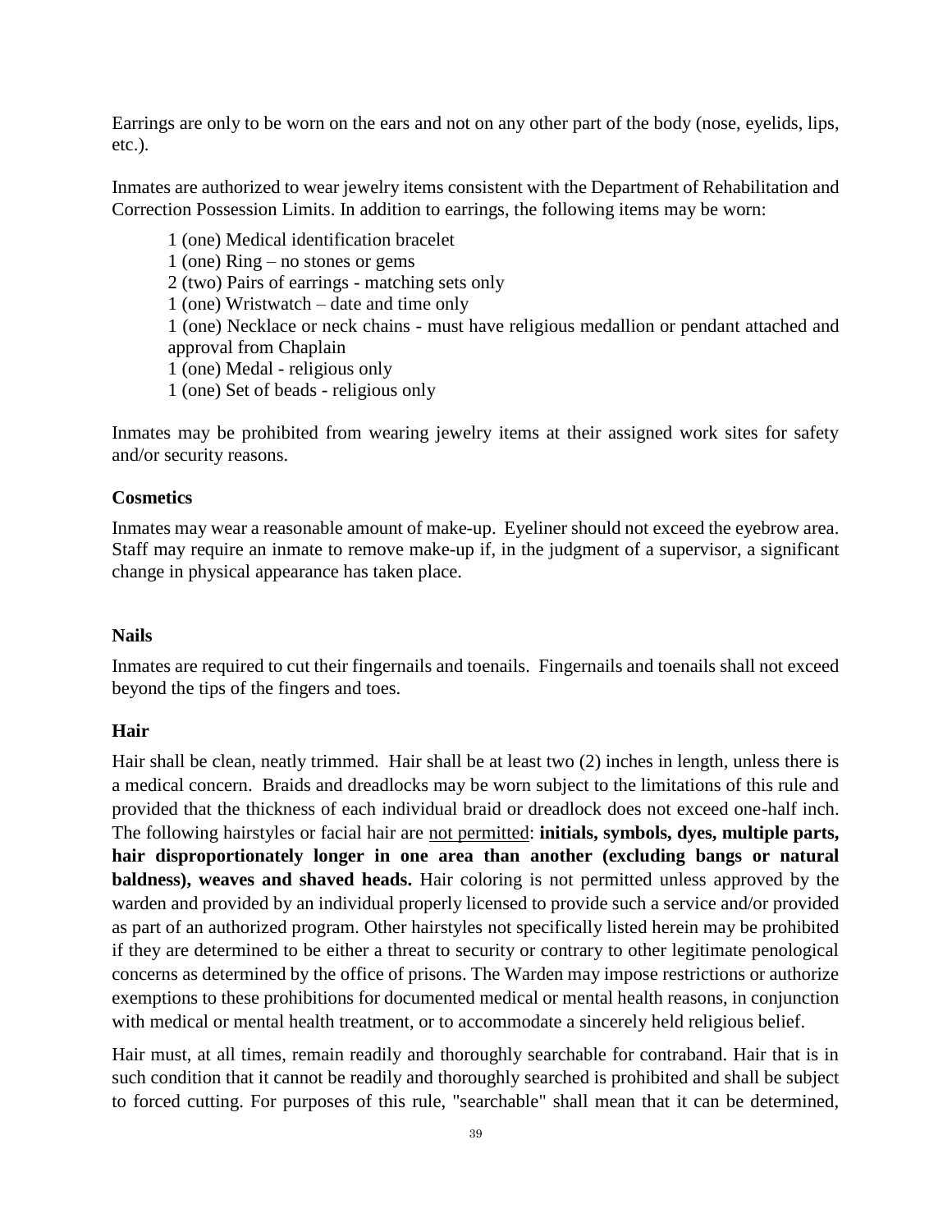Earrings are only to be worn on the ears and not on any other part of the body (nose, eyelids, lips, etc.).

Inmates are authorized to wear jewelry items consistent with the Department of Rehabilitation and Correction Possession Limits. In addition to earrings, the following items may be worn:

1 (one) Medical identification bracelet
1 (one) Ring – no stones or gems
2 (two) Pairs of earrings - matching sets only
1 (one) Wristwatch – date and time only
1 (one) Necklace or neck chains - must have religious medallion or pendant attached and approval from Chaplain
1 (one) Medal - religious only
1 (one) Set of beads - religious only

Inmates may be prohibited from wearing jewelry items at their assigned work sites for safety and/or security reasons.

**Cosmetics**

Inmates may wear a reasonable amount of make-up. Eyeliner should not exceed the eyebrow area. Staff may require an inmate to remove make-up if, in the judgment of a supervisor, a significant change in physical appearance has taken place.

**Nails**

Inmates are required to cut their fingernails and toenails. Fingernails and toenails shall not exceed beyond the tips of the fingers and toes.

**Hair**

Hair shall be clean, neatly trimmed. Hair shall be at least two (2) inches in length, unless there is a medical concern. Braids and dreadlocks may be worn subject to the limitations of this rule and provided that the thickness of each individual braid or dreadlock does not exceed one-half inch. The following hairstyles or facial hair are <u>not permitted</u>: **initials, symbols, dyes, multiple parts, hair disproportionately longer in one area than another (excluding bangs or natural baldness), weaves and shaved heads.** Hair coloring is not permitted unless approved by the warden and provided by an individual properly licensed to provide such a service and/or provided as part of an authorized program. Other hairstyles not specifically listed herein may be prohibited if they are determined to be either a threat to security or contrary to other legitimate penological concerns as determined by the office of prisons. The Warden may impose restrictions or authorize exemptions to these prohibitions for documented medical or mental health reasons, in conjunction with medical or mental health treatment, or to accommodate a sincerely held religious belief.

Hair must, at all times, remain readily and thoroughly searchable for contraband. Hair that is in such condition that it cannot be readily and thoroughly searched is prohibited and shall be subject to forced cutting. For purposes of this rule, "searchable" shall mean that it can be determined,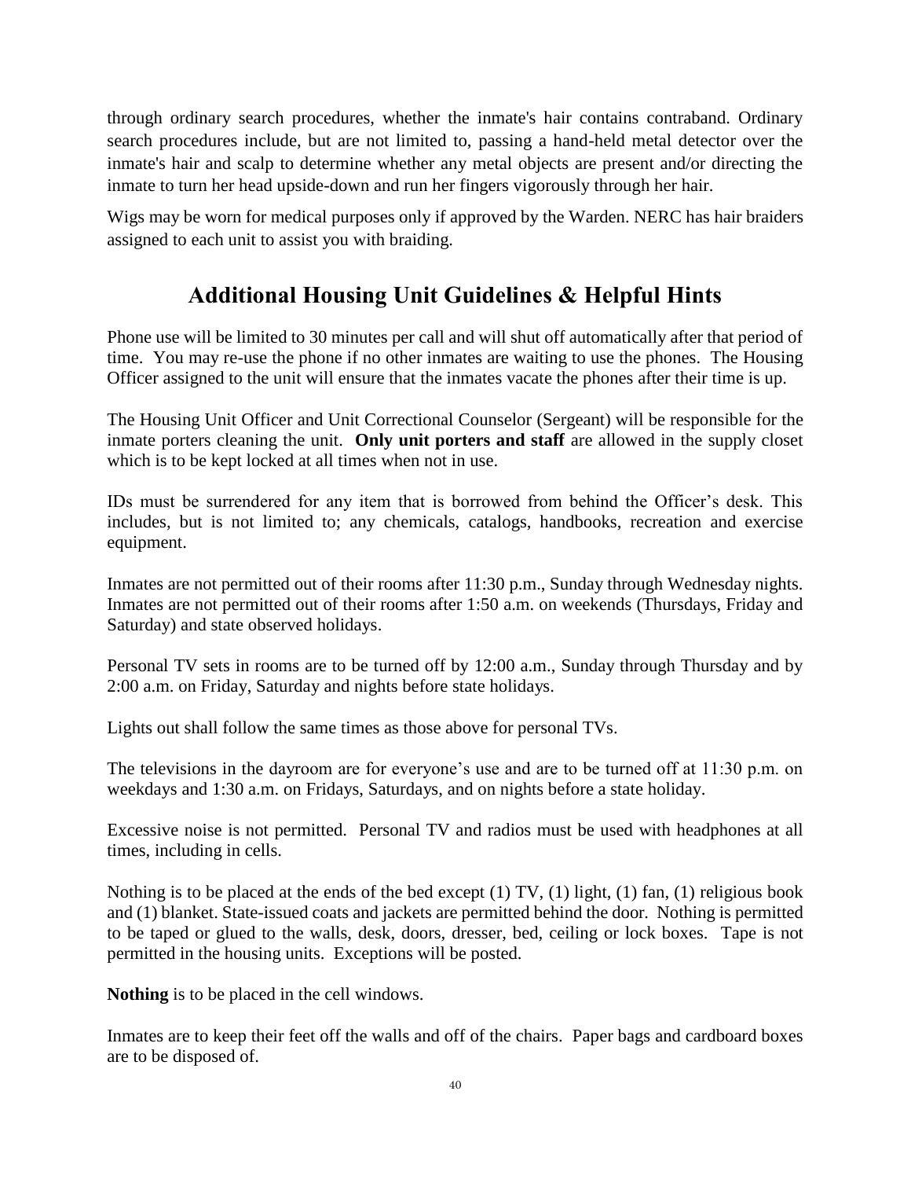through ordinary search procedures, whether the inmate's hair contains contraband. Ordinary search procedures include, but are not limited to, passing a hand-held metal detector over the inmate's hair and scalp to determine whether any metal objects are present and/or directing the inmate to turn her head upside-down and run her fingers vigorously through her hair.

Wigs may be worn for medical purposes only if approved by the Warden. NERC has hair braiders assigned to each unit to assist you with braiding.

## Additional Housing Unit Guidelines & Helpful Hints

Phone use will be limited to 30 minutes per call and will shut off automatically after that period of time. You may re-use the phone if no other inmates are waiting to use the phones. The Housing Officer assigned to the unit will ensure that the inmates vacate the phones after their time is up.

The Housing Unit Officer and Unit Correctional Counselor (Sergeant) will be responsible for the inmate porters cleaning the unit. **Only unit porters and staff** are allowed in the supply closet which is to be kept locked at all times when not in use.

IDs must be surrendered for any item that is borrowed from behind the Officer's desk. This includes, but is not limited to; any chemicals, catalogs, handbooks, recreation and exercise equipment.

Inmates are not permitted out of their rooms after 11:30 p.m., Sunday through Wednesday nights. Inmates are not permitted out of their rooms after 1:50 a.m. on weekends (Thursdays, Friday and Saturday) and state observed holidays.

Personal TV sets in rooms are to be turned off by 12:00 a.m., Sunday through Thursday and by 2:00 a.m. on Friday, Saturday and nights before state holidays.

Lights out shall follow the same times as those above for personal TVs.

The televisions in the dayroom are for everyone's use and are to be turned off at 11:30 p.m. on weekdays and 1:30 a.m. on Fridays, Saturdays, and on nights before a state holiday.

Excessive noise is not permitted. Personal TV and radios must be used with headphones at all times, including in cells.

Nothing is to be placed at the ends of the bed except (1) TV, (1) light, (1) fan, (1) religious book and (1) blanket. State-issued coats and jackets are permitted behind the door. Nothing is permitted to be taped or glued to the walls, desk, doors, dresser, bed, ceiling or lock boxes. Tape is not permitted in the housing units. Exceptions will be posted.

**Nothing** is to be placed in the cell windows.

Inmates are to keep their feet off the walls and off of the chairs. Paper bags and cardboard boxes are to be disposed of.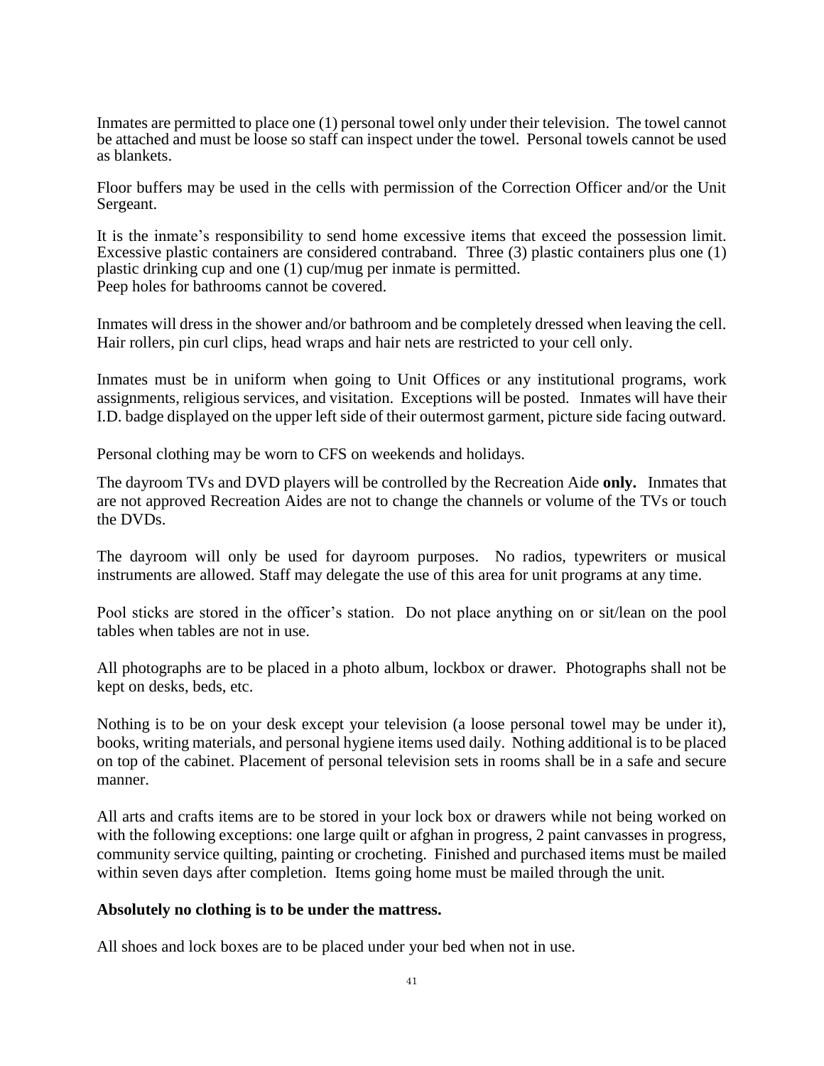Inmates are permitted to place one (1) personal towel only under their television. The towel cannot be attached and must be loose so staff can inspect under the towel. Personal towels cannot be used as blankets.

Floor buffers may be used in the cells with permission of the Correction Officer and/or the Unit Sergeant.

It is the inmate's responsibility to send home excessive items that exceed the possession limit. Excessive plastic containers are considered contraband. Three (3) plastic containers plus one (1) plastic drinking cup and one (1) cup/mug per inmate is permitted.
Peep holes for bathrooms cannot be covered.

Inmates will dress in the shower and/or bathroom and be completely dressed when leaving the cell. Hair rollers, pin curl clips, head wraps and hair nets are restricted to your cell only.

Inmates must be in uniform when going to Unit Offices or any institutional programs, work assignments, religious services, and visitation. Exceptions will be posted. Inmates will have their I.D. badge displayed on the upper left side of their outermost garment, picture side facing outward.

Personal clothing may be worn to CFS on weekends and holidays.

The dayroom TVs and DVD players will be controlled by the Recreation Aide **only.** Inmates that are not approved Recreation Aides are not to change the channels or volume of the TVs or touch the DVDs.

The dayroom will only be used for dayroom purposes. No radios, typewriters or musical instruments are allowed. Staff may delegate the use of this area for unit programs at any time.

Pool sticks are stored in the officer's station. Do not place anything on or sit/lean on the pool tables when tables are not in use.

All photographs are to be placed in a photo album, lockbox or drawer. Photographs shall not be kept on desks, beds, etc.

Nothing is to be on your desk except your television (a loose personal towel may be under it), books, writing materials, and personal hygiene items used daily. Nothing additional is to be placed on top of the cabinet. Placement of personal television sets in rooms shall be in a safe and secure manner.

All arts and crafts items are to be stored in your lock box or drawers while not being worked on with the following exceptions: one large quilt or afghan in progress, 2 paint canvasses in progress, community service quilting, painting or crocheting. Finished and purchased items must be mailed within seven days after completion. Items going home must be mailed through the unit.

**Absolutely no clothing is to be under the mattress.**

All shoes and lock boxes are to be placed under your bed when not in use.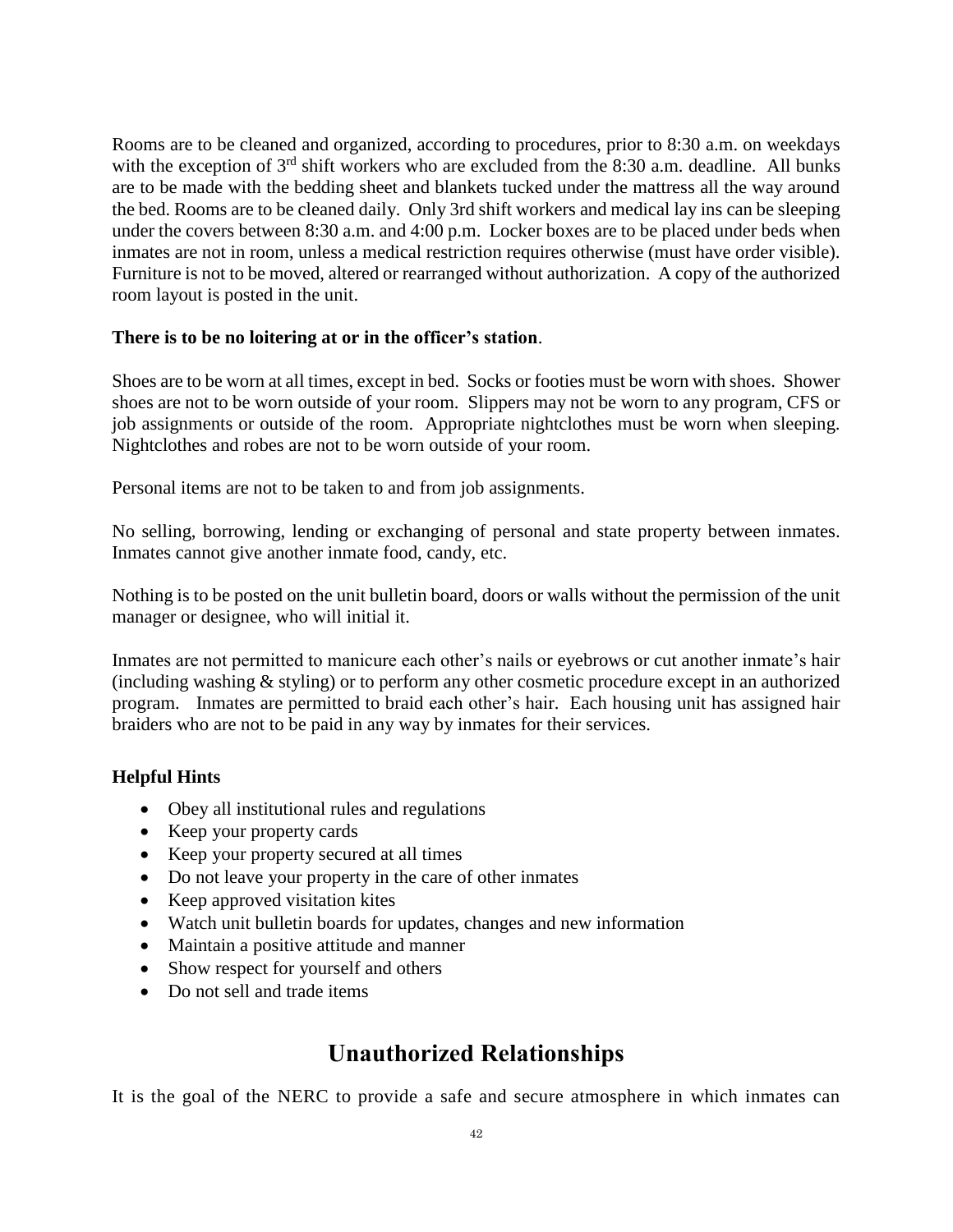Rooms are to be cleaned and organized, according to procedures, prior to 8:30 a.m. on weekdays with the exception of 3rd shift workers who are excluded from the 8:30 a.m. deadline. All bunks are to be made with the bedding sheet and blankets tucked under the mattress all the way around the bed. Rooms are to be cleaned daily. Only 3rd shift workers and medical lay ins can be sleeping under the covers between 8:30 a.m. and 4:00 p.m. Locker boxes are to be placed under beds when inmates are not in room, unless a medical restriction requires otherwise (must have order visible). Furniture is not to be moved, altered or rearranged without authorization. A copy of the authorized room layout is posted in the unit.

**There is to be no loitering at or in the officer's station**.

Shoes are to be worn at all times, except in bed. Socks or footies must be worn with shoes. Shower shoes are not to be worn outside of your room. Slippers may not be worn to any program, CFS or job assignments or outside of the room. Appropriate nightclothes must be worn when sleeping. Nightclothes and robes are not to be worn outside of your room.

Personal items are not to be taken to and from job assignments.

No selling, borrowing, lending or exchanging of personal and state property between inmates. Inmates cannot give another inmate food, candy, etc.

Nothing is to be posted on the unit bulletin board, doors or walls without the permission of the unit manager or designee, who will initial it.

Inmates are not permitted to manicure each other's nails or eyebrows or cut another inmate's hair (including washing & styling) or to perform any other cosmetic procedure except in an authorized program. Inmates are permitted to braid each other's hair. Each housing unit has assigned hair braiders who are not to be paid in any way by inmates for their services.

**Helpful Hints**

- Obey all institutional rules and regulations
- Keep your property cards
- Keep your property secured at all times
- Do not leave your property in the care of other inmates
- Keep approved visitation kites
- Watch unit bulletin boards for updates, changes and new information
- Maintain a positive attitude and manner
- Show respect for yourself and others
- Do not sell and trade items

## Unauthorized Relationships

It is the goal of the NERC to provide a safe and secure atmosphere in which inmates can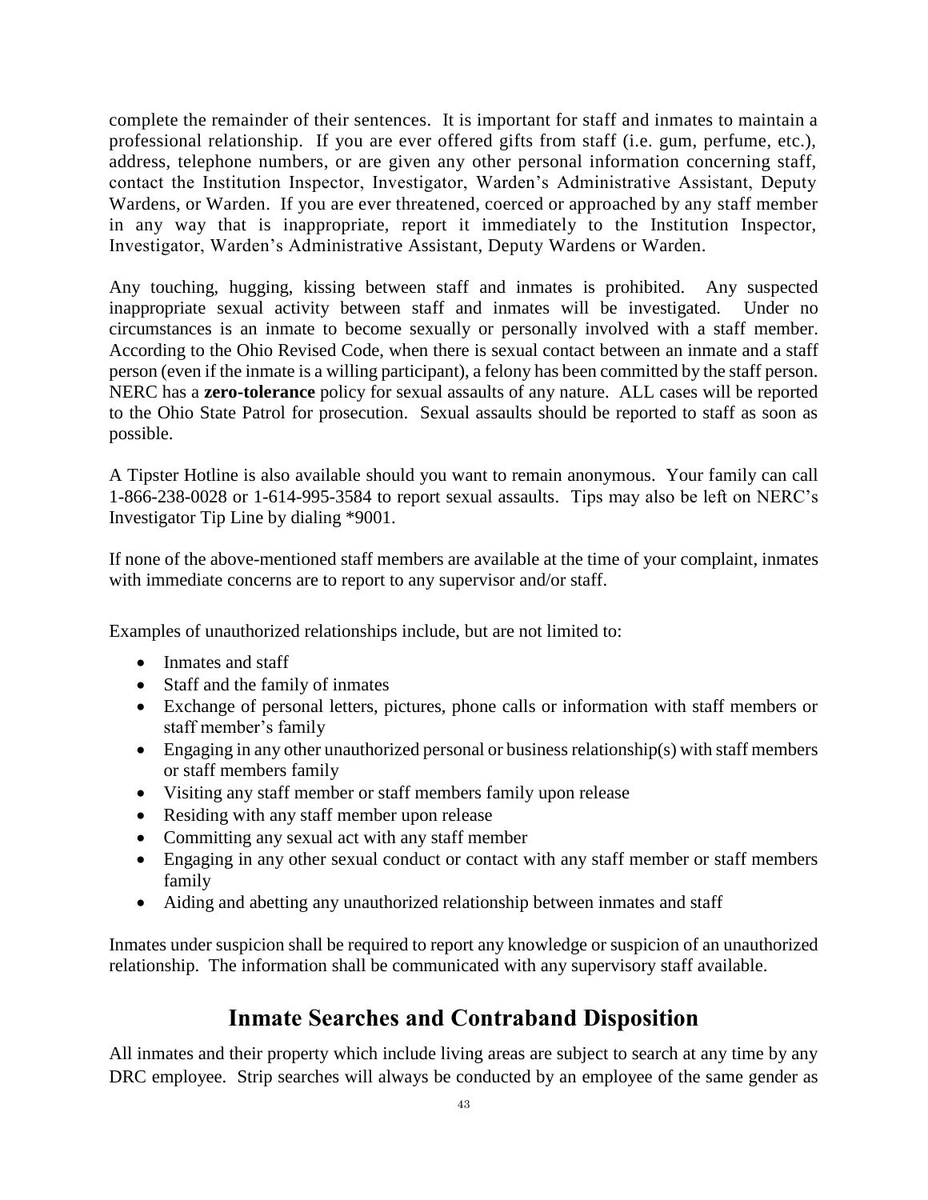complete the remainder of their sentences. It is important for staff and inmates to maintain a professional relationship. If you are ever offered gifts from staff (i.e. gum, perfume, etc.), address, telephone numbers, or are given any other personal information concerning staff, contact the Institution Inspector, Investigator, Warden's Administrative Assistant, Deputy Wardens, or Warden. If you are ever threatened, coerced or approached by any staff member in any way that is inappropriate, report it immediately to the Institution Inspector, Investigator, Warden's Administrative Assistant, Deputy Wardens or Warden.

Any touching, hugging, kissing between staff and inmates is prohibited. Any suspected inappropriate sexual activity between staff and inmates will be investigated. Under no circumstances is an inmate to become sexually or personally involved with a staff member. According to the Ohio Revised Code, when there is sexual contact between an inmate and a staff person (even if the inmate is a willing participant), a felony has been committed by the staff person. NERC has a **zero-tolerance** policy for sexual assaults of any nature. ALL cases will be reported to the Ohio State Patrol for prosecution. Sexual assaults should be reported to staff as soon as possible.

A Tipster Hotline is also available should you want to remain anonymous. Your family can call 1-866-238-0028 or 1-614-995-3584 to report sexual assaults. Tips may also be left on NERC's Investigator Tip Line by dialing *9001.

If none of the above-mentioned staff members are available at the time of your complaint, inmates with immediate concerns are to report to any supervisor and/or staff.

Examples of unauthorized relationships include, but are not limited to:

- Inmates and staff
- Staff and the family of inmates
- Exchange of personal letters, pictures, phone calls or information with staff members or staff member's family
- Engaging in any other unauthorized personal or business relationship(s) with staff members or staff members family
- Visiting any staff member or staff members family upon release
- Residing with any staff member upon release
- Committing any sexual act with any staff member
- Engaging in any other sexual conduct or contact with any staff member or staff members family
- Aiding and abetting any unauthorized relationship between inmates and staff

Inmates under suspicion shall be required to report any knowledge or suspicion of an unauthorized relationship. The information shall be communicated with any supervisory staff available.

## Inmate Searches and Contraband Disposition

All inmates and their property which include living areas are subject to search at any time by any DRC employee. Strip searches will always be conducted by an employee of the same gender as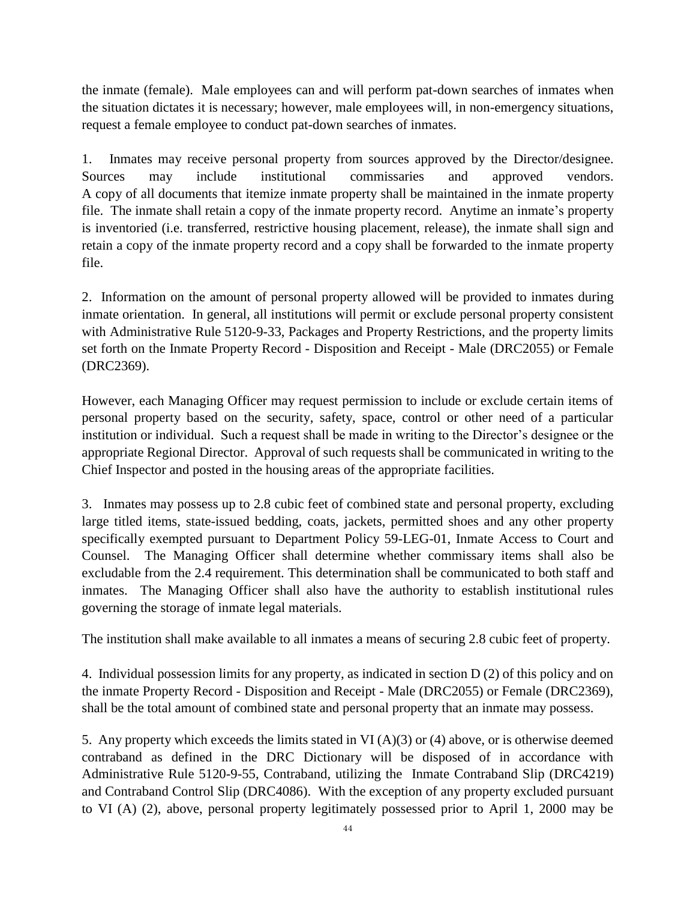the inmate (female). Male employees can and will perform pat-down searches of inmates when the situation dictates it is necessary; however, male employees will, in non-emergency situations, request a female employee to conduct pat-down searches of inmates.

1. Inmates may receive personal property from sources approved by the Director/designee. Sources may include institutional commissaries and approved vendors. A copy of all documents that itemize inmate property shall be maintained in the inmate property file. The inmate shall retain a copy of the inmate property record. Anytime an inmate's property is inventoried (i.e. transferred, restrictive housing placement, release), the inmate shall sign and retain a copy of the inmate property record and a copy shall be forwarded to the inmate property file.

2. Information on the amount of personal property allowed will be provided to inmates during inmate orientation. In general, all institutions will permit or exclude personal property consistent with Administrative Rule 5120-9-33, Packages and Property Restrictions, and the property limits set forth on the Inmate Property Record - Disposition and Receipt - Male (DRC2055) or Female (DRC2369).

However, each Managing Officer may request permission to include or exclude certain items of personal property based on the security, safety, space, control or other need of a particular institution or individual. Such a request shall be made in writing to the Director's designee or the appropriate Regional Director. Approval of such requests shall be communicated in writing to the Chief Inspector and posted in the housing areas of the appropriate facilities.

3. Inmates may possess up to 2.8 cubic feet of combined state and personal property, excluding large titled items, state-issued bedding, coats, jackets, permitted shoes and any other property specifically exempted pursuant to Department Policy 59-LEG-01, Inmate Access to Court and Counsel. The Managing Officer shall determine whether commissary items shall also be excludable from the 2.4 requirement. This determination shall be communicated to both staff and inmates. The Managing Officer shall also have the authority to establish institutional rules governing the storage of inmate legal materials.

The institution shall make available to all inmates a means of securing 2.8 cubic feet of property.

4. Individual possession limits for any property, as indicated in section D (2) of this policy and on the inmate Property Record - Disposition and Receipt - Male (DRC2055) or Female (DRC2369), shall be the total amount of combined state and personal property that an inmate may possess.

5. Any property which exceeds the limits stated in VI (A)(3) or (4) above, or is otherwise deemed contraband as defined in the DRC Dictionary will be disposed of in accordance with Administrative Rule 5120-9-55, Contraband, utilizing the Inmate Contraband Slip (DRC4219) and Contraband Control Slip (DRC4086). With the exception of any property excluded pursuant to VI (A) (2), above, personal property legitimately possessed prior to April 1, 2000 may be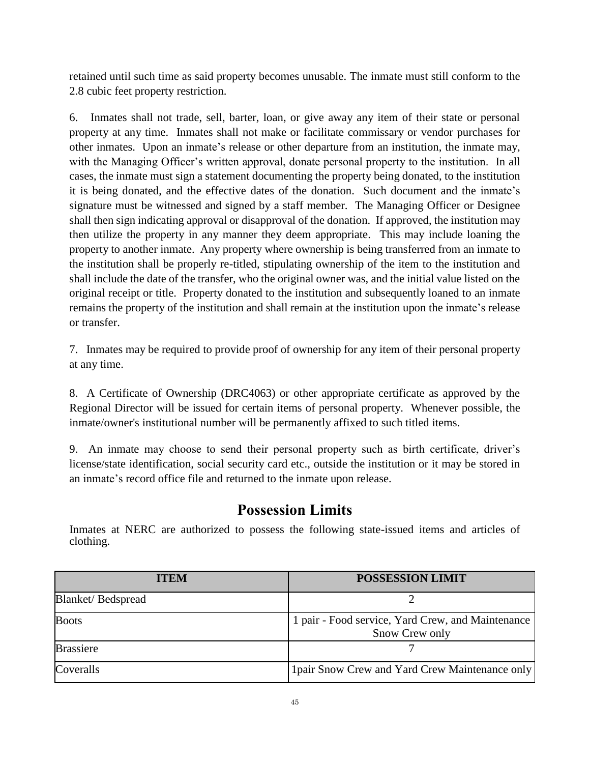retained until such time as said property becomes unusable. The inmate must still conform to the 2.8 cubic feet property restriction.

6. Inmates shall not trade, sell, barter, loan, or give away any item of their state or personal property at any time. Inmates shall not make or facilitate commissary or vendor purchases for other inmates. Upon an inmate's release or other departure from an institution, the inmate may, with the Managing Officer's written approval, donate personal property to the institution. In all cases, the inmate must sign a statement documenting the property being donated, to the institution it is being donated, and the effective dates of the donation. Such document and the inmate's signature must be witnessed and signed by a staff member. The Managing Officer or Designee shall then sign indicating approval or disapproval of the donation. If approved, the institution may then utilize the property in any manner they deem appropriate. This may include loaning the property to another inmate. Any property where ownership is being transferred from an inmate to the institution shall be properly re-titled, stipulating ownership of the item to the institution and shall include the date of the transfer, who the original owner was, and the initial value listed on the original receipt or title. Property donated to the institution and subsequently loaned to an inmate remains the property of the institution and shall remain at the institution upon the inmate's release or transfer.

7. Inmates may be required to provide proof of ownership for any item of their personal property at any time.

8. A Certificate of Ownership (DRC4063) or other appropriate certificate as approved by the Regional Director will be issued for certain items of personal property. Whenever possible, the inmate/owner's institutional number will be permanently affixed to such titled items.

9. An inmate may choose to send their personal property such as birth certificate, driver's license/state identification, social security card etc., outside the institution or it may be stored in an inmate's record office file and returned to the inmate upon release.

## Possession Limits

Inmates at NERC are authorized to possess the following state-issued items and articles of clothing.

| ITEM | POSSESSION LIMIT |
|---|---|
| Blanket/ Bedspread | 2 |
| Boots | 1 pair - Food service, Yard Crew, and Maintenance Snow Crew only |
| Brassiere | 7 |
| Coveralls | 1pair Snow Crew and Yard Crew Maintenance only |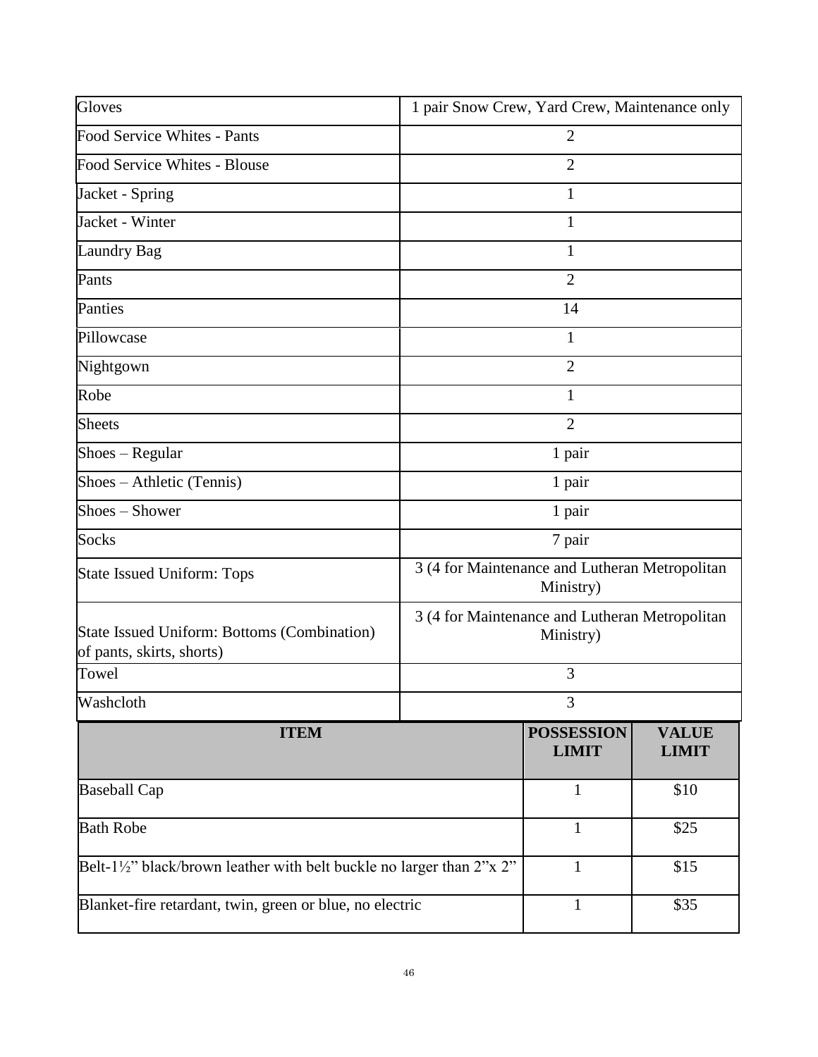| | |
|---|---|
| Gloves | 1 pair Snow Crew, Yard Crew, Maintenance only |
| Food Service Whites - Pants | 2 |
| Food Service Whites - Blouse | 2 |
| Jacket - Spring | 1 |
| Jacket - Winter | 1 |
| Laundry Bag | 1 |
| Pants | 2 |
| Panties | 14 |
| Pillowcase | 1 |
| Nightgown | 2 |
| Robe | 1 |
| Sheets | 2 |
| Shoes – Regular | 1 pair |
| Shoes – Athletic (Tennis) | 1 pair |
| Shoes – Shower | 1 pair |
| Socks | 7 pair |
| State Issued Uniform: Tops | 3 (4 for Maintenance and Lutheran Metropolitan Ministry) |
| State Issued Uniform: Bottoms (Combination) of pants, skirts, shorts) | 3 (4 for Maintenance and Lutheran Metropolitan Ministry) |
| Towel | 3 |
| Washcloth | 3 |

| ITEM | POSSESSION LIMIT | VALUE LIMIT |
|---|---|---|
| Baseball Cap | 1 | $10 |
| Bath Robe | 1 | $25 |
| Belt-1½" black/brown leather with belt buckle no larger than 2"x 2" | 1 | $15 |
| Blanket-fire retardant, twin, green or blue, no electric | 1 | $35 |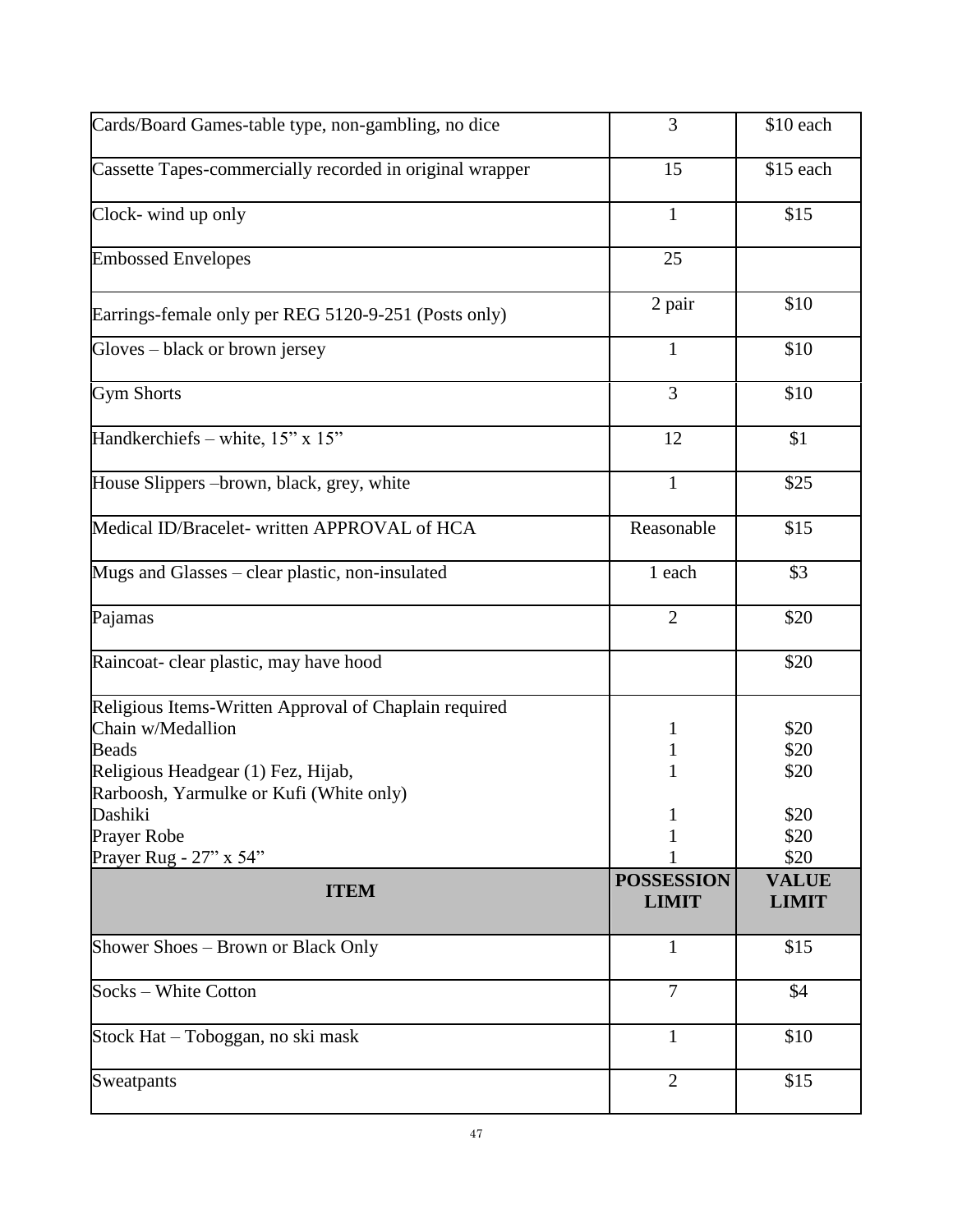| | | |
|---|---|---|
| Cards/Board Games-table type, non-gambling, no dice | 3 | $10 each |
| Cassette Tapes-commercially recorded in original wrapper | 15 | $15 each |
| Clock- wind up only | 1 | $15 |
| Embossed Envelopes | 25 | |
| Earrings-female only per REG 5120-9-251 (Posts only) | 2 pair | $10 |
| Gloves – black or brown jersey | 1 | $10 |
| Gym Shorts | 3 | $10 |
| Handkerchiefs – white, 15" x 15" | 12 | $1 |
| House Slippers –brown, black, grey, white | 1 | $25 |
| Medical ID/Bracelet- written APPROVAL of HCA | Reasonable | $15 |
| Mugs and Glasses – clear plastic, non-insulated | 1 each | $3 |
| Pajamas | 2 | $20 |
| Raincoat- clear plastic, may have hood | | $20 |
| Religious Items-Written Approval of Chaplain required<br>Chain w/Medallion<br>Beads<br>Religious Headgear (1) Fez, Hijab,<br>Rarboosh, Yarmulke or Kufi (White only)<br>Dashiki<br>Prayer Robe<br>Prayer Rug - 27" x 54" | <br>1<br>1<br>1<br><br>1<br>1<br>1 | <br>$20<br>$20<br>$20<br><br>$20<br>$20<br>$20 |
| **ITEM** | **POSSESSION LIMIT** | **VALUE LIMIT** |
| Shower Shoes – Brown or Black Only | 1 | $15 |
| Socks – White Cotton | 7 | $4 |
| Stock Hat – Toboggan, no ski mask | 1 | $10 |
| Sweatpants | 2 | $15 |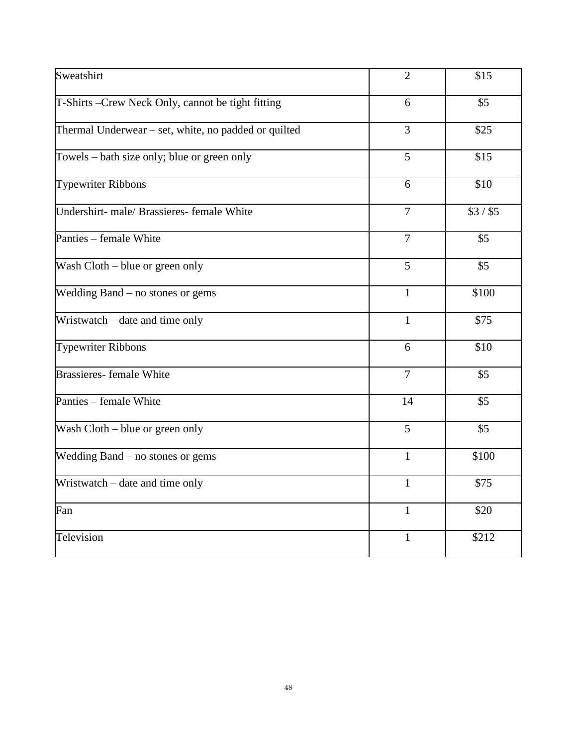| Sweatshirt | 2 | $15 |
|---|---|---|
| T-Shirts –Crew Neck Only, cannot be tight fitting | 6 | $5 |
| Thermal Underwear – set, white, no padded or quilted | 3 | $25 |
| Towels – bath size only; blue or green only | 5 | $15 |
| Typewriter Ribbons | 6 | $10 |
| Undershirt- male/ Brassieres- female White | 7 | $3 / $5 |
| Panties – female White | 7 | $5 |
| Wash Cloth – blue or green only | 5 | $5 |
| Wedding Band – no stones or gems | 1 | $100 |
| Wristwatch – date and time only | 1 | $75 |
| Typewriter Ribbons | 6 | $10 |
| Brassieres- female White | 7 | $5 |
| Panties – female White | 14 | $5 |
| Wash Cloth – blue or green only | 5 | $5 |
| Wedding Band – no stones or gems | 1 | $100 |
| Wristwatch – date and time only | 1 | $75 |
| Fan | 1 | $20 |
| Television | 1 | $212 |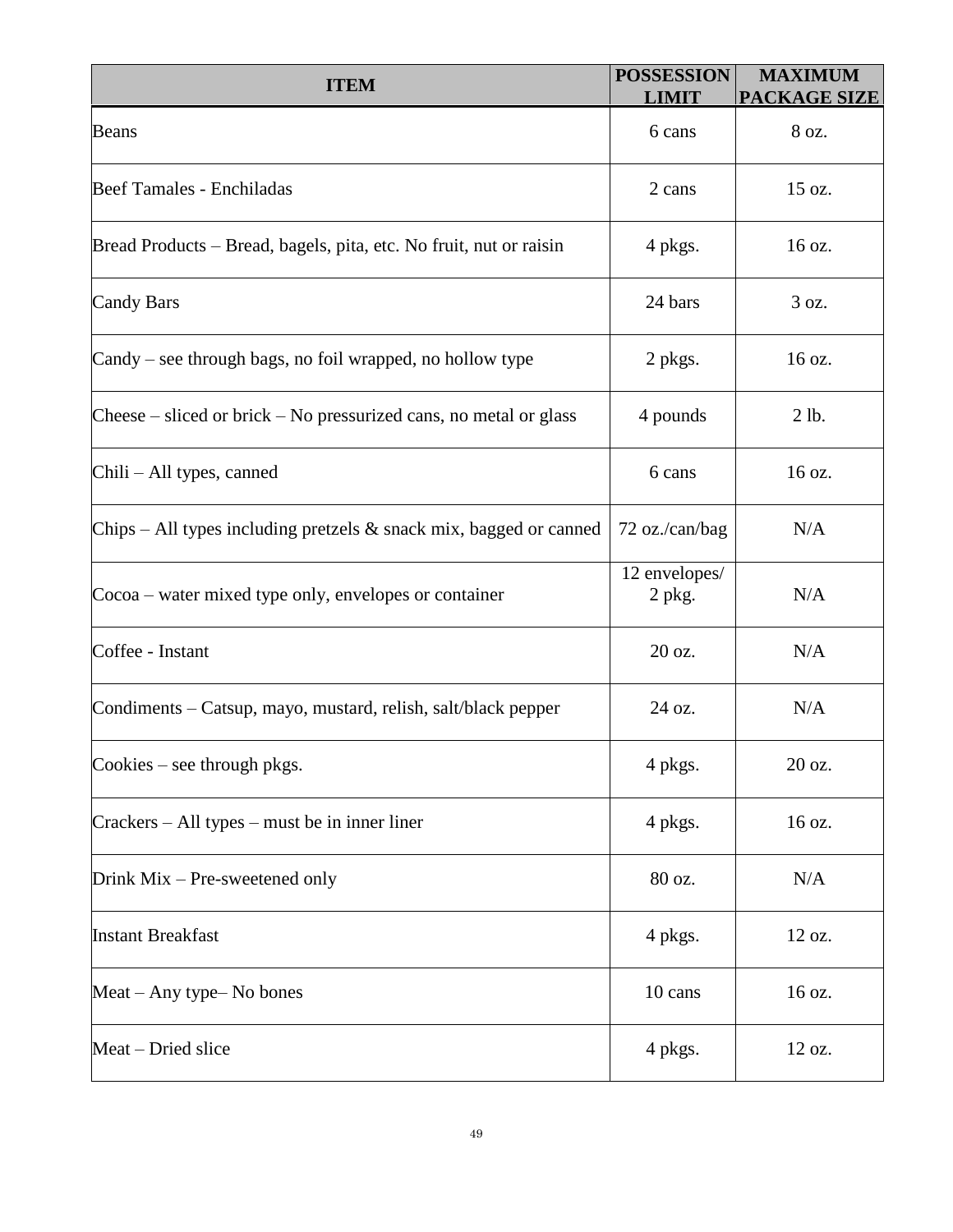| ITEM | POSSESSION LIMIT | MAXIMUM PACKAGE SIZE |
|---|---|---|
| Beans | 6 cans | 8 oz. |
| Beef Tamales - Enchiladas | 2 cans | 15 oz. |
| Bread Products – Bread, bagels, pita, etc. No fruit, nut or raisin | 4 pkgs. | 16 oz. |
| Candy Bars | 24 bars | 3 oz. |
| Candy – see through bags, no foil wrapped, no hollow type | 2 pkgs. | 16 oz. |
| Cheese – sliced or brick – No pressurized cans, no metal or glass | 4 pounds | 2 lb. |
| Chili – All types, canned | 6 cans | 16 oz. |
| Chips – All types including pretzels & snack mix, bagged or canned | 72 oz./can/bag | N/A |
| Cocoa – water mixed type only, envelopes or container | 12 envelopes/ 2 pkg. | N/A |
| Coffee - Instant | 20 oz. | N/A |
| Condiments – Catsup, mayo, mustard, relish, salt/black pepper | 24 oz. | N/A |
| Cookies – see through pkgs. | 4 pkgs. | 20 oz. |
| Crackers – All types – must be in inner liner | 4 pkgs. | 16 oz. |
| Drink Mix – Pre-sweetened only | 80 oz. | N/A |
| Instant Breakfast | 4 pkgs. | 12 oz. |
| Meat – Any type– No bones | 10 cans | 16 oz. |
| Meat – Dried slice | 4 pkgs. | 12 oz. |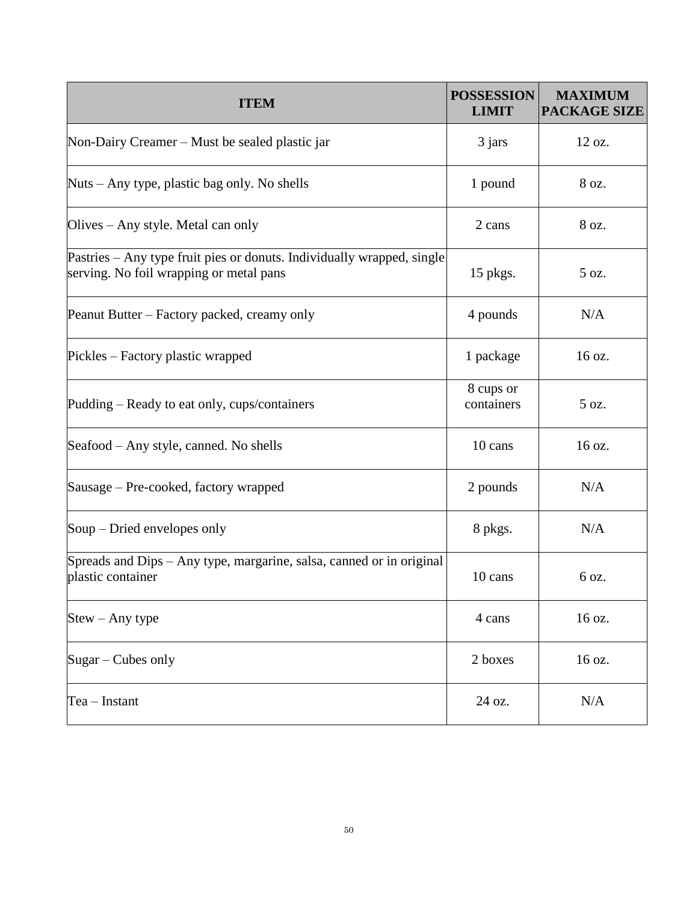| ITEM | POSSESSION LIMIT | MAXIMUM PACKAGE SIZE |
| --- | --- | --- |
| Non-Dairy Creamer – Must be sealed plastic jar | 3 jars | 12 oz. |
| Nuts – Any type, plastic bag only. No shells | 1 pound | 8 oz. |
| Olives – Any style. Metal can only | 2 cans | 8 oz. |
| Pastries – Any type fruit pies or donuts. Individually wrapped, single serving. No foil wrapping or metal pans | 15 pkgs. | 5 oz. |
| Peanut Butter – Factory packed, creamy only | 4 pounds | N/A |
| Pickles – Factory plastic wrapped | 1 package | 16 oz. |
| Pudding – Ready to eat only, cups/containers | 8 cups or containers | 5 oz. |
| Seafood – Any style, canned. No shells | 10 cans | 16 oz. |
| Sausage – Pre-cooked, factory wrapped | 2 pounds | N/A |
| Soup – Dried envelopes only | 8 pkgs. | N/A |
| Spreads and Dips – Any type, margarine, salsa, canned or in original plastic container | 10 cans | 6 oz. |
| Stew – Any type | 4 cans | 16 oz. |
| Sugar – Cubes only | 2 boxes | 16 oz. |
| Tea – Instant | 24 oz. | N/A |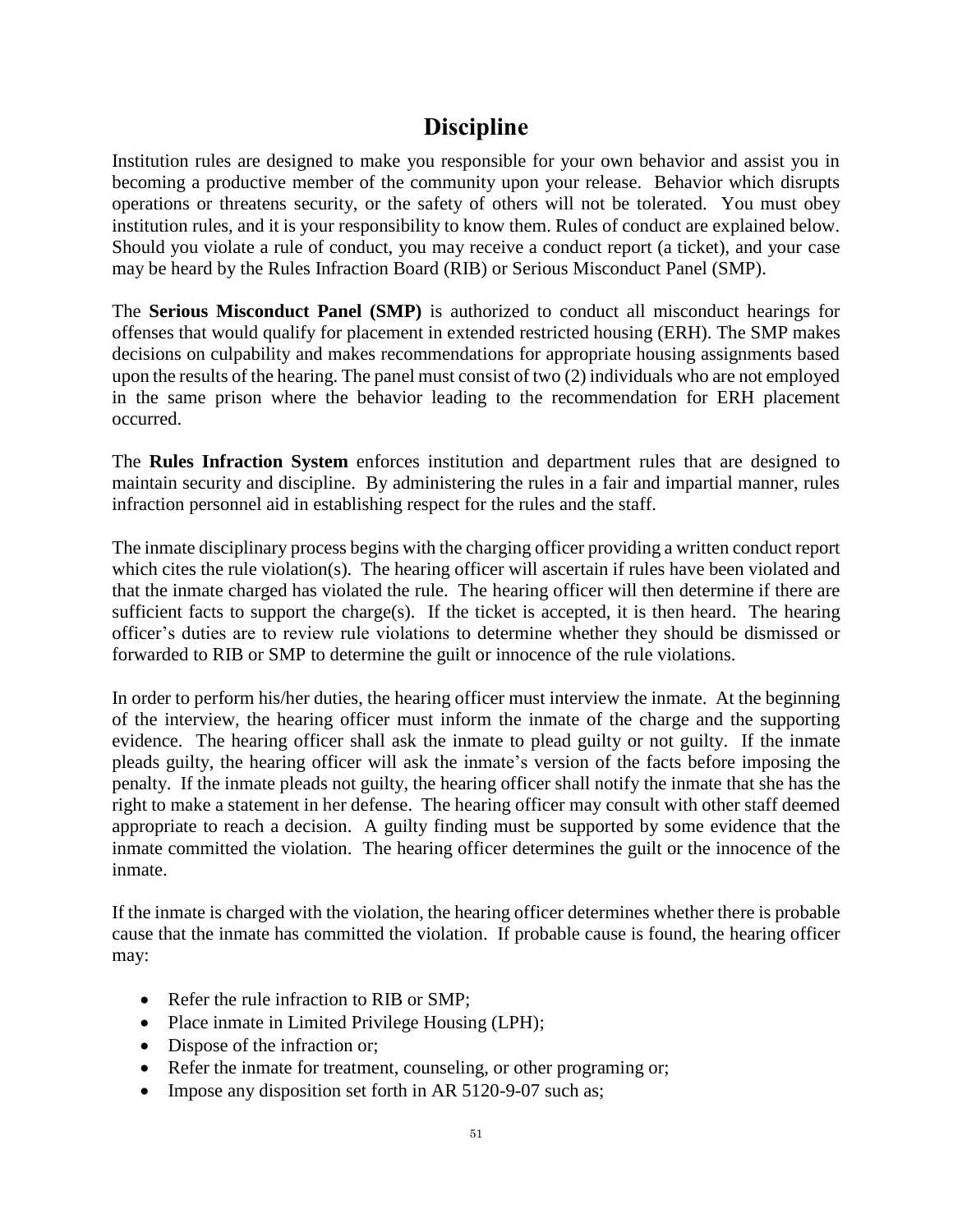# Discipline

Institution rules are designed to make you responsible for your own behavior and assist you in becoming a productive member of the community upon your release. Behavior which disrupts operations or threatens security, or the safety of others will not be tolerated. You must obey institution rules, and it is your responsibility to know them. Rules of conduct are explained below. Should you violate a rule of conduct, you may receive a conduct report (a ticket), and your case may be heard by the Rules Infraction Board (RIB) or Serious Misconduct Panel (SMP).

The **Serious Misconduct Panel (SMP)** is authorized to conduct all misconduct hearings for offenses that would qualify for placement in extended restricted housing (ERH). The SMP makes decisions on culpability and makes recommendations for appropriate housing assignments based upon the results of the hearing. The panel must consist of two (2) individuals who are not employed in the same prison where the behavior leading to the recommendation for ERH placement occurred.

The **Rules Infraction System** enforces institution and department rules that are designed to maintain security and discipline. By administering the rules in a fair and impartial manner, rules infraction personnel aid in establishing respect for the rules and the staff.

The inmate disciplinary process begins with the charging officer providing a written conduct report which cites the rule violation(s). The hearing officer will ascertain if rules have been violated and that the inmate charged has violated the rule. The hearing officer will then determine if there are sufficient facts to support the charge(s). If the ticket is accepted, it is then heard. The hearing officer's duties are to review rule violations to determine whether they should be dismissed or forwarded to RIB or SMP to determine the guilt or innocence of the rule violations.

In order to perform his/her duties, the hearing officer must interview the inmate. At the beginning of the interview, the hearing officer must inform the inmate of the charge and the supporting evidence. The hearing officer shall ask the inmate to plead guilty or not guilty. If the inmate pleads guilty, the hearing officer will ask the inmate's version of the facts before imposing the penalty. If the inmate pleads not guilty, the hearing officer shall notify the inmate that she has the right to make a statement in her defense. The hearing officer may consult with other staff deemed appropriate to reach a decision. A guilty finding must be supported by some evidence that the inmate committed the violation. The hearing officer determines the guilt or the innocence of the inmate.

If the inmate is charged with the violation, the hearing officer determines whether there is probable cause that the inmate has committed the violation. If probable cause is found, the hearing officer may:

- Refer the rule infraction to RIB or SMP;
- Place inmate in Limited Privilege Housing (LPH);
- Dispose of the infraction or;
- Refer the inmate for treatment, counseling, or other programing or;
- Impose any disposition set forth in AR 5120-9-07 such as;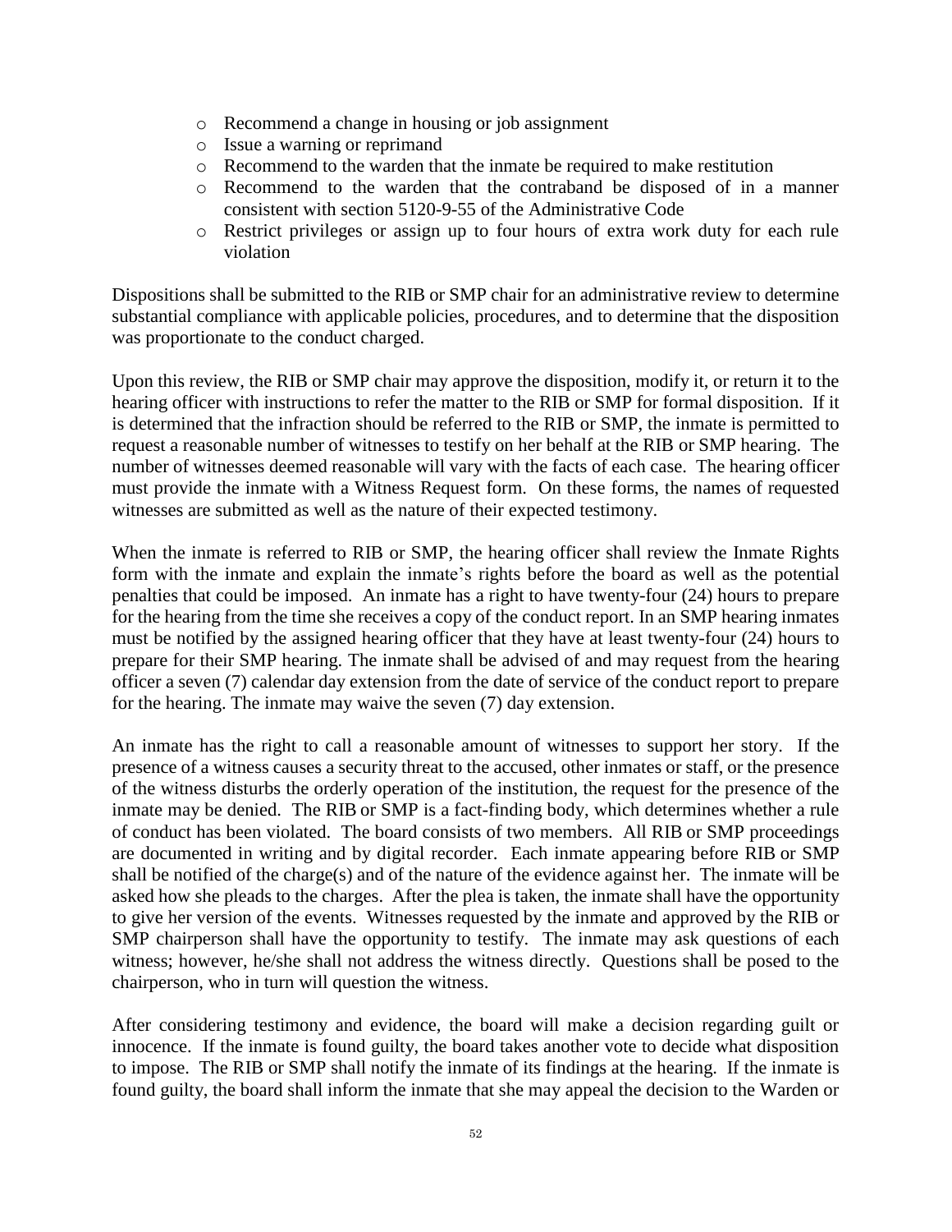- Recommend a change in housing or job assignment
- Issue a warning or reprimand
- Recommend to the warden that the inmate be required to make restitution
- Recommend to the warden that the contraband be disposed of in a manner consistent with section 5120-9-55 of the Administrative Code
- Restrict privileges or assign up to four hours of extra work duty for each rule violation

Dispositions shall be submitted to the RIB or SMP chair for an administrative review to determine substantial compliance with applicable policies, procedures, and to determine that the disposition was proportionate to the conduct charged.

Upon this review, the RIB or SMP chair may approve the disposition, modify it, or return it to the hearing officer with instructions to refer the matter to the RIB or SMP for formal disposition. If it is determined that the infraction should be referred to the RIB or SMP, the inmate is permitted to request a reasonable number of witnesses to testify on her behalf at the RIB or SMP hearing. The number of witnesses deemed reasonable will vary with the facts of each case. The hearing officer must provide the inmate with a Witness Request form. On these forms, the names of requested witnesses are submitted as well as the nature of their expected testimony.

When the inmate is referred to RIB or SMP, the hearing officer shall review the Inmate Rights form with the inmate and explain the inmate's rights before the board as well as the potential penalties that could be imposed. An inmate has a right to have twenty-four (24) hours to prepare for the hearing from the time she receives a copy of the conduct report. In an SMP hearing inmates must be notified by the assigned hearing officer that they have at least twenty-four (24) hours to prepare for their SMP hearing. The inmate shall be advised of and may request from the hearing officer a seven (7) calendar day extension from the date of service of the conduct report to prepare for the hearing. The inmate may waive the seven (7) day extension.

An inmate has the right to call a reasonable amount of witnesses to support her story. If the presence of a witness causes a security threat to the accused, other inmates or staff, or the presence of the witness disturbs the orderly operation of the institution, the request for the presence of the inmate may be denied. The RIB or SMP is a fact-finding body, which determines whether a rule of conduct has been violated. The board consists of two members. All RIB or SMP proceedings are documented in writing and by digital recorder. Each inmate appearing before RIB or SMP shall be notified of the charge(s) and of the nature of the evidence against her. The inmate will be asked how she pleads to the charges. After the plea is taken, the inmate shall have the opportunity to give her version of the events. Witnesses requested by the inmate and approved by the RIB or SMP chairperson shall have the opportunity to testify. The inmate may ask questions of each witness; however, he/she shall not address the witness directly. Questions shall be posed to the chairperson, who in turn will question the witness.

After considering testimony and evidence, the board will make a decision regarding guilt or innocence. If the inmate is found guilty, the board takes another vote to decide what disposition to impose. The RIB or SMP shall notify the inmate of its findings at the hearing. If the inmate is found guilty, the board shall inform the inmate that she may appeal the decision to the Warden or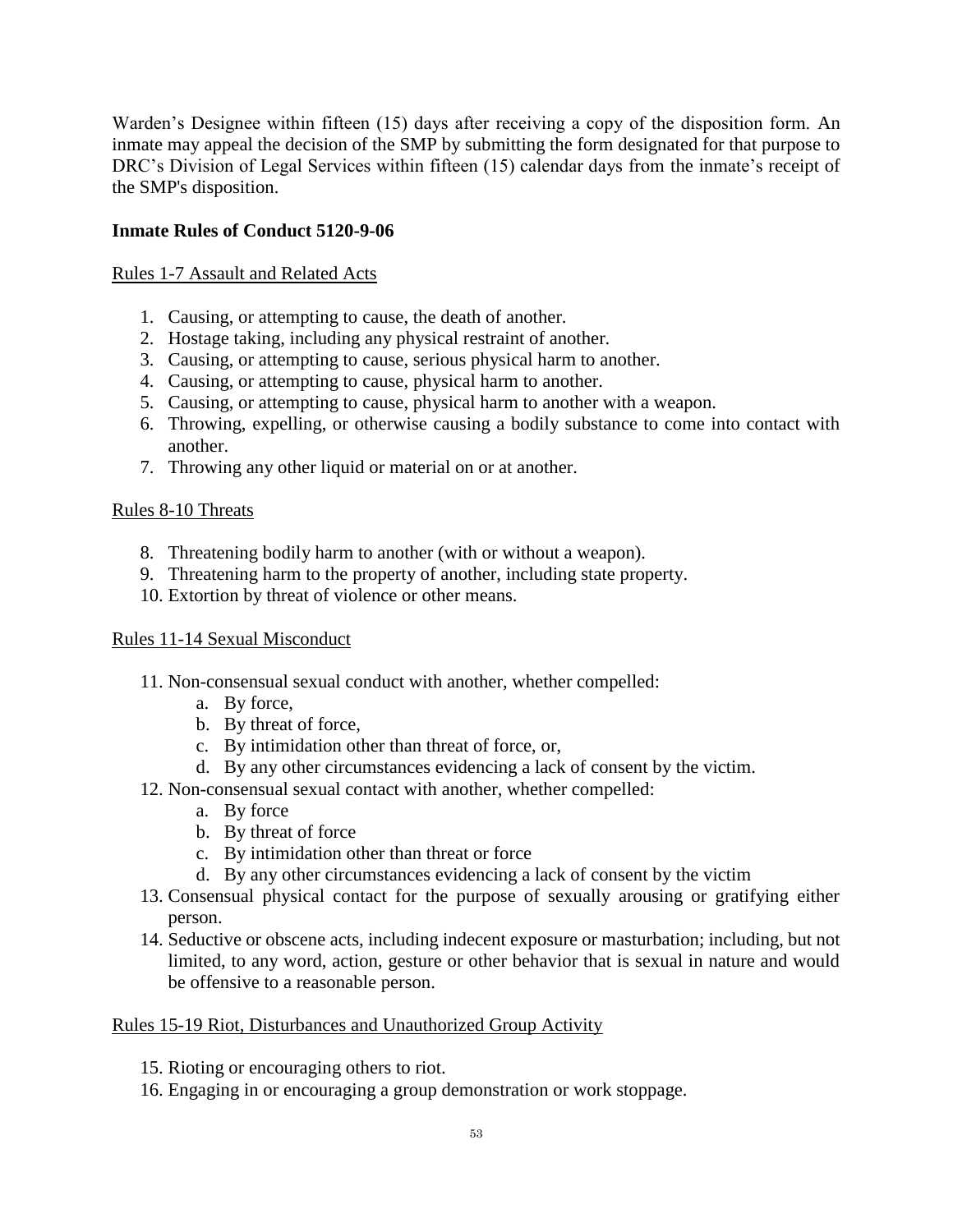Warden's Designee within fifteen (15) days after receiving a copy of the disposition form. An inmate may appeal the decision of the SMP by submitting the form designated for that purpose to DRC's Division of Legal Services within fifteen (15) calendar days from the inmate's receipt of the SMP's disposition.

**Inmate Rules of Conduct 5120-9-06**

Rules 1-7 Assault and Related Acts

1. Causing, or attempting to cause, the death of another.
2. Hostage taking, including any physical restraint of another.
3. Causing, or attempting to cause, serious physical harm to another.
4. Causing, or attempting to cause, physical harm to another.
5. Causing, or attempting to cause, physical harm to another with a weapon.
6. Throwing, expelling, or otherwise causing a bodily substance to come into contact with another.
7. Throwing any other liquid or material on or at another.

Rules 8-10 Threats

8. Threatening bodily harm to another (with or without a weapon).
9. Threatening harm to the property of another, including state property.
10. Extortion by threat of violence or other means.

Rules 11-14 Sexual Misconduct

11. Non-consensual sexual conduct with another, whether compelled:
    a. By force,
    b. By threat of force,
    c. By intimidation other than threat of force, or,
    d. By any other circumstances evidencing a lack of consent by the victim.
12. Non-consensual sexual contact with another, whether compelled:
    a. By force
    b. By threat of force
    c. By intimidation other than threat or force
    d. By any other circumstances evidencing a lack of consent by the victim
13. Consensual physical contact for the purpose of sexually arousing or gratifying either person.
14. Seductive or obscene acts, including indecent exposure or masturbation; including, but not limited, to any word, action, gesture or other behavior that is sexual in nature and would be offensive to a reasonable person.

Rules 15-19 Riot, Disturbances and Unauthorized Group Activity

15. Rioting or encouraging others to riot.
16. Engaging in or encouraging a group demonstration or work stoppage.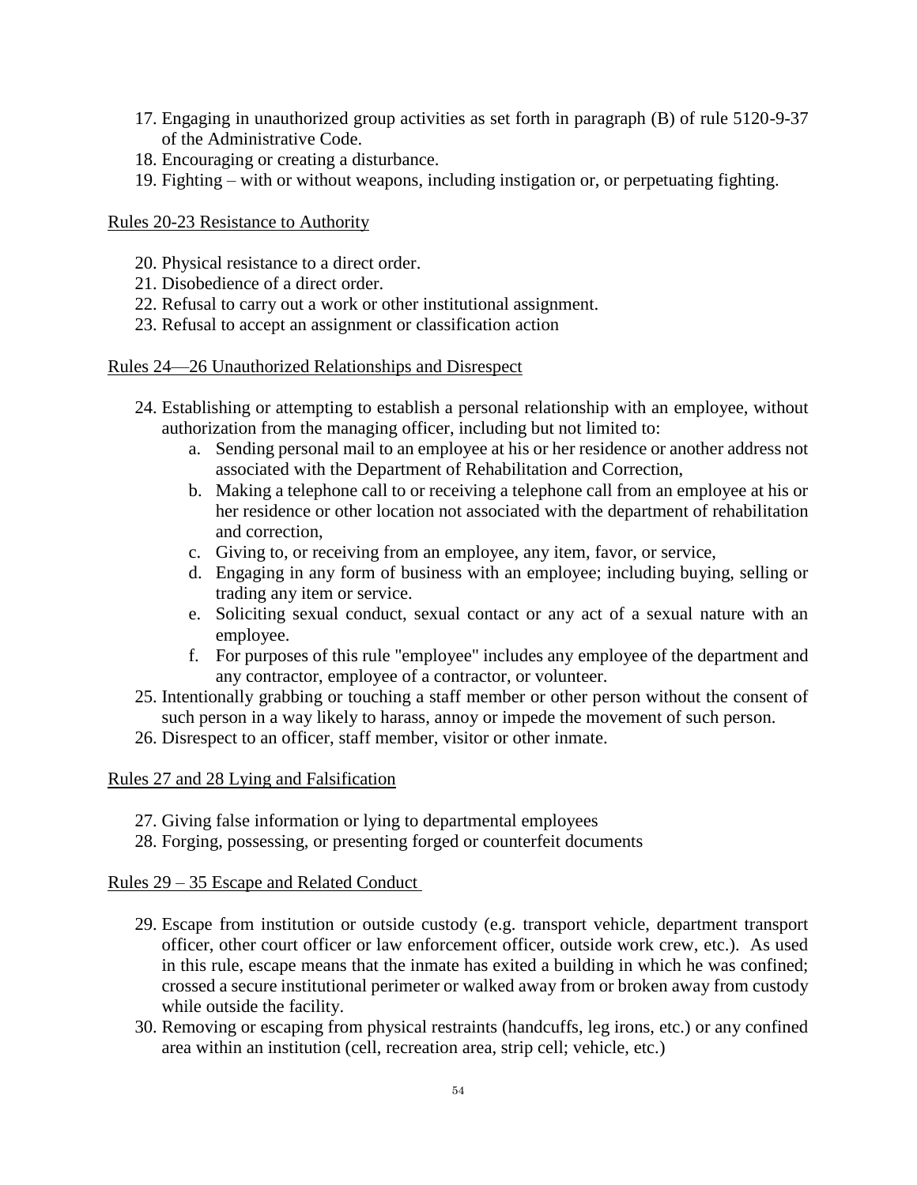17. Engaging in unauthorized group activities as set forth in paragraph (B) of rule 5120-9-37 of the Administrative Code.
18. Encouraging or creating a disturbance.
19. Fighting – with or without weapons, including instigation or, or perpetuating fighting.

<u>Rules 20-23 Resistance to Authority</u>

20. Physical resistance to a direct order.
21. Disobedience of a direct order.
22. Refusal to carry out a work or other institutional assignment.
23. Refusal to accept an assignment or classification action

<u>Rules 24—26 Unauthorized Relationships and Disrespect</u>

24. Establishing or attempting to establish a personal relationship with an employee, without authorization from the managing officer, including but not limited to:
    a. Sending personal mail to an employee at his or her residence or another address not associated with the Department of Rehabilitation and Correction,
    b. Making a telephone call to or receiving a telephone call from an employee at his or her residence or other location not associated with the department of rehabilitation and correction,
    c. Giving to, or receiving from an employee, any item, favor, or service,
    d. Engaging in any form of business with an employee; including buying, selling or trading any item or service.
    e. Soliciting sexual conduct, sexual contact or any act of a sexual nature with an employee.
    f. For purposes of this rule "employee" includes any employee of the department and any contractor, employee of a contractor, or volunteer.
25. Intentionally grabbing or touching a staff member or other person without the consent of such person in a way likely to harass, annoy or impede the movement of such person.
26. Disrespect to an officer, staff member, visitor or other inmate.

<u>Rules 27 and 28 Lying and Falsification</u>

27. Giving false information or lying to departmental employees
28. Forging, possessing, or presenting forged or counterfeit documents

<u>Rules 29 – 35 Escape and Related Conduct</u>

29. Escape from institution or outside custody (e.g. transport vehicle, department transport officer, other court officer or law enforcement officer, outside work crew, etc.). As used in this rule, escape means that the inmate has exited a building in which he was confined; crossed a secure institutional perimeter or walked away from or broken away from custody while outside the facility.
30. Removing or escaping from physical restraints (handcuffs, leg irons, etc.) or any confined area within an institution (cell, recreation area, strip cell; vehicle, etc.)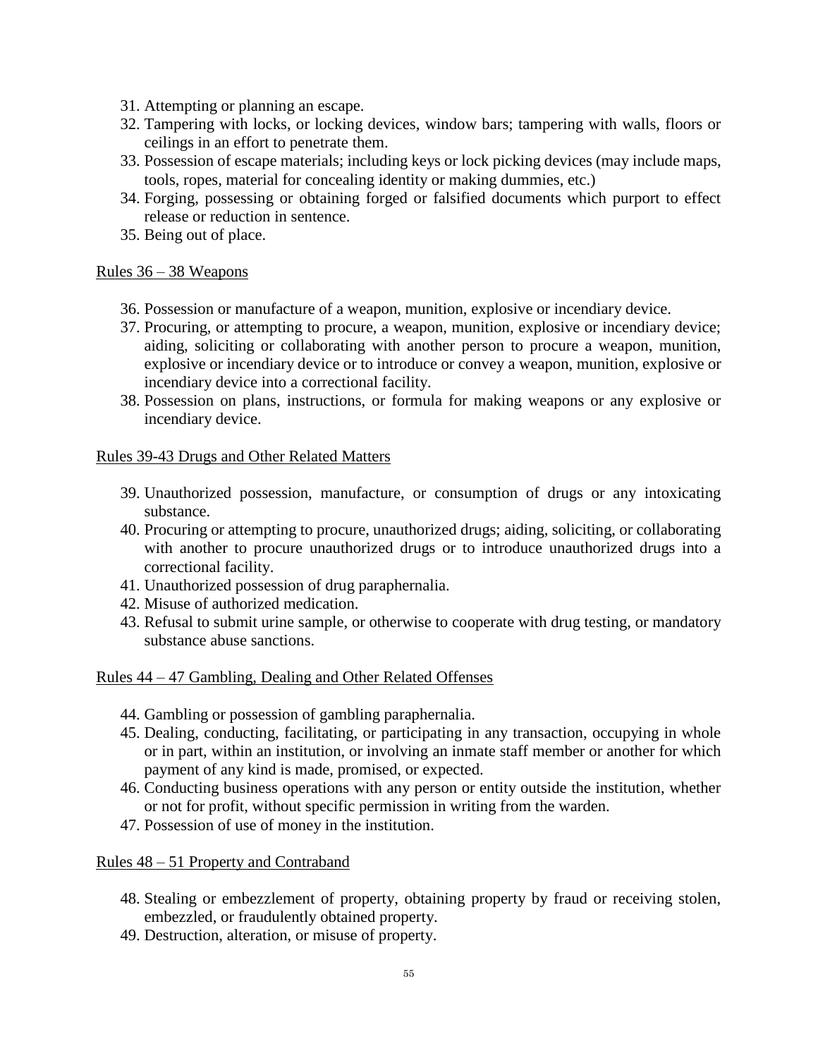31. Attempting or planning an escape.
32. Tampering with locks, or locking devices, window bars; tampering with walls, floors or ceilings in an effort to penetrate them.
33. Possession of escape materials; including keys or lock picking devices (may include maps, tools, ropes, material for concealing identity or making dummies, etc.)
34. Forging, possessing or obtaining forged or falsified documents which purport to effect release or reduction in sentence.
35. Being out of place.

<u>Rules 36 – 38 Weapons</u>

36. Possession or manufacture of a weapon, munition, explosive or incendiary device.
37. Procuring, or attempting to procure, a weapon, munition, explosive or incendiary device; aiding, soliciting or collaborating with another person to procure a weapon, munition, explosive or incendiary device or to introduce or convey a weapon, munition, explosive or incendiary device into a correctional facility.
38. Possession on plans, instructions, or formula for making weapons or any explosive or incendiary device.

<u>Rules 39-43 Drugs and Other Related Matters</u>

39. Unauthorized possession, manufacture, or consumption of drugs or any intoxicating substance.
40. Procuring or attempting to procure, unauthorized drugs; aiding, soliciting, or collaborating with another to procure unauthorized drugs or to introduce unauthorized drugs into a correctional facility.
41. Unauthorized possession of drug paraphernalia.
42. Misuse of authorized medication.
43. Refusal to submit urine sample, or otherwise to cooperate with drug testing, or mandatory substance abuse sanctions.

<u>Rules 44 – 47 Gambling, Dealing and Other Related Offenses</u>

44. Gambling or possession of gambling paraphernalia.
45. Dealing, conducting, facilitating, or participating in any transaction, occupying in whole or in part, within an institution, or involving an inmate staff member or another for which payment of any kind is made, promised, or expected.
46. Conducting business operations with any person or entity outside the institution, whether or not for profit, without specific permission in writing from the warden.
47. Possession of use of money in the institution.

<u>Rules 48 – 51 Property and Contraband</u>

48. Stealing or embezzlement of property, obtaining property by fraud or receiving stolen, embezzled, or fraudulently obtained property.
49. Destruction, alteration, or misuse of property.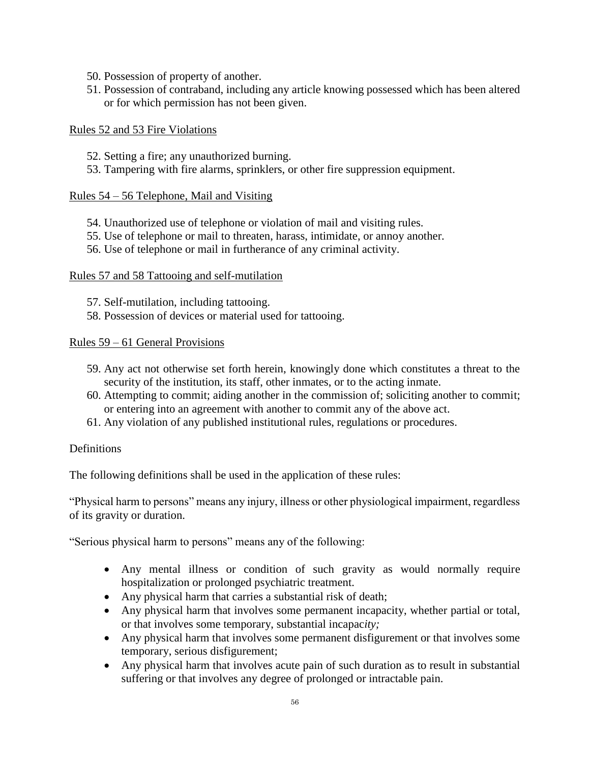50. Possession of property of another.
51. Possession of contraband, including any article knowing possessed which has been altered or for which permission has not been given.

Rules 52 and 53 Fire Violations

52. Setting a fire; any unauthorized burning.
53. Tampering with fire alarms, sprinklers, or other fire suppression equipment.

Rules 54 – 56 Telephone, Mail and Visiting

54. Unauthorized use of telephone or violation of mail and visiting rules.
55. Use of telephone or mail to threaten, harass, intimidate, or annoy another.
56. Use of telephone or mail in furtherance of any criminal activity.

Rules 57 and 58 Tattooing and self-mutilation

57. Self-mutilation, including tattooing.
58. Possession of devices or material used for tattooing.

Rules 59 – 61 General Provisions

59. Any act not otherwise set forth herein, knowingly done which constitutes a threat to the security of the institution, its staff, other inmates, or to the acting inmate.
60. Attempting to commit; aiding another in the commission of; soliciting another to commit; or entering into an agreement with another to commit any of the above act.
61. Any violation of any published institutional rules, regulations or procedures.

Definitions

The following definitions shall be used in the application of these rules:

"Physical harm to persons" means any injury, illness or other physiological impairment, regardless of its gravity or duration.

"Serious physical harm to persons" means any of the following:

- Any mental illness or condition of such gravity as would normally require hospitalization or prolonged psychiatric treatment.
- Any physical harm that carries a substantial risk of death;
- Any physical harm that involves some permanent incapacity, whether partial or total, or that involves some temporary, substantial incapac*ity;*
- Any physical harm that involves some permanent disfigurement or that involves some temporary, serious disfigurement;
- Any physical harm that involves acute pain of such duration as to result in substantial suffering or that involves any degree of prolonged or intractable pain.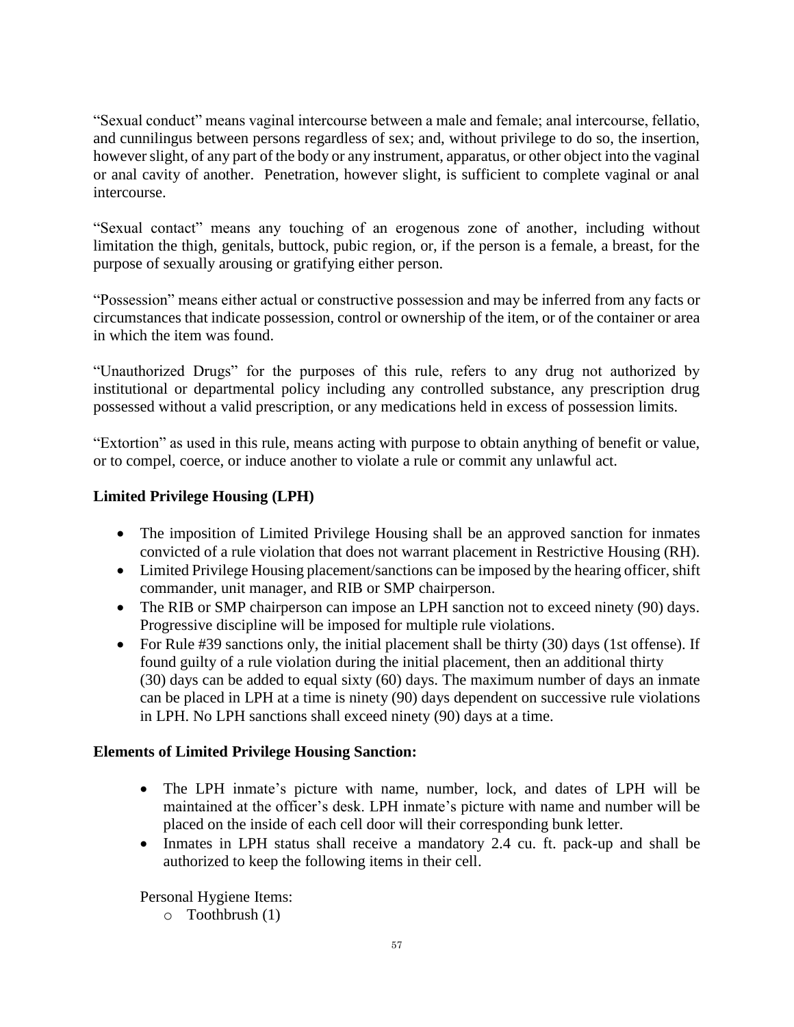"Sexual conduct" means vaginal intercourse between a male and female; anal intercourse, fellatio, and cunnilingus between persons regardless of sex; and, without privilege to do so, the insertion, however slight, of any part of the body or any instrument, apparatus, or other object into the vaginal or anal cavity of another. Penetration, however slight, is sufficient to complete vaginal or anal intercourse.

"Sexual contact" means any touching of an erogenous zone of another, including without limitation the thigh, genitals, buttock, pubic region, or, if the person is a female, a breast, for the purpose of sexually arousing or gratifying either person.

"Possession" means either actual or constructive possession and may be inferred from any facts or circumstances that indicate possession, control or ownership of the item, or of the container or area in which the item was found.

"Unauthorized Drugs" for the purposes of this rule, refers to any drug not authorized by institutional or departmental policy including any controlled substance, any prescription drug possessed without a valid prescription, or any medications held in excess of possession limits.

"Extortion" as used in this rule, means acting with purpose to obtain anything of benefit or value, or to compel, coerce, or induce another to violate a rule or commit any unlawful act.

**Limited Privilege Housing (LPH)**

- The imposition of Limited Privilege Housing shall be an approved sanction for inmates convicted of a rule violation that does not warrant placement in Restrictive Housing (RH).
- Limited Privilege Housing placement/sanctions can be imposed by the hearing officer, shift commander, unit manager, and RIB or SMP chairperson.
- The RIB or SMP chairperson can impose an LPH sanction not to exceed ninety (90) days. Progressive discipline will be imposed for multiple rule violations.
- For Rule #39 sanctions only, the initial placement shall be thirty (30) days (1st offense). If found guilty of a rule violation during the initial placement, then an additional thirty (30) days can be added to equal sixty (60) days. The maximum number of days an inmate can be placed in LPH at a time is ninety (90) days dependent on successive rule violations in LPH. No LPH sanctions shall exceed ninety (90) days at a time.

**Elements of Limited Privilege Housing Sanction:**

- The LPH inmate's picture with name, number, lock, and dates of LPH will be maintained at the officer's desk. LPH inmate's picture with name and number will be placed on the inside of each cell door will their corresponding bunk letter.
- Inmates in LPH status shall receive a mandatory 2.4 cu. ft. pack-up and shall be authorized to keep the following items in their cell.

Personal Hygiene Items:

- Toothbrush (1)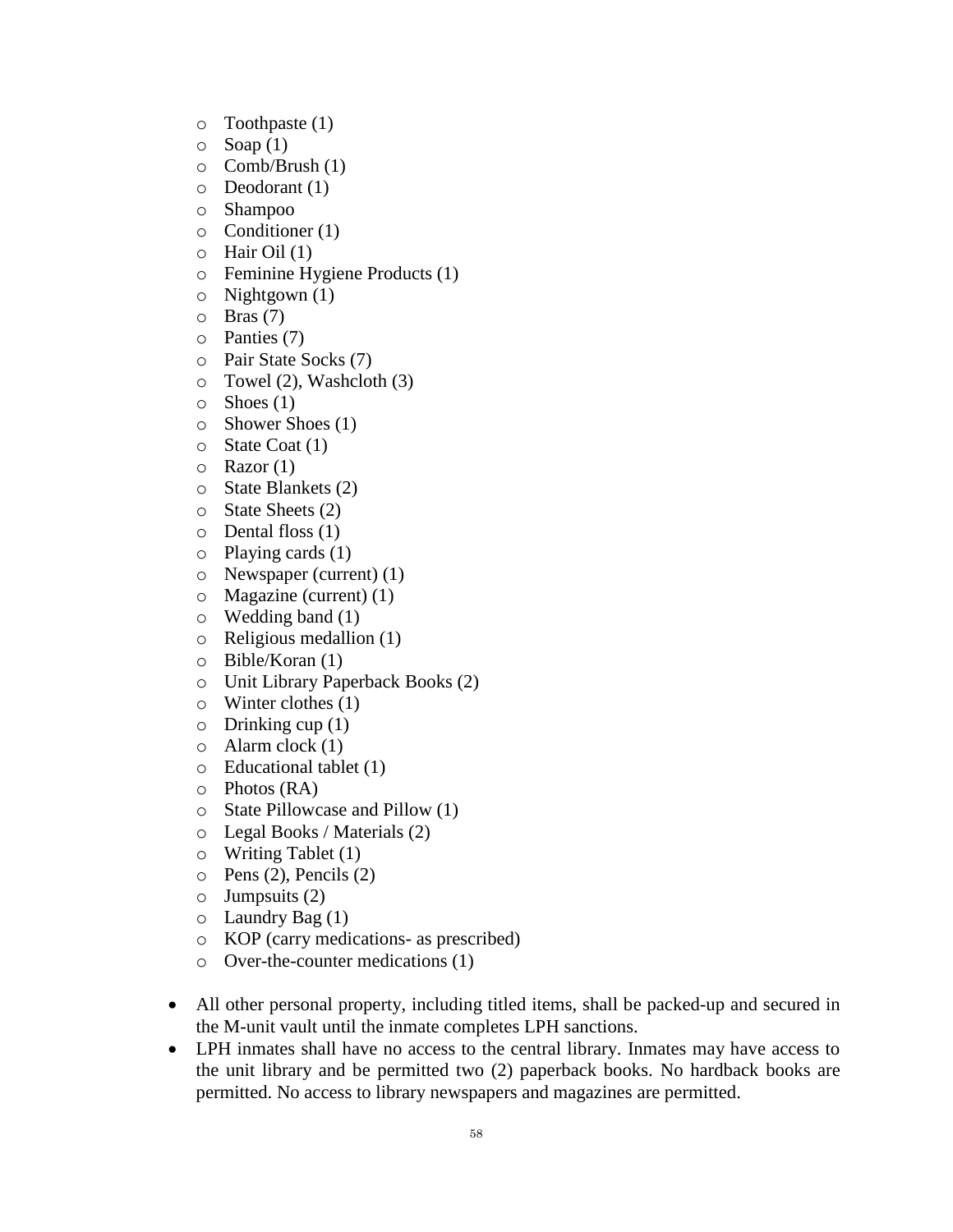- Toothpaste (1)
  - Soap (1)
  - Comb/Brush (1)
  - Deodorant (1)
  - Shampoo
  - Conditioner (1)
  - Hair Oil (1)
  - Feminine Hygiene Products (1)
  - Nightgown (1)
  - Bras (7)
  - Panties (7)
  - Pair State Socks (7)
  - Towel (2), Washcloth (3)
  - Shoes (1)
  - Shower Shoes (1)
  - State Coat (1)
  - Razor (1)
  - State Blankets (2)
  - State Sheets (2)
  - Dental floss (1)
  - Playing cards (1)
  - Newspaper (current) (1)
  - Magazine (current) (1)
  - Wedding band (1)
  - Religious medallion (1)
  - Bible/Koran (1)
  - Unit Library Paperback Books (2)
  - Winter clothes (1)
  - Drinking cup (1)
  - Alarm clock (1)
  - Educational tablet (1)
  - Photos (RA)
  - State Pillowcase and Pillow (1)
  - Legal Books / Materials (2)
  - Writing Tablet (1)
  - Pens (2), Pencils (2)
  - Jumpsuits (2)
  - Laundry Bag (1)
  - KOP (carry medications- as prescribed)
  - Over-the-counter medications (1)

- All other personal property, including titled items, shall be packed-up and secured in the M-unit vault until the inmate completes LPH sanctions.
- LPH inmates shall have no access to the central library. Inmates may have access to the unit library and be permitted two (2) paperback books. No hardback books are permitted. No access to library newspapers and magazines are permitted.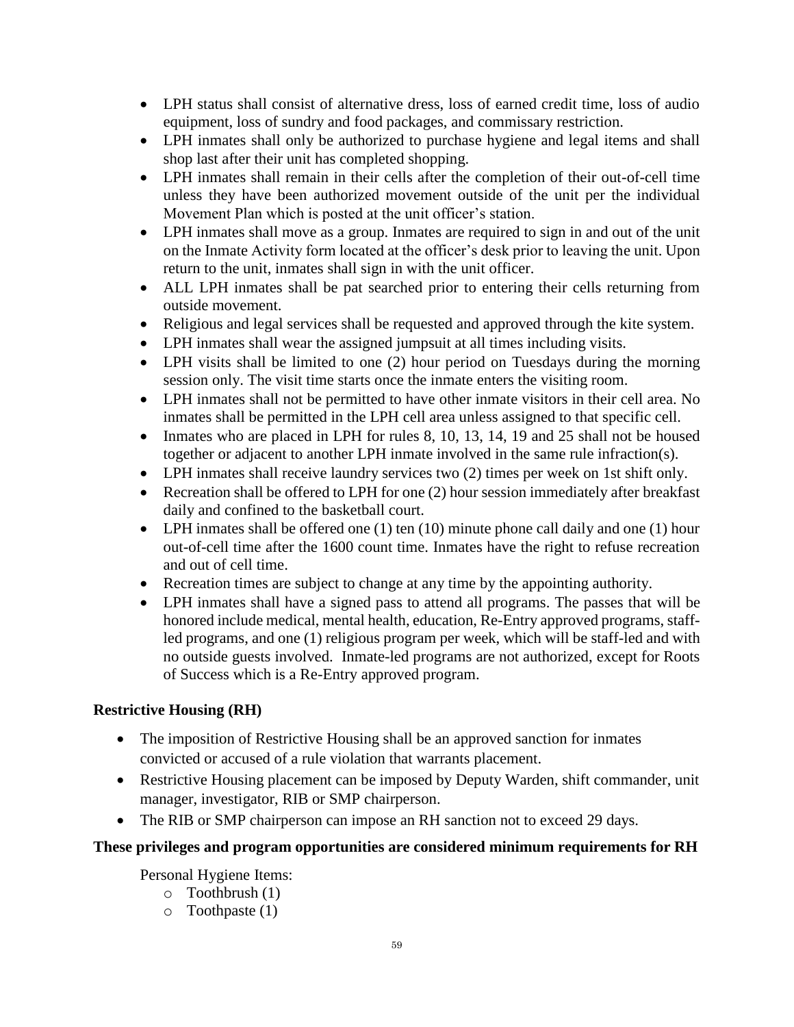- LPH status shall consist of alternative dress, loss of earned credit time, loss of audio equipment, loss of sundry and food packages, and commissary restriction.
- LPH inmates shall only be authorized to purchase hygiene and legal items and shall shop last after their unit has completed shopping.
- LPH inmates shall remain in their cells after the completion of their out-of-cell time unless they have been authorized movement outside of the unit per the individual Movement Plan which is posted at the unit officer's station.
- LPH inmates shall move as a group. Inmates are required to sign in and out of the unit on the Inmate Activity form located at the officer's desk prior to leaving the unit. Upon return to the unit, inmates shall sign in with the unit officer.
- ALL LPH inmates shall be pat searched prior to entering their cells returning from outside movement.
- Religious and legal services shall be requested and approved through the kite system.
- LPH inmates shall wear the assigned jumpsuit at all times including visits.
- LPH visits shall be limited to one (2) hour period on Tuesdays during the morning session only. The visit time starts once the inmate enters the visiting room.
- LPH inmates shall not be permitted to have other inmate visitors in their cell area. No inmates shall be permitted in the LPH cell area unless assigned to that specific cell.
- Inmates who are placed in LPH for rules 8, 10, 13, 14, 19 and 25 shall not be housed together or adjacent to another LPH inmate involved in the same rule infraction(s).
- LPH inmates shall receive laundry services two (2) times per week on 1st shift only.
- Recreation shall be offered to LPH for one (2) hour session immediately after breakfast daily and confined to the basketball court.
- LPH inmates shall be offered one (1) ten (10) minute phone call daily and one (1) hour out-of-cell time after the 1600 count time. Inmates have the right to refuse recreation and out of cell time.
- Recreation times are subject to change at any time by the appointing authority.
- LPH inmates shall have a signed pass to attend all programs. The passes that will be honored include medical, mental health, education, Re-Entry approved programs, staff-led programs, and one (1) religious program per week, which will be staff-led and with no outside guests involved. Inmate-led programs are not authorized, except for Roots of Success which is a Re-Entry approved program.

**Restrictive Housing (RH)**

- The imposition of Restrictive Housing shall be an approved sanction for inmates convicted or accused of a rule violation that warrants placement.
- Restrictive Housing placement can be imposed by Deputy Warden, shift commander, unit manager, investigator, RIB or SMP chairperson.
- The RIB or SMP chairperson can impose an RH sanction not to exceed 29 days.

**These privileges and program opportunities are considered minimum requirements for RH**

Personal Hygiene Items:

- Toothbrush (1)
- Toothpaste (1)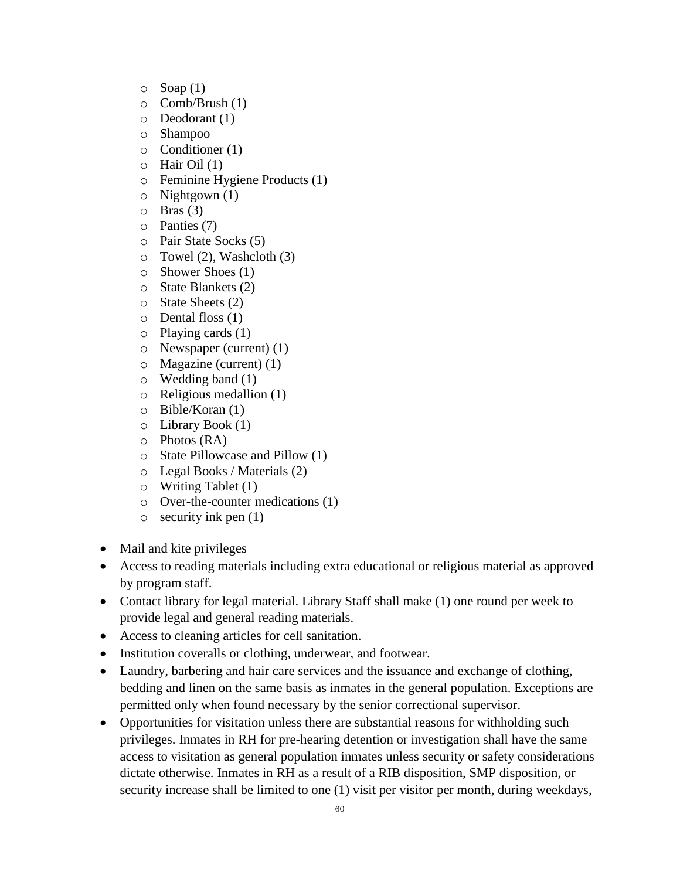- Soap (1)
  - Comb/Brush (1)
  - Deodorant (1)
  - Shampoo
  - Conditioner (1)
  - Hair Oil (1)
  - Feminine Hygiene Products (1)
  - Nightgown (1)
  - Bras (3)
  - Panties (7)
  - Pair State Socks (5)
  - Towel (2), Washcloth (3)
  - Shower Shoes (1)
  - State Blankets (2)
  - State Sheets (2)
  - Dental floss (1)
  - Playing cards (1)
  - Newspaper (current) (1)
  - Magazine (current) (1)
  - Wedding band (1)
  - Religious medallion (1)
  - Bible/Koran (1)
  - Library Book (1)
  - Photos (RA)
  - State Pillowcase and Pillow (1)
  - Legal Books / Materials (2)
  - Writing Tablet (1)
  - Over-the-counter medications (1)
  - security ink pen (1)

- Mail and kite privileges
- Access to reading materials including extra educational or religious material as approved by program staff.
- Contact library for legal material. Library Staff shall make (1) one round per week to provide legal and general reading materials.
- Access to cleaning articles for cell sanitation.
- Institution coveralls or clothing, underwear, and footwear.
- Laundry, barbering and hair care services and the issuance and exchange of clothing, bedding and linen on the same basis as inmates in the general population. Exceptions are permitted only when found necessary by the senior correctional supervisor.
- Opportunities for visitation unless there are substantial reasons for withholding such privileges. Inmates in RH for pre-hearing detention or investigation shall have the same access to visitation as general population inmates unless security or safety considerations dictate otherwise. Inmates in RH as a result of a RIB disposition, SMP disposition, or security increase shall be limited to one (1) visit per visitor per month, during weekdays,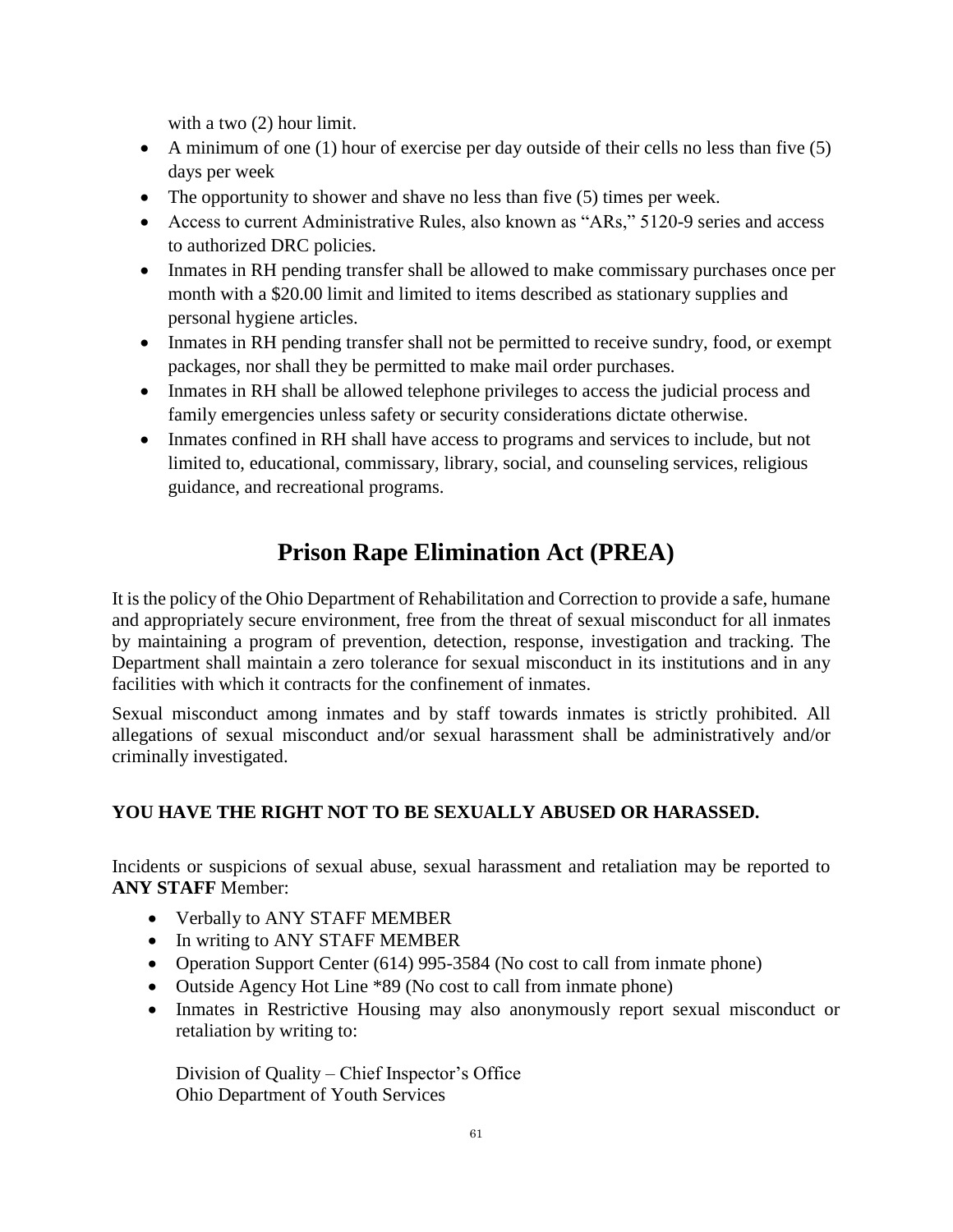with a two (2) hour limit.

- A minimum of one (1) hour of exercise per day outside of their cells no less than five (5) days per week
- The opportunity to shower and shave no less than five (5) times per week.
- Access to current Administrative Rules, also known as "ARs," 5120-9 series and access to authorized DRC policies.
- Inmates in RH pending transfer shall be allowed to make commissary purchases once per month with a $20.00 limit and limited to items described as stationary supplies and personal hygiene articles.
- Inmates in RH pending transfer shall not be permitted to receive sundry, food, or exempt packages, nor shall they be permitted to make mail order purchases.
- Inmates in RH shall be allowed telephone privileges to access the judicial process and family emergencies unless safety or security considerations dictate otherwise.
- Inmates confined in RH shall have access to programs and services to include, but not limited to, educational, commissary, library, social, and counseling services, religious guidance, and recreational programs.

# Prison Rape Elimination Act (PREA)

It is the policy of the Ohio Department of Rehabilitation and Correction to provide a safe, humane and appropriately secure environment, free from the threat of sexual misconduct for all inmates by maintaining a program of prevention, detection, response, investigation and tracking. The Department shall maintain a zero tolerance for sexual misconduct in its institutions and in any facilities with which it contracts for the confinement of inmates.

Sexual misconduct among inmates and by staff towards inmates is strictly prohibited. All allegations of sexual misconduct and/or sexual harassment shall be administratively and/or criminally investigated.

**YOU HAVE THE RIGHT NOT TO BE SEXUALLY ABUSED OR HARASSED.**

Incidents or suspicions of sexual abuse, sexual harassment and retaliation may be reported to **ANY STAFF** Member:

- Verbally to ANY STAFF MEMBER
- In writing to ANY STAFF MEMBER
- Operation Support Center (614) 995-3584 (No cost to call from inmate phone)
- Outside Agency Hot Line *89 (No cost to call from inmate phone)
- Inmates in Restrictive Housing may also anonymously report sexual misconduct or retaliation by writing to:

  Division of Quality – Chief Inspector's Office
  Ohio Department of Youth Services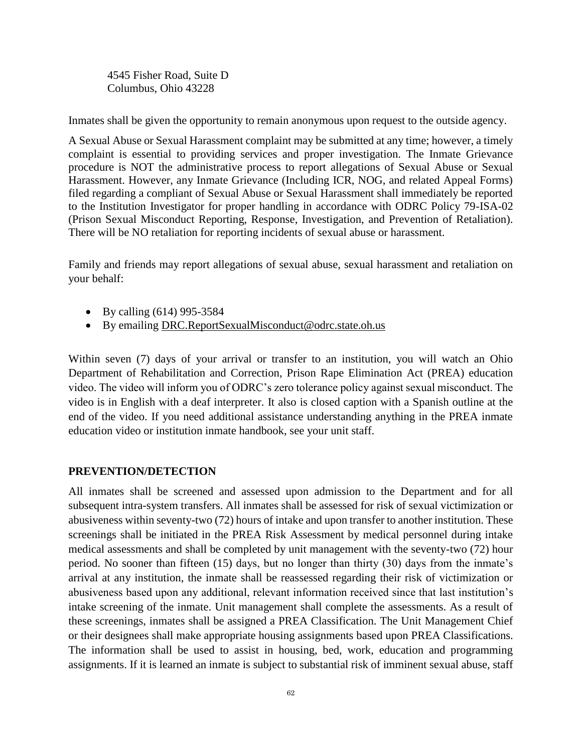4545 Fisher Road, Suite D
Columbus, Ohio 43228

Inmates shall be given the opportunity to remain anonymous upon request to the outside agency.

A Sexual Abuse or Sexual Harassment complaint may be submitted at any time; however, a timely complaint is essential to providing services and proper investigation. The Inmate Grievance procedure is NOT the administrative process to report allegations of Sexual Abuse or Sexual Harassment. However, any Inmate Grievance (Including ICR, NOG, and related Appeal Forms) filed regarding a compliant of Sexual Abuse or Sexual Harassment shall immediately be reported to the Institution Investigator for proper handling in accordance with ODRC Policy 79-ISA-02 (Prison Sexual Misconduct Reporting, Response, Investigation, and Prevention of Retaliation). There will be NO retaliation for reporting incidents of sexual abuse or harassment.

Family and friends may report allegations of sexual abuse, sexual harassment and retaliation on your behalf:

- By calling (614) 995-3584
- By emailing DRC.ReportSexualMisconduct@odrc.state.oh.us

Within seven (7) days of your arrival or transfer to an institution, you will watch an Ohio Department of Rehabilitation and Correction, Prison Rape Elimination Act (PREA) education video. The video will inform you of ODRC's zero tolerance policy against sexual misconduct. The video is in English with a deaf interpreter. It also is closed caption with a Spanish outline at the end of the video. If you need additional assistance understanding anything in the PREA inmate education video or institution inmate handbook, see your unit staff.

## PREVENTION/DETECTION

All inmates shall be screened and assessed upon admission to the Department and for all subsequent intra-system transfers. All inmates shall be assessed for risk of sexual victimization or abusiveness within seventy-two (72) hours of intake and upon transfer to another institution. These screenings shall be initiated in the PREA Risk Assessment by medical personnel during intake medical assessments and shall be completed by unit management with the seventy-two (72) hour period. No sooner than fifteen (15) days, but no longer than thirty (30) days from the inmate's arrival at any institution, the inmate shall be reassessed regarding their risk of victimization or abusiveness based upon any additional, relevant information received since that last institution's intake screening of the inmate. Unit management shall complete the assessments. As a result of these screenings, inmates shall be assigned a PREA Classification. The Unit Management Chief or their designees shall make appropriate housing assignments based upon PREA Classifications. The information shall be used to assist in housing, bed, work, education and programming assignments. If it is learned an inmate is subject to substantial risk of imminent sexual abuse, staff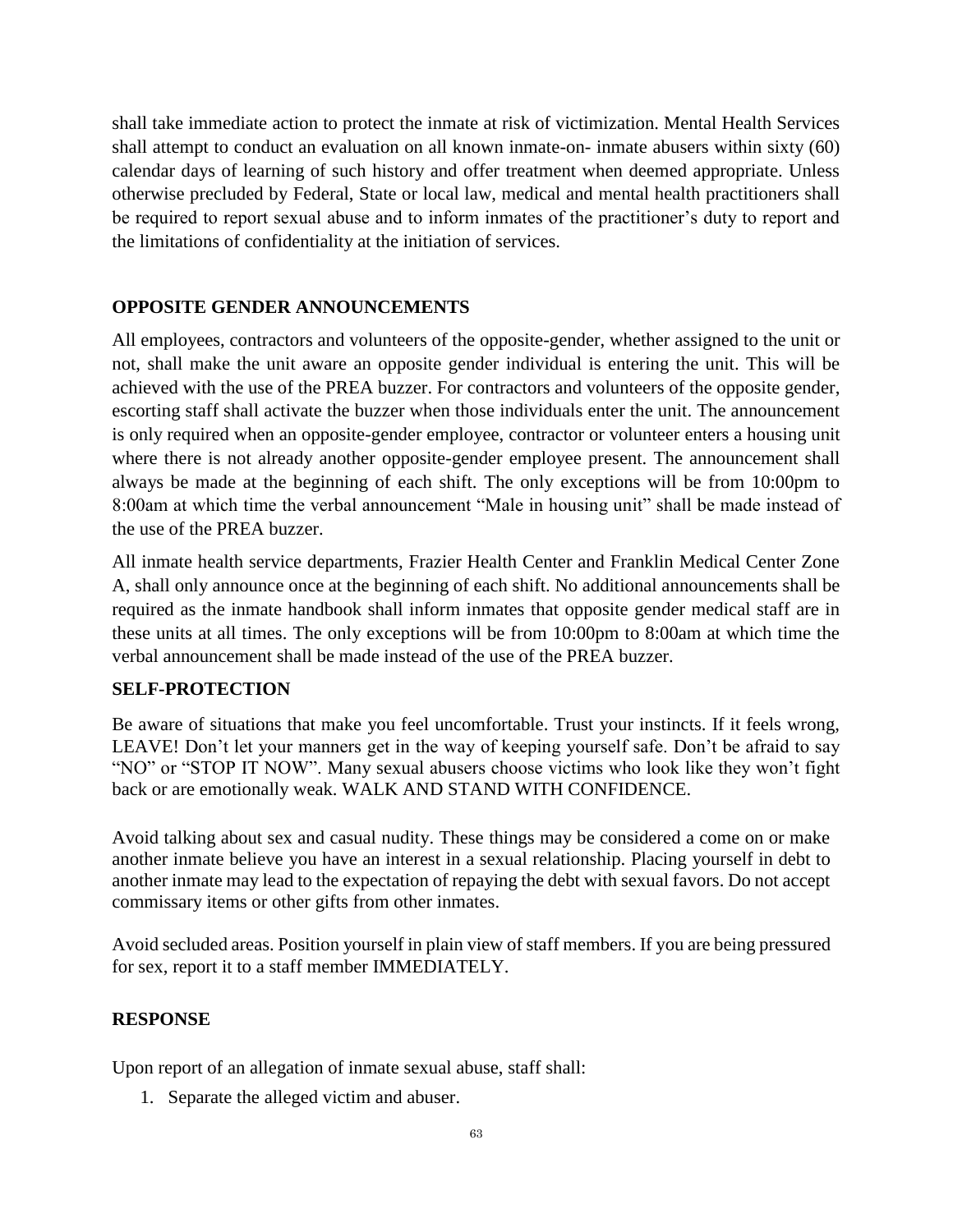shall take immediate action to protect the inmate at risk of victimization. Mental Health Services shall attempt to conduct an evaluation on all known inmate-on- inmate abusers within sixty (60) calendar days of learning of such history and offer treatment when deemed appropriate. Unless otherwise precluded by Federal, State or local law, medical and mental health practitioners shall be required to report sexual abuse and to inform inmates of the practitioner's duty to report and the limitations of confidentiality at the initiation of services.

## OPPOSITE GENDER ANNOUNCEMENTS

All employees, contractors and volunteers of the opposite-gender, whether assigned to the unit or not, shall make the unit aware an opposite gender individual is entering the unit. This will be achieved with the use of the PREA buzzer. For contractors and volunteers of the opposite gender, escorting staff shall activate the buzzer when those individuals enter the unit. The announcement is only required when an opposite-gender employee, contractor or volunteer enters a housing unit where there is not already another opposite-gender employee present. The announcement shall always be made at the beginning of each shift. The only exceptions will be from 10:00pm to 8:00am at which time the verbal announcement "Male in housing unit" shall be made instead of the use of the PREA buzzer.

All inmate health service departments, Frazier Health Center and Franklin Medical Center Zone A, shall only announce once at the beginning of each shift. No additional announcements shall be required as the inmate handbook shall inform inmates that opposite gender medical staff are in these units at all times. The only exceptions will be from 10:00pm to 8:00am at which time the verbal announcement shall be made instead of the use of the PREA buzzer.

## SELF-PROTECTION

Be aware of situations that make you feel uncomfortable. Trust your instincts. If it feels wrong, LEAVE! Don't let your manners get in the way of keeping yourself safe. Don't be afraid to say "NO" or "STOP IT NOW". Many sexual abusers choose victims who look like they won't fight back or are emotionally weak. WALK AND STAND WITH CONFIDENCE.

Avoid talking about sex and casual nudity. These things may be considered a come on or make another inmate believe you have an interest in a sexual relationship. Placing yourself in debt to another inmate may lead to the expectation of repaying the debt with sexual favors. Do not accept commissary items or other gifts from other inmates.

Avoid secluded areas. Position yourself in plain view of staff members. If you are being pressured for sex, report it to a staff member IMMEDIATELY.

## RESPONSE

Upon report of an allegation of inmate sexual abuse, staff shall:

1. Separate the alleged victim and abuser.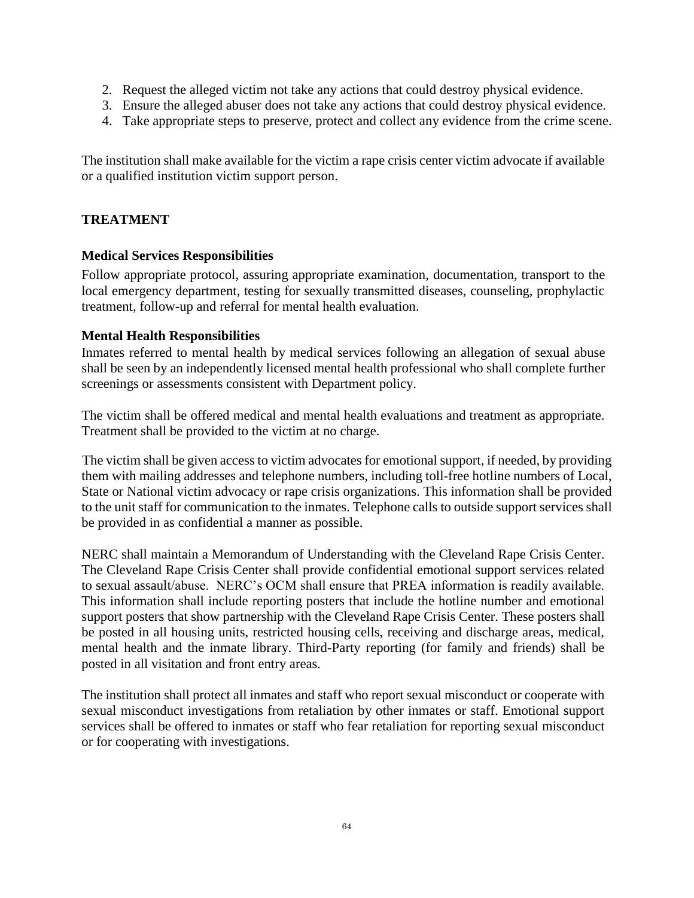2. Request the alleged victim not take any actions that could destroy physical evidence.
3. Ensure the alleged abuser does not take any actions that could destroy physical evidence.
4. Take appropriate steps to preserve, protect and collect any evidence from the crime scene.

The institution shall make available for the victim a rape crisis center victim advocate if available or a qualified institution victim support person.

## TREATMENT

### Medical Services Responsibilities

Follow appropriate protocol, assuring appropriate examination, documentation, transport to the local emergency department, testing for sexually transmitted diseases, counseling, prophylactic treatment, follow-up and referral for mental health evaluation.

### Mental Health Responsibilities

Inmates referred to mental health by medical services following an allegation of sexual abuse shall be seen by an independently licensed mental health professional who shall complete further screenings or assessments consistent with Department policy.

The victim shall be offered medical and mental health evaluations and treatment as appropriate. Treatment shall be provided to the victim at no charge.

The victim shall be given access to victim advocates for emotional support, if needed, by providing them with mailing addresses and telephone numbers, including toll-free hotline numbers of Local, State or National victim advocacy or rape crisis organizations. This information shall be provided to the unit staff for communication to the inmates. Telephone calls to outside support services shall be provided in as confidential a manner as possible.

NERC shall maintain a Memorandum of Understanding with the Cleveland Rape Crisis Center. The Cleveland Rape Crisis Center shall provide confidential emotional support services related to sexual assault/abuse. NERC's OCM shall ensure that PREA information is readily available. This information shall include reporting posters that include the hotline number and emotional support posters that show partnership with the Cleveland Rape Crisis Center. These posters shall be posted in all housing units, restricted housing cells, receiving and discharge areas, medical, mental health and the inmate library. Third-Party reporting (for family and friends) shall be posted in all visitation and front entry areas.

The institution shall protect all inmates and staff who report sexual misconduct or cooperate with sexual misconduct investigations from retaliation by other inmates or staff. Emotional support services shall be offered to inmates or staff who fear retaliation for reporting sexual misconduct or for cooperating with investigations.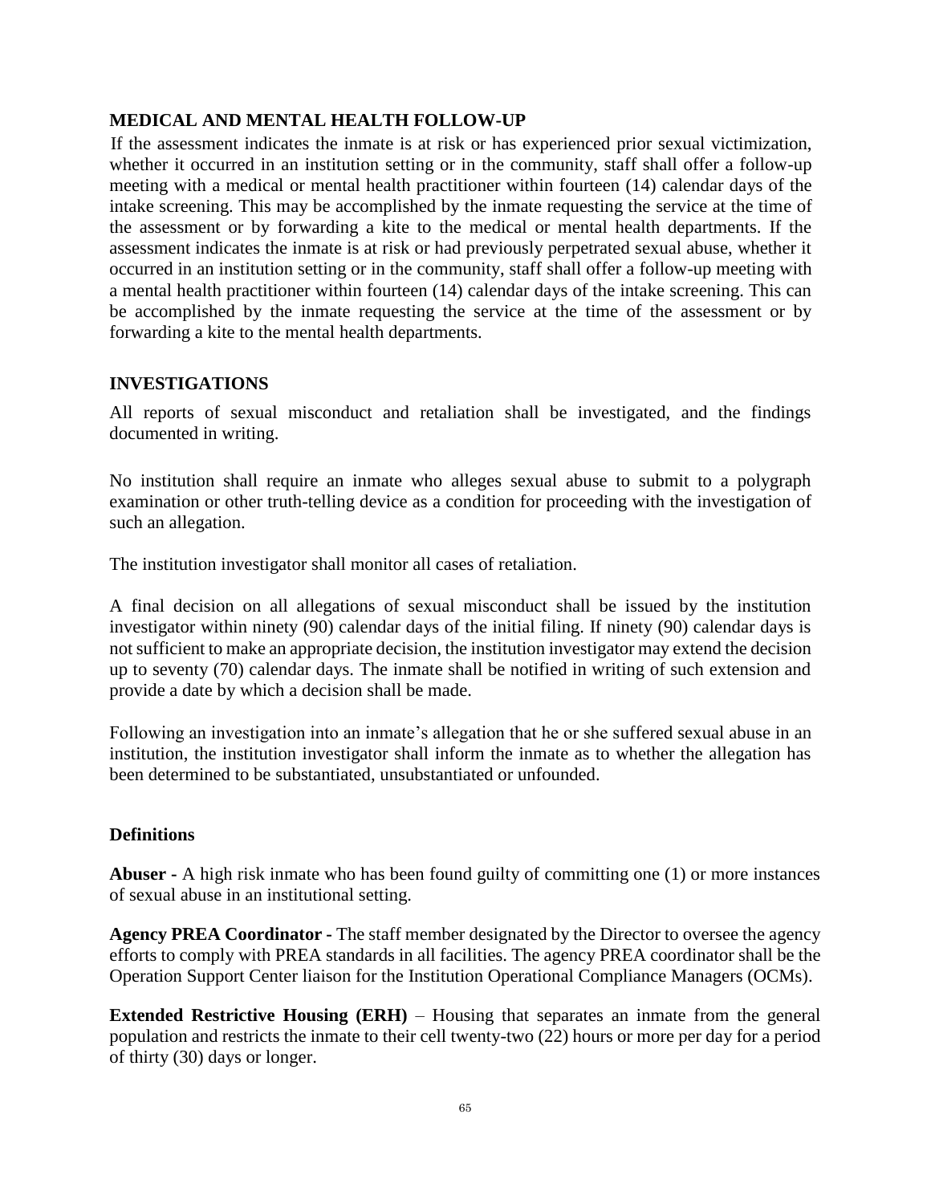## MEDICAL AND MENTAL HEALTH FOLLOW-UP

If the assessment indicates the inmate is at risk or has experienced prior sexual victimization, whether it occurred in an institution setting or in the community, staff shall offer a follow-up meeting with a medical or mental health practitioner within fourteen (14) calendar days of the intake screening. This may be accomplished by the inmate requesting the service at the time of the assessment or by forwarding a kite to the medical or mental health departments. If the assessment indicates the inmate is at risk or had previously perpetrated sexual abuse, whether it occurred in an institution setting or in the community, staff shall offer a follow-up meeting with a mental health practitioner within fourteen (14) calendar days of the intake screening. This can be accomplished by the inmate requesting the service at the time of the assessment or by forwarding a kite to the mental health departments.

## INVESTIGATIONS

All reports of sexual misconduct and retaliation shall be investigated, and the findings documented in writing.

No institution shall require an inmate who alleges sexual abuse to submit to a polygraph examination or other truth-telling device as a condition for proceeding with the investigation of such an allegation.

The institution investigator shall monitor all cases of retaliation.

A final decision on all allegations of sexual misconduct shall be issued by the institution investigator within ninety (90) calendar days of the initial filing. If ninety (90) calendar days is not sufficient to make an appropriate decision, the institution investigator may extend the decision up to seventy (70) calendar days. The inmate shall be notified in writing of such extension and provide a date by which a decision shall be made.

Following an investigation into an inmate's allegation that he or she suffered sexual abuse in an institution, the institution investigator shall inform the inmate as to whether the allegation has been determined to be substantiated, unsubstantiated or unfounded.

### Definitions

**Abuser -** A high risk inmate who has been found guilty of committing one (1) or more instances of sexual abuse in an institutional setting.

**Agency PREA Coordinator -** The staff member designated by the Director to oversee the agency efforts to comply with PREA standards in all facilities. The agency PREA coordinator shall be the Operation Support Center liaison for the Institution Operational Compliance Managers (OCMs).

**Extended Restrictive Housing (ERH)** – Housing that separates an inmate from the general population and restricts the inmate to their cell twenty-two (22) hours or more per day for a period of thirty (30) days or longer.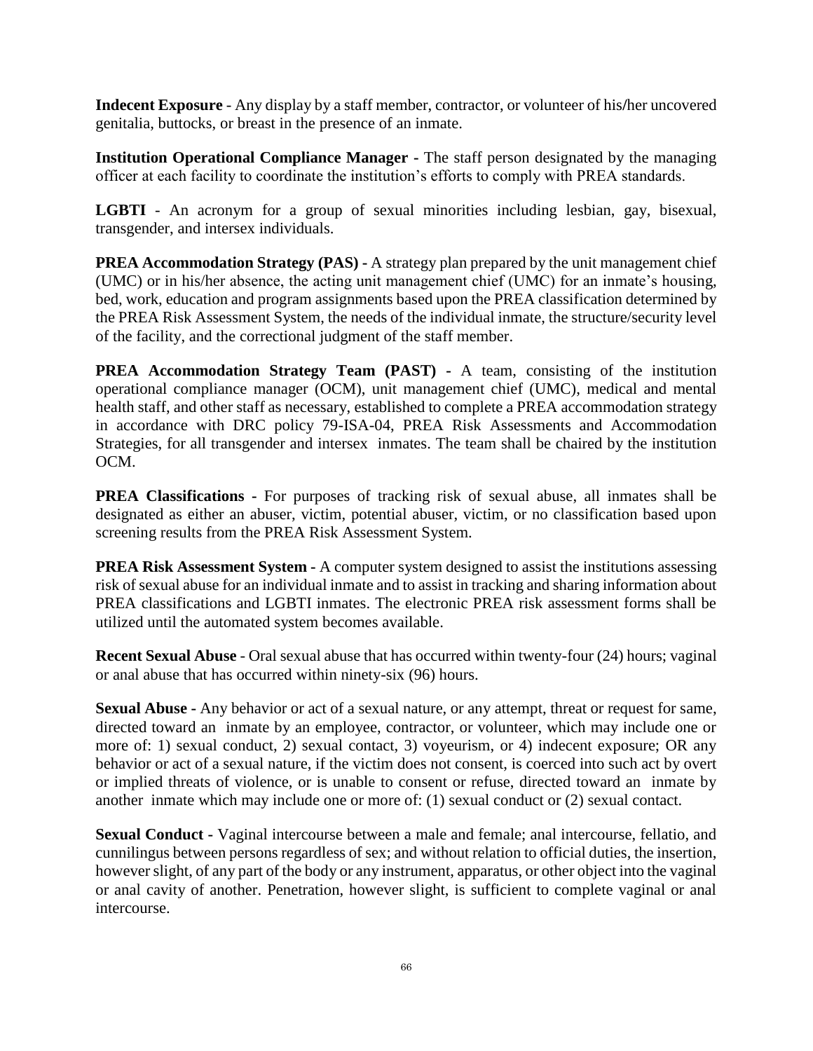**Indecent Exposure** - Any display by a staff member, contractor, or volunteer of his/her uncovered genitalia, buttocks, or breast in the presence of an inmate.

**Institution Operational Compliance Manager -** The staff person designated by the managing officer at each facility to coordinate the institution's efforts to comply with PREA standards.

**LGBTI** - An acronym for a group of sexual minorities including lesbian, gay, bisexual, transgender, and intersex individuals.

**PREA Accommodation Strategy (PAS) -** A strategy plan prepared by the unit management chief (UMC) or in his/her absence, the acting unit management chief (UMC) for an inmate's housing, bed, work, education and program assignments based upon the PREA classification determined by the PREA Risk Assessment System, the needs of the individual inmate, the structure/security level of the facility, and the correctional judgment of the staff member.

**PREA Accommodation Strategy Team (PAST) -** A team, consisting of the institution operational compliance manager (OCM), unit management chief (UMC), medical and mental health staff, and other staff as necessary, established to complete a PREA accommodation strategy in accordance with DRC policy 79-ISA-04, PREA Risk Assessments and Accommodation Strategies, for all transgender and intersex inmates. The team shall be chaired by the institution OCM.

**PREA Classifications -** For purposes of tracking risk of sexual abuse, all inmates shall be designated as either an abuser, victim, potential abuser, victim, or no classification based upon screening results from the PREA Risk Assessment System.

**PREA Risk Assessment System -** A computer system designed to assist the institutions assessing risk of sexual abuse for an individual inmate and to assist in tracking and sharing information about PREA classifications and LGBTI inmates. The electronic PREA risk assessment forms shall be utilized until the automated system becomes available.

**Recent Sexual Abuse** - Oral sexual abuse that has occurred within twenty-four (24) hours; vaginal or anal abuse that has occurred within ninety-six (96) hours.

**Sexual Abuse -** Any behavior or act of a sexual nature, or any attempt, threat or request for same, directed toward an inmate by an employee, contractor, or volunteer, which may include one or more of: 1) sexual conduct, 2) sexual contact, 3) voyeurism, or 4) indecent exposure; OR any behavior or act of a sexual nature, if the victim does not consent, is coerced into such act by overt or implied threats of violence, or is unable to consent or refuse, directed toward an inmate by another inmate which may include one or more of: (1) sexual conduct or (2) sexual contact.

**Sexual Conduct -** Vaginal intercourse between a male and female; anal intercourse, fellatio, and cunnilingus between persons regardless of sex; and without relation to official duties, the insertion, however slight, of any part of the body or any instrument, apparatus, or other object into the vaginal or anal cavity of another. Penetration, however slight, is sufficient to complete vaginal or anal intercourse.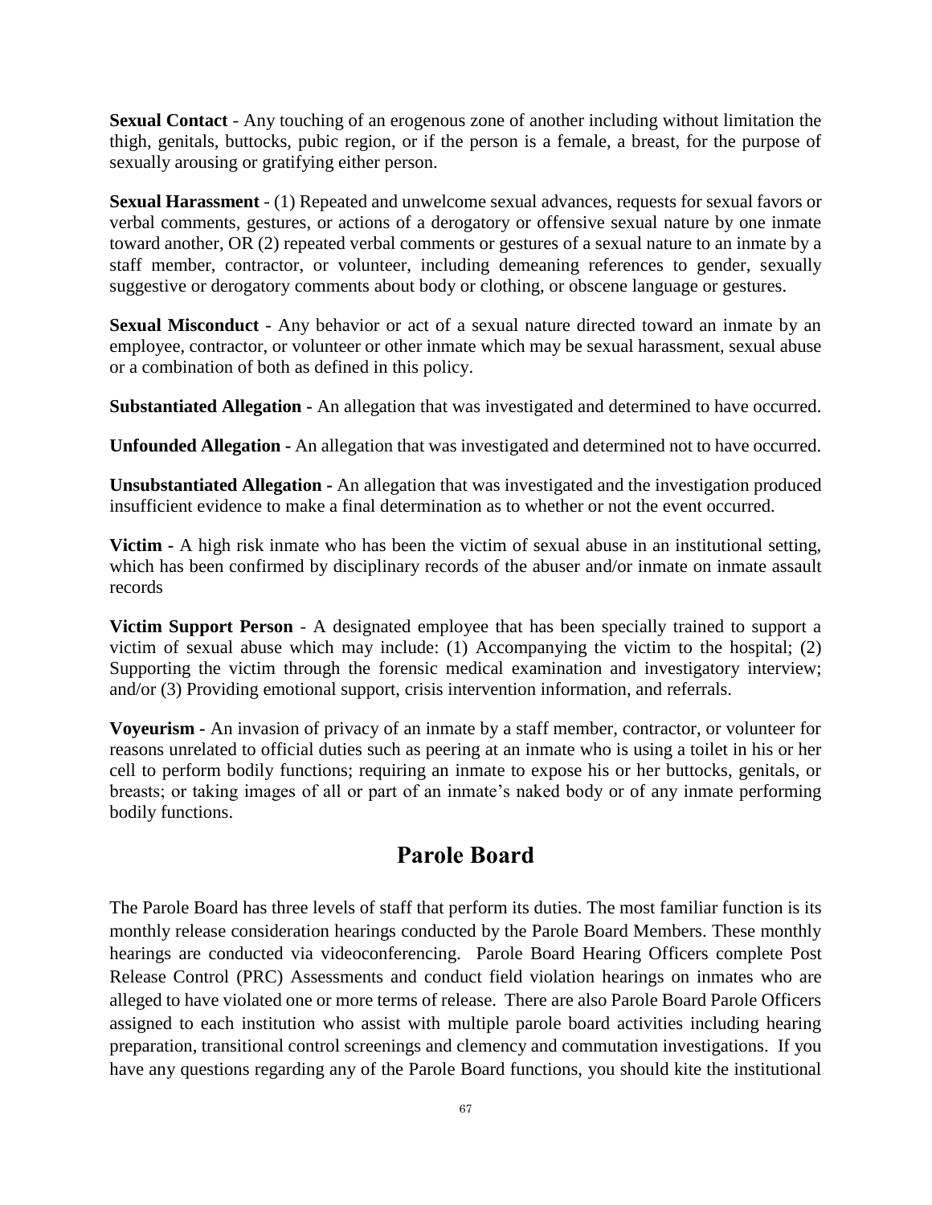**Sexual Contact** - Any touching of an erogenous zone of another including without limitation the thigh, genitals, buttocks, pubic region, or if the person is a female, a breast, for the purpose of sexually arousing or gratifying either person.

**Sexual Harassment** - (1) Repeated and unwelcome sexual advances, requests for sexual favors or verbal comments, gestures, or actions of a derogatory or offensive sexual nature by one inmate toward another, OR (2) repeated verbal comments or gestures of a sexual nature to an inmate by a staff member, contractor, or volunteer, including demeaning references to gender, sexually suggestive or derogatory comments about body or clothing, or obscene language or gestures.

**Sexual Misconduct** - Any behavior or act of a sexual nature directed toward an inmate by an employee, contractor, or volunteer or other inmate which may be sexual harassment, sexual abuse or a combination of both as defined in this policy.

**Substantiated Allegation -** An allegation that was investigated and determined to have occurred.

**Unfounded Allegation -** An allegation that was investigated and determined not to have occurred.

**Unsubstantiated Allegation -** An allegation that was investigated and the investigation produced insufficient evidence to make a final determination as to whether or not the event occurred.

**Victim -** A high risk inmate who has been the victim of sexual abuse in an institutional setting, which has been confirmed by disciplinary records of the abuser and/or inmate on inmate assault records

**Victim Support Person** - A designated employee that has been specially trained to support a victim of sexual abuse which may include: (1) Accompanying the victim to the hospital; (2) Supporting the victim through the forensic medical examination and investigatory interview; and/or (3) Providing emotional support, crisis intervention information, and referrals.

**Voyeurism -** An invasion of privacy of an inmate by a staff member, contractor, or volunteer for reasons unrelated to official duties such as peering at an inmate who is using a toilet in his or her cell to perform bodily functions; requiring an inmate to expose his or her buttocks, genitals, or breasts; or taking images of all or part of an inmate's naked body or of any inmate performing bodily functions.

## Parole Board

The Parole Board has three levels of staff that perform its duties. The most familiar function is its monthly release consideration hearings conducted by the Parole Board Members. These monthly hearings are conducted via videoconferencing. Parole Board Hearing Officers complete Post Release Control (PRC) Assessments and conduct field violation hearings on inmates who are alleged to have violated one or more terms of release. There are also Parole Board Parole Officers assigned to each institution who assist with multiple parole board activities including hearing preparation, transitional control screenings and clemency and commutation investigations. If you have any questions regarding any of the Parole Board functions, you should kite the institutional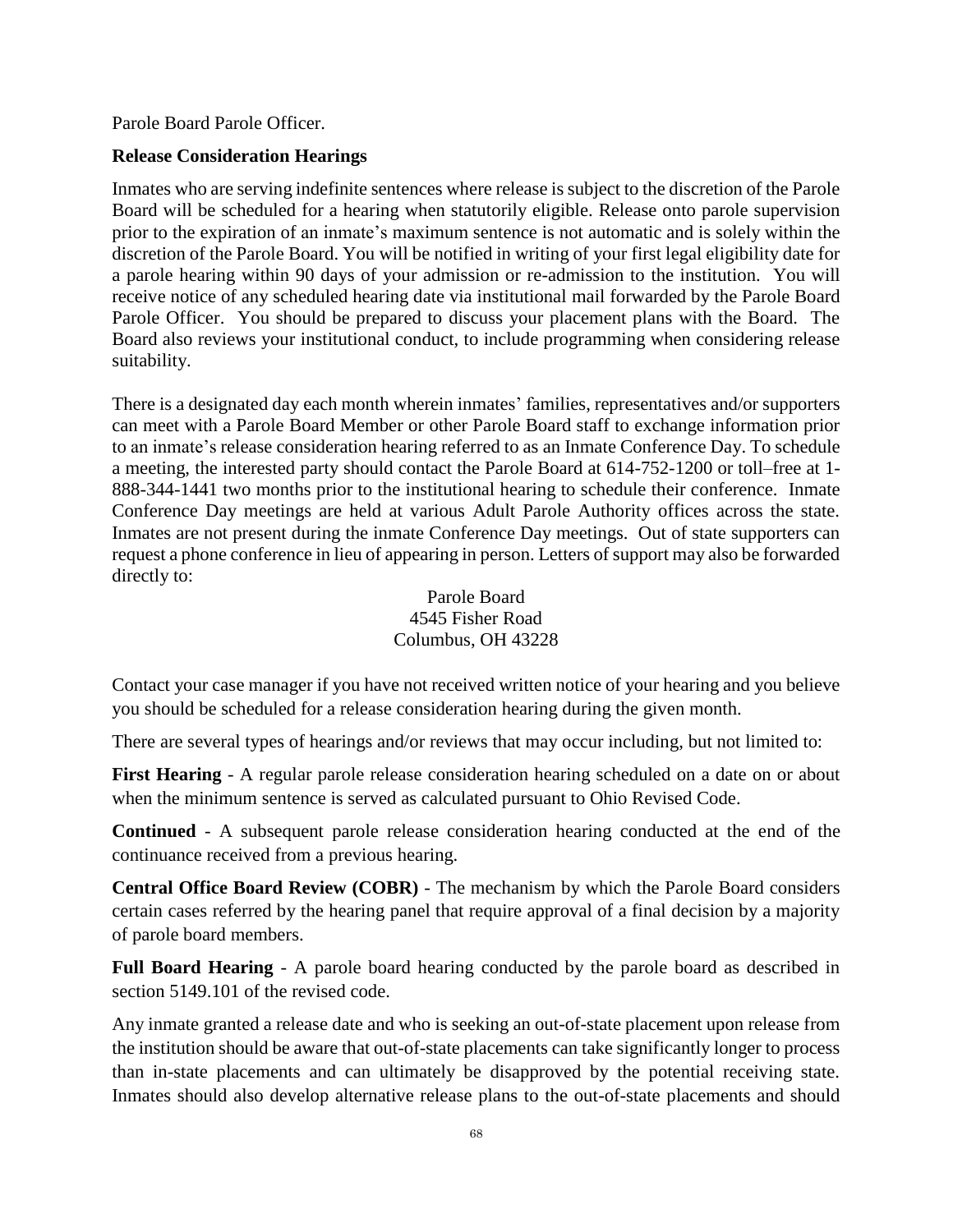Parole Board Parole Officer.

**Release Consideration Hearings**

Inmates who are serving indefinite sentences where release is subject to the discretion of the Parole Board will be scheduled for a hearing when statutorily eligible. Release onto parole supervision prior to the expiration of an inmate's maximum sentence is not automatic and is solely within the discretion of the Parole Board. You will be notified in writing of your first legal eligibility date for a parole hearing within 90 days of your admission or re-admission to the institution. You will receive notice of any scheduled hearing date via institutional mail forwarded by the Parole Board Parole Officer. You should be prepared to discuss your placement plans with the Board. The Board also reviews your institutional conduct, to include programming when considering release suitability.

There is a designated day each month wherein inmates' families, representatives and/or supporters can meet with a Parole Board Member or other Parole Board staff to exchange information prior to an inmate's release consideration hearing referred to as an Inmate Conference Day. To schedule a meeting, the interested party should contact the Parole Board at 614-752-1200 or toll–free at 1-888-344-1441 two months prior to the institutional hearing to schedule their conference. Inmate Conference Day meetings are held at various Adult Parole Authority offices across the state. Inmates are not present during the inmate Conference Day meetings. Out of state supporters can request a phone conference in lieu of appearing in person. Letters of support may also be forwarded directly to:

Parole Board
4545 Fisher Road
Columbus, OH 43228

Contact your case manager if you have not received written notice of your hearing and you believe you should be scheduled for a release consideration hearing during the given month.

There are several types of hearings and/or reviews that may occur including, but not limited to:

**First Hearing** - A regular parole release consideration hearing scheduled on a date on or about when the minimum sentence is served as calculated pursuant to Ohio Revised Code.

**Continued** - A subsequent parole release consideration hearing conducted at the end of the continuance received from a previous hearing.

**Central Office Board Review (COBR)** - The mechanism by which the Parole Board considers certain cases referred by the hearing panel that require approval of a final decision by a majority of parole board members.

**Full Board Hearing** - A parole board hearing conducted by the parole board as described in section 5149.101 of the revised code.

Any inmate granted a release date and who is seeking an out-of-state placement upon release from the institution should be aware that out-of-state placements can take significantly longer to process than in-state placements and can ultimately be disapproved by the potential receiving state. Inmates should also develop alternative release plans to the out-of-state placements and should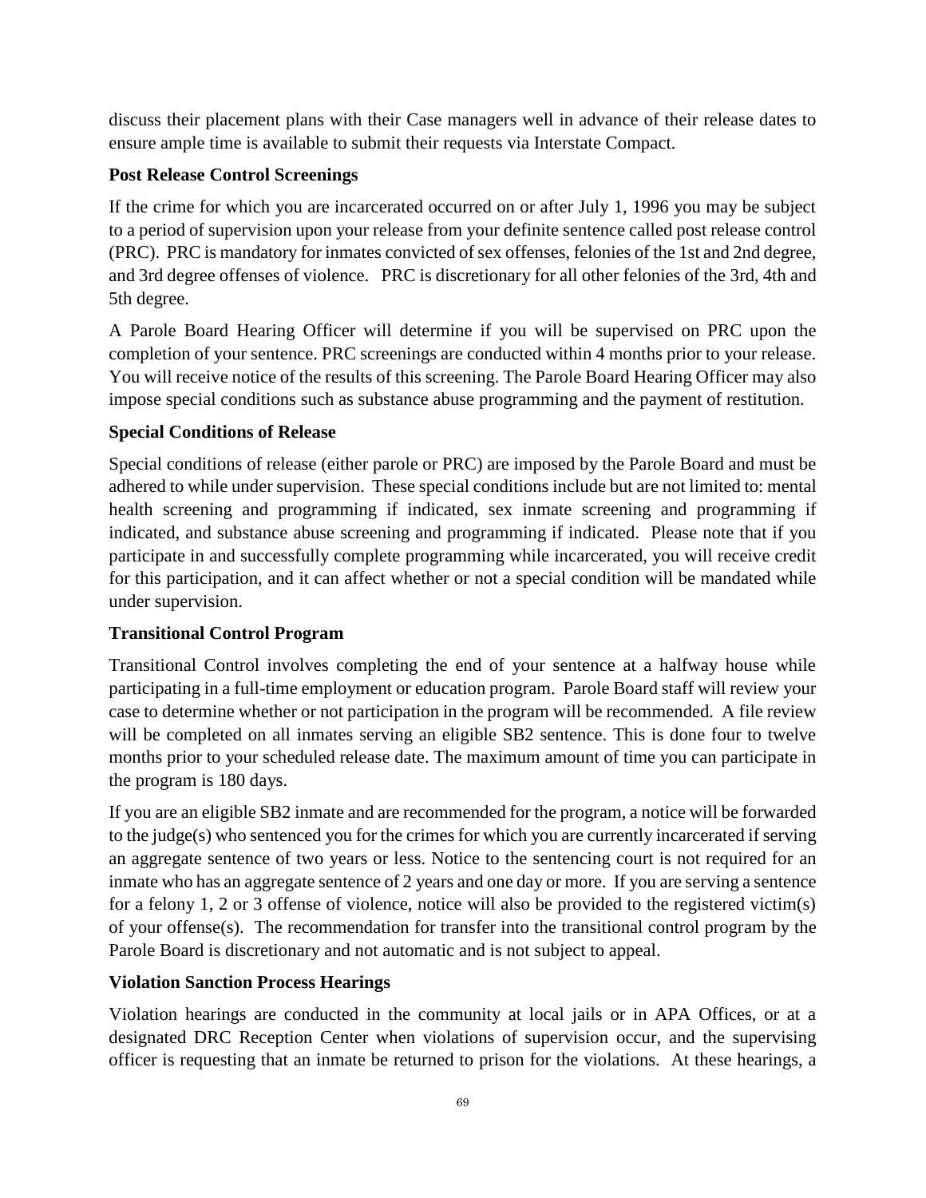discuss their placement plans with their Case managers well in advance of their release dates to ensure ample time is available to submit their requests via Interstate Compact.

**Post Release Control Screenings**

If the crime for which you are incarcerated occurred on or after July 1, 1996 you may be subject to a period of supervision upon your release from your definite sentence called post release control (PRC). PRC is mandatory for inmates convicted of sex offenses, felonies of the 1st and 2nd degree, and 3rd degree offenses of violence. PRC is discretionary for all other felonies of the 3rd, 4th and 5th degree.

A Parole Board Hearing Officer will determine if you will be supervised on PRC upon the completion of your sentence. PRC screenings are conducted within 4 months prior to your release. You will receive notice of the results of this screening. The Parole Board Hearing Officer may also impose special conditions such as substance abuse programming and the payment of restitution.

**Special Conditions of Release**

Special conditions of release (either parole or PRC) are imposed by the Parole Board and must be adhered to while under supervision. These special conditions include but are not limited to: mental health screening and programming if indicated, sex inmate screening and programming if indicated, and substance abuse screening and programming if indicated. Please note that if you participate in and successfully complete programming while incarcerated, you will receive credit for this participation, and it can affect whether or not a special condition will be mandated while under supervision.

**Transitional Control Program**

Transitional Control involves completing the end of your sentence at a halfway house while participating in a full-time employment or education program. Parole Board staff will review your case to determine whether or not participation in the program will be recommended. A file review will be completed on all inmates serving an eligible SB2 sentence. This is done four to twelve months prior to your scheduled release date. The maximum amount of time you can participate in the program is 180 days.

If you are an eligible SB2 inmate and are recommended for the program, a notice will be forwarded to the judge(s) who sentenced you for the crimes for which you are currently incarcerated if serving an aggregate sentence of two years or less. Notice to the sentencing court is not required for an inmate who has an aggregate sentence of 2 years and one day or more. If you are serving a sentence for a felony 1, 2 or 3 offense of violence, notice will also be provided to the registered victim(s) of your offense(s). The recommendation for transfer into the transitional control program by the Parole Board is discretionary and not automatic and is not subject to appeal.

**Violation Sanction Process Hearings**

Violation hearings are conducted in the community at local jails or in APA Offices, or at a designated DRC Reception Center when violations of supervision occur, and the supervising officer is requesting that an inmate be returned to prison for the violations. At these hearings, a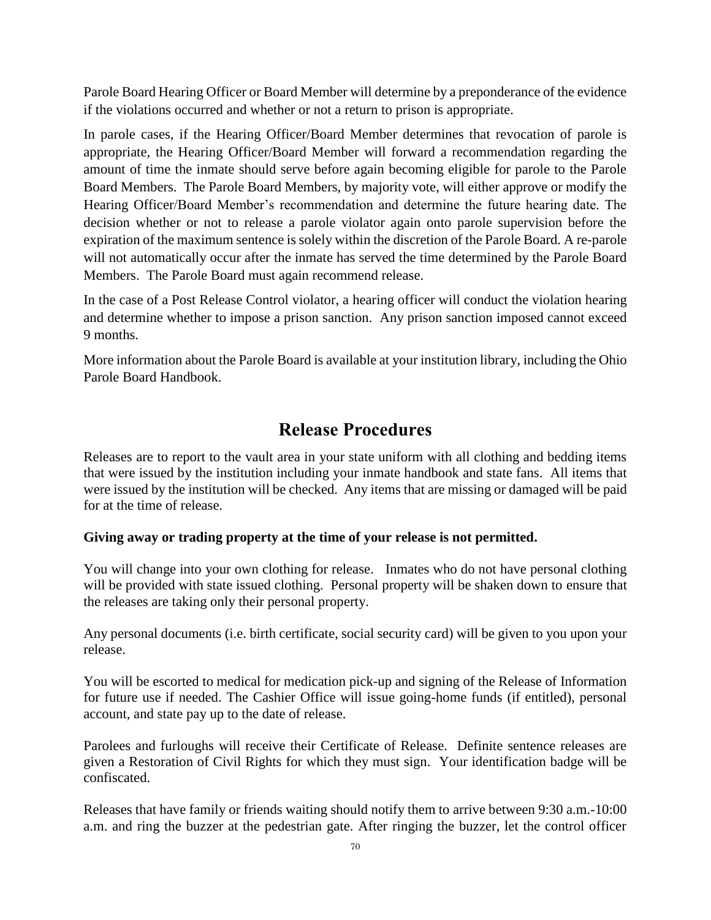Parole Board Hearing Officer or Board Member will determine by a preponderance of the evidence if the violations occurred and whether or not a return to prison is appropriate.

In parole cases, if the Hearing Officer/Board Member determines that revocation of parole is appropriate, the Hearing Officer/Board Member will forward a recommendation regarding the amount of time the inmate should serve before again becoming eligible for parole to the Parole Board Members. The Parole Board Members, by majority vote, will either approve or modify the Hearing Officer/Board Member's recommendation and determine the future hearing date. The decision whether or not to release a parole violator again onto parole supervision before the expiration of the maximum sentence is solely within the discretion of the Parole Board. A re-parole will not automatically occur after the inmate has served the time determined by the Parole Board Members. The Parole Board must again recommend release.

In the case of a Post Release Control violator, a hearing officer will conduct the violation hearing and determine whether to impose a prison sanction. Any prison sanction imposed cannot exceed 9 months.

More information about the Parole Board is available at your institution library, including the Ohio Parole Board Handbook.

## Release Procedures

Releases are to report to the vault area in your state uniform with all clothing and bedding items that were issued by the institution including your inmate handbook and state fans. All items that were issued by the institution will be checked. Any items that are missing or damaged will be paid for at the time of release.

**Giving away or trading property at the time of your release is not permitted.**

You will change into your own clothing for release. Inmates who do not have personal clothing will be provided with state issued clothing. Personal property will be shaken down to ensure that the releases are taking only their personal property.

Any personal documents (i.e. birth certificate, social security card) will be given to you upon your release.

You will be escorted to medical for medication pick-up and signing of the Release of Information for future use if needed. The Cashier Office will issue going-home funds (if entitled), personal account, and state pay up to the date of release.

Parolees and furloughs will receive their Certificate of Release. Definite sentence releases are given a Restoration of Civil Rights for which they must sign. Your identification badge will be confiscated.

Releases that have family or friends waiting should notify them to arrive between 9:30 a.m.-10:00 a.m. and ring the buzzer at the pedestrian gate. After ringing the buzzer, let the control officer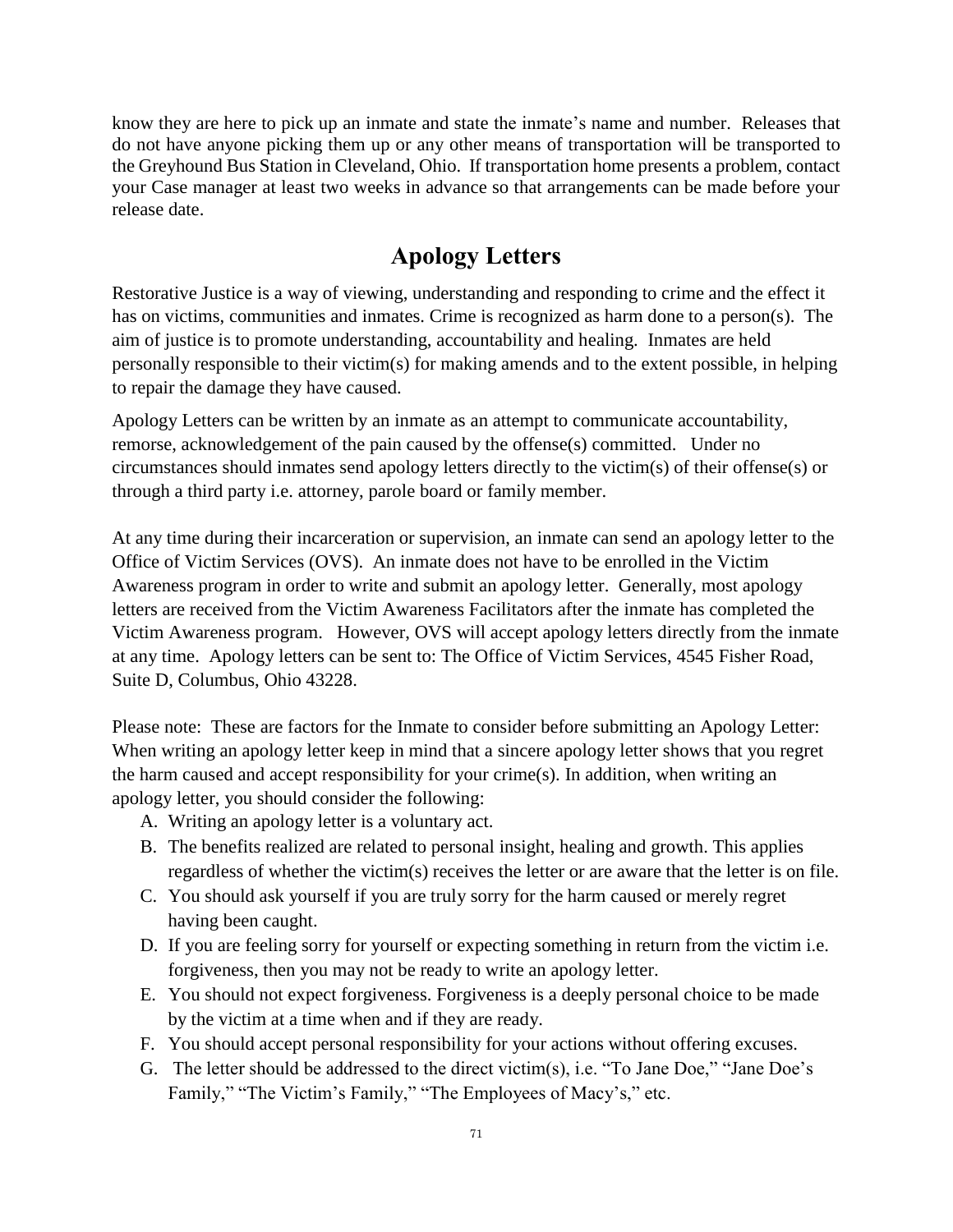know they are here to pick up an inmate and state the inmate's name and number. Releases that do not have anyone picking them up or any other means of transportation will be transported to the Greyhound Bus Station in Cleveland, Ohio. If transportation home presents a problem, contact your Case manager at least two weeks in advance so that arrangements can be made before your release date.

## Apology Letters

Restorative Justice is a way of viewing, understanding and responding to crime and the effect it has on victims, communities and inmates. Crime is recognized as harm done to a person(s). The aim of justice is to promote understanding, accountability and healing. Inmates are held personally responsible to their victim(s) for making amends and to the extent possible, in helping to repair the damage they have caused.

Apology Letters can be written by an inmate as an attempt to communicate accountability, remorse, acknowledgement of the pain caused by the offense(s) committed. Under no circumstances should inmates send apology letters directly to the victim(s) of their offense(s) or through a third party i.e. attorney, parole board or family member.

At any time during their incarceration or supervision, an inmate can send an apology letter to the Office of Victim Services (OVS). An inmate does not have to be enrolled in the Victim Awareness program in order to write and submit an apology letter. Generally, most apology letters are received from the Victim Awareness Facilitators after the inmate has completed the Victim Awareness program. However, OVS will accept apology letters directly from the inmate at any time. Apology letters can be sent to: The Office of Victim Services, 4545 Fisher Road, Suite D, Columbus, Ohio 43228.

Please note: These are factors for the Inmate to consider before submitting an Apology Letter: When writing an apology letter keep in mind that a sincere apology letter shows that you regret the harm caused and accept responsibility for your crime(s). In addition, when writing an apology letter, you should consider the following:

A. Writing an apology letter is a voluntary act.
B. The benefits realized are related to personal insight, healing and growth. This applies regardless of whether the victim(s) receives the letter or are aware that the letter is on file.
C. You should ask yourself if you are truly sorry for the harm caused or merely regret having been caught.
D. If you are feeling sorry for yourself or expecting something in return from the victim i.e. forgiveness, then you may not be ready to write an apology letter.
E. You should not expect forgiveness. Forgiveness is a deeply personal choice to be made by the victim at a time when and if they are ready.
F. You should accept personal responsibility for your actions without offering excuses.
G. The letter should be addressed to the direct victim(s), i.e. "To Jane Doe," "Jane Doe's Family," "The Victim's Family," "The Employees of Macy's," etc.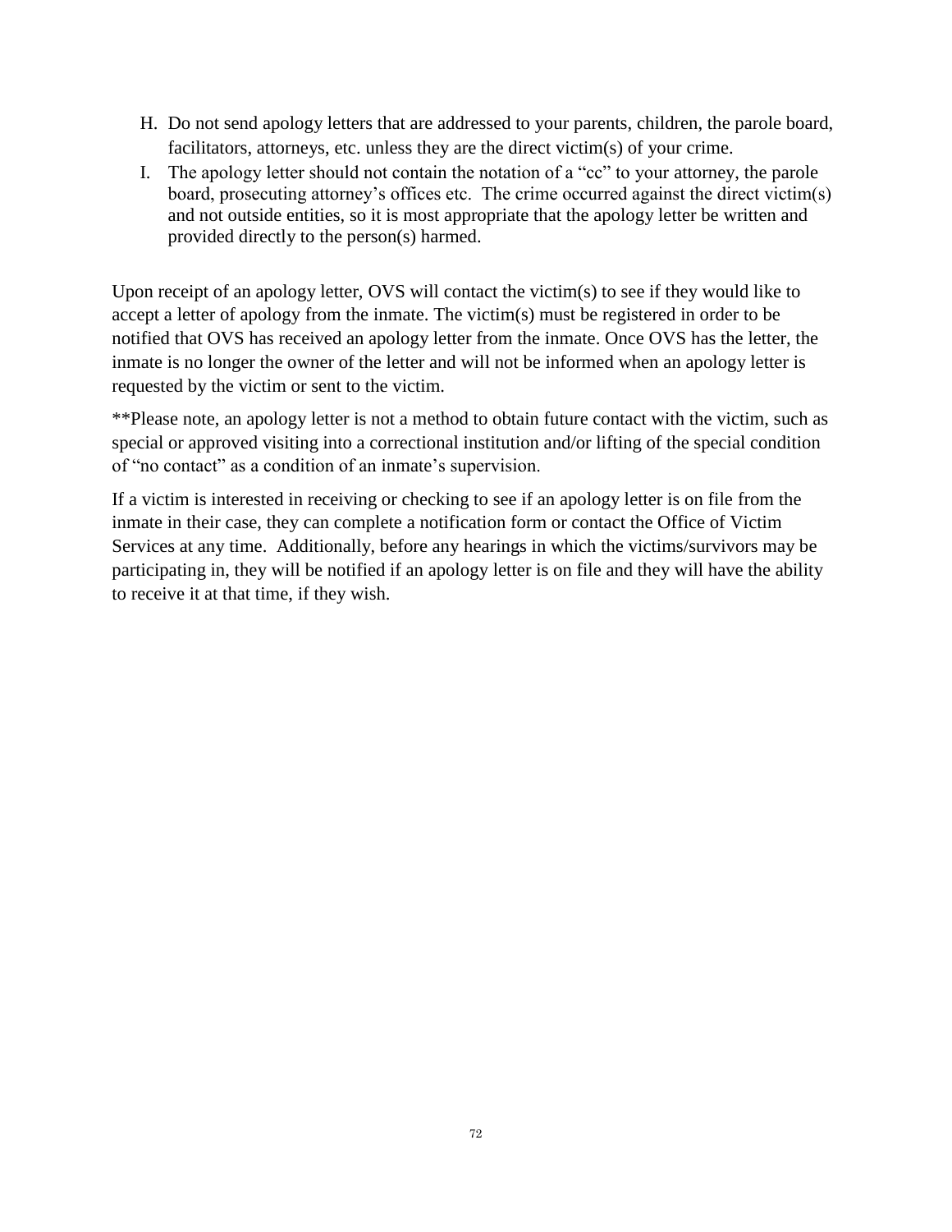H. Do not send apology letters that are addressed to your parents, children, the parole board, facilitators, attorneys, etc. unless they are the direct victim(s) of your crime.
I. The apology letter should not contain the notation of a "cc" to your attorney, the parole board, prosecuting attorney's offices etc. The crime occurred against the direct victim(s) and not outside entities, so it is most appropriate that the apology letter be written and provided directly to the person(s) harmed.

Upon receipt of an apology letter, OVS will contact the victim(s) to see if they would like to accept a letter of apology from the inmate. The victim(s) must be registered in order to be notified that OVS has received an apology letter from the inmate. Once OVS has the letter, the inmate is no longer the owner of the letter and will not be informed when an apology letter is requested by the victim or sent to the victim.

**Please note, an apology letter is not a method to obtain future contact with the victim, such as special or approved visiting into a correctional institution and/or lifting of the special condition of "no contact" as a condition of an inmate's supervision.

If a victim is interested in receiving or checking to see if an apology letter is on file from the inmate in their case, they can complete a notification form or contact the Office of Victim Services at any time. Additionally, before any hearings in which the victims/survivors may be participating in, they will be notified if an apology letter is on file and they will have the ability to receive it at that time, if they wish.